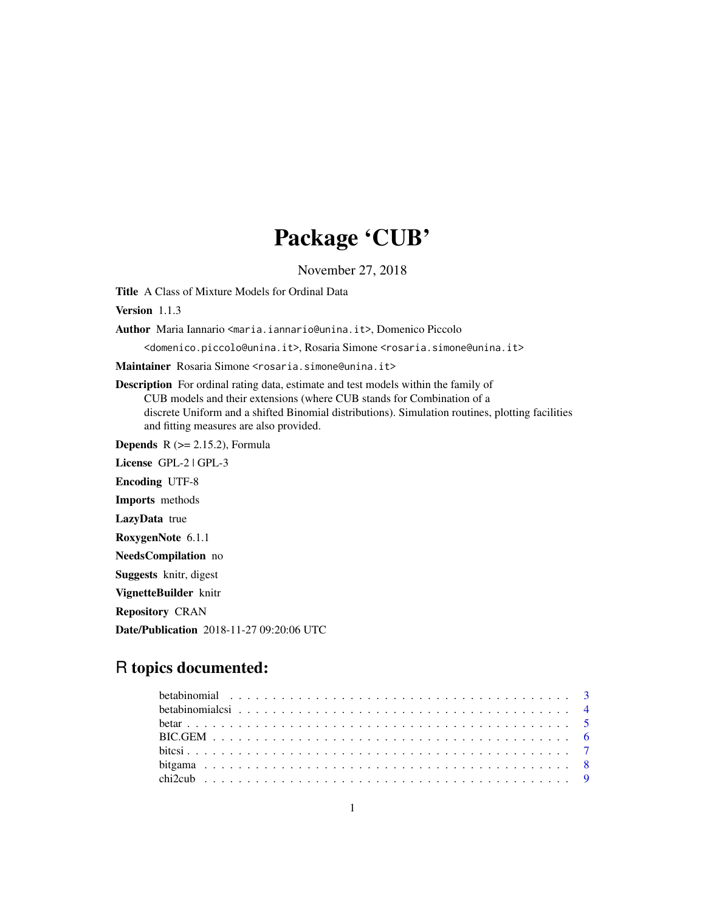# Package 'CUB'

November 27, 2018

**Title** A Class of Mixture Models for Ordinal Data

**Version** 1.1.3

**Author** Maria Iannario <maria.iannario@unina.it>, Domenico Piccolo <domenico.piccolo@unina.it>, Rosaria Simone <rosaria.simone@unina.it>

**Maintainer** Rosaria Simone <rosaria.simone@unina.it>

**Description** For ordinal rating data, estimate and test models within the family of CUB models and their extensions (where CUB stands for Combination of a discrete Uniform and a shifted Binomial distributions). Simulation routines, plotting facilities and fitting measures are also provided.

**Depends** R (>= 2.15.2), Formula

**License** GPL-2 | GPL-3

**Encoding** UTF-8

**Imports** methods

**LazyData** true

**RoxygenNote** 6.1.1

**NeedsCompilation** no

**Suggests** knitr, digest

**VignetteBuilder** knitr

**Repository** CRAN

**Date/Publication** 2018-11-27 09:20:06 UTC

## R topics documented:

| | |
|---|---|
| betabinomial | 3 |
| betabinomialcsi | 4 |
| betar | 5 |
| BIC.GEM | 6 |
| bitcsi | 7 |
| bitgama | 8 |
| chi2cub | 9 |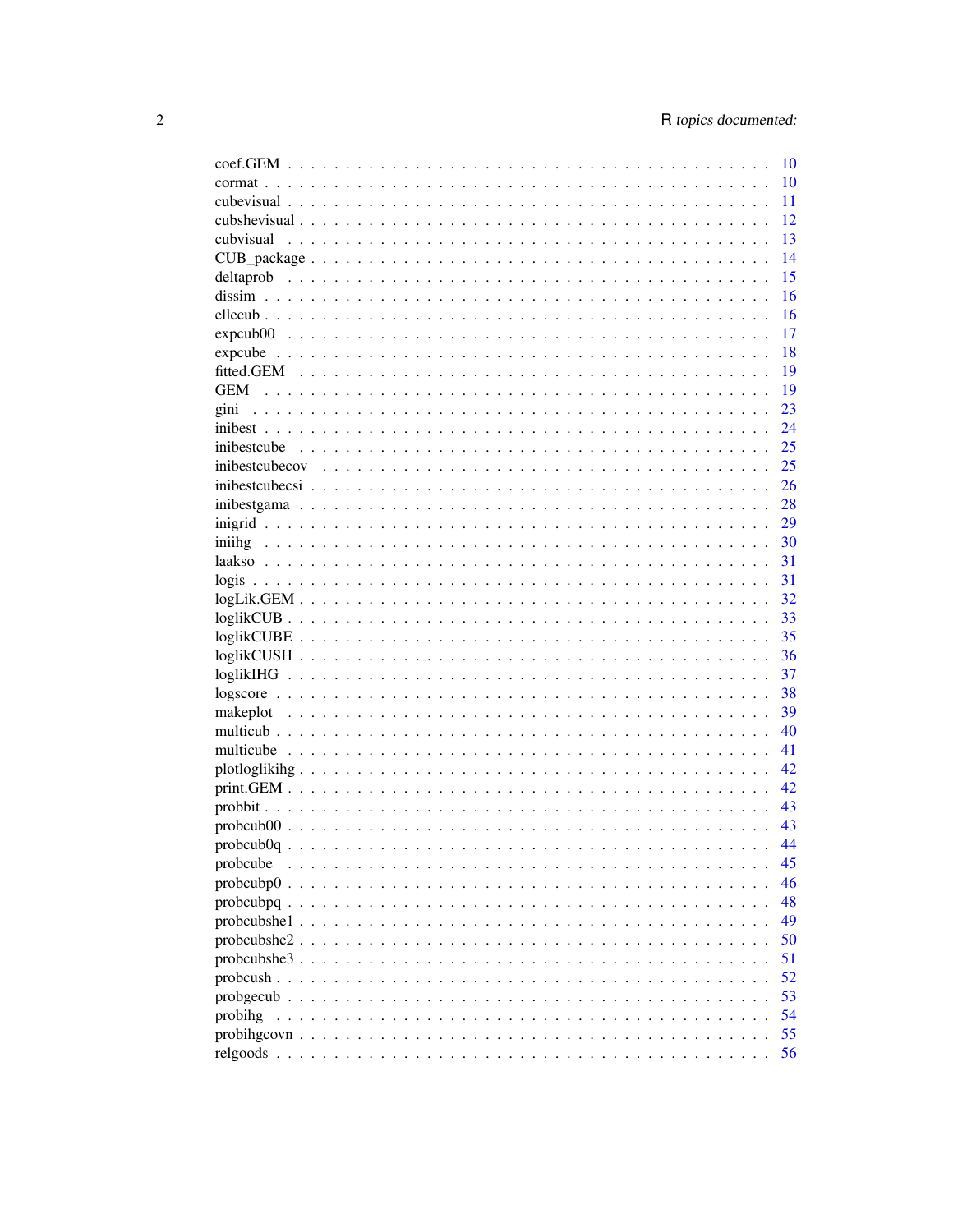coef.GEM . . . . . . . . . . . . . . . . . . . . . . . . . . . . . . . . . . . . . . . . 10
cormat . . . . . . . . . . . . . . . . . . . . . . . . . . . . . . . . . . . . . . . . . . 10
cubevisual . . . . . . . . . . . . . . . . . . . . . . . . . . . . . . . . . . . . . . . 11
cubshevisual . . . . . . . . . . . . . . . . . . . . . . . . . . . . . . . . . . . . . 12
cubvisual . . . . . . . . . . . . . . . . . . . . . . . . . . . . . . . . . . . . . . . . 13
CUB_package . . . . . . . . . . . . . . . . . . . . . . . . . . . . . . . . . . . . . 14
deltaprob . . . . . . . . . . . . . . . . . . . . . . . . . . . . . . . . . . . . . . . . 15
dissim . . . . . . . . . . . . . . . . . . . . . . . . . . . . . . . . . . . . . . . . . . 16
ellecub . . . . . . . . . . . . . . . . . . . . . . . . . . . . . . . . . . . . . . . . . 16
expcub00 . . . . . . . . . . . . . . . . . . . . . . . . . . . . . . . . . . . . . . . . 17
expcube . . . . . . . . . . . . . . . . . . . . . . . . . . . . . . . . . . . . . . . . . 18
fitted.GEM . . . . . . . . . . . . . . . . . . . . . . . . . . . . . . . . . . . . . . . 19
GEM . . . . . . . . . . . . . . . . . . . . . . . . . . . . . . . . . . . . . . . . . . . 19
gini . . . . . . . . . . . . . . . . . . . . . . . . . . . . . . . . . . . . . . . . . . . . 23
inibest . . . . . . . . . . . . . . . . . . . . . . . . . . . . . . . . . . . . . . . . . . 24
inibestcube . . . . . . . . . . . . . . . . . . . . . . . . . . . . . . . . . . . . . . . 25
inibestcubecov . . . . . . . . . . . . . . . . . . . . . . . . . . . . . . . . . . . . 25
inibestcubecsi . . . . . . . . . . . . . . . . . . . . . . . . . . . . . . . . . . . . . 26
inibestgama . . . . . . . . . . . . . . . . . . . . . . . . . . . . . . . . . . . . . . 28
inigrid . . . . . . . . . . . . . . . . . . . . . . . . . . . . . . . . . . . . . . . . . . 29
iniihg . . . . . . . . . . . . . . . . . . . . . . . . . . . . . . . . . . . . . . . . . . . 30
laakso . . . . . . . . . . . . . . . . . . . . . . . . . . . . . . . . . . . . . . . . . . 31
logis . . . . . . . . . . . . . . . . . . . . . . . . . . . . . . . . . . . . . . . . . . . . 31
logLik.GEM . . . . . . . . . . . . . . . . . . . . . . . . . . . . . . . . . . . . . . 32
loglikCUB . . . . . . . . . . . . . . . . . . . . . . . . . . . . . . . . . . . . . . . 33
loglikCUBE . . . . . . . . . . . . . . . . . . . . . . . . . . . . . . . . . . . . . . 35
loglikCUSH . . . . . . . . . . . . . . . . . . . . . . . . . . . . . . . . . . . . . . 36
loglikIHG . . . . . . . . . . . . . . . . . . . . . . . . . . . . . . . . . . . . . . . 37
logscore . . . . . . . . . . . . . . . . . . . . . . . . . . . . . . . . . . . . . . . . 38
makeplot . . . . . . . . . . . . . . . . . . . . . . . . . . . . . . . . . . . . . . . . 39
multicub . . . . . . . . . . . . . . . . . . . . . . . . . . . . . . . . . . . . . . . . 40
multicube . . . . . . . . . . . . . . . . . . . . . . . . . . . . . . . . . . . . . . . 41
plotloglikihg . . . . . . . . . . . . . . . . . . . . . . . . . . . . . . . . . . . . . 42
print.GEM . . . . . . . . . . . . . . . . . . . . . . . . . . . . . . . . . . . . . . . 42
probbit . . . . . . . . . . . . . . . . . . . . . . . . . . . . . . . . . . . . . . . . . 43
probcub00 . . . . . . . . . . . . . . . . . . . . . . . . . . . . . . . . . . . . . . . 43
probcub0q . . . . . . . . . . . . . . . . . . . . . . . . . . . . . . . . . . . . . . . 44
probcube . . . . . . . . . . . . . . . . . . . . . . . . . . . . . . . . . . . . . . . . 45
probcubp0 . . . . . . . . . . . . . . . . . . . . . . . . . . . . . . . . . . . . . . . 46
probcubpq . . . . . . . . . . . . . . . . . . . . . . . . . . . . . . . . . . . . . . . 48
probcubshe1 . . . . . . . . . . . . . . . . . . . . . . . . . . . . . . . . . . . . . 49
probcubshe2 . . . . . . . . . . . . . . . . . . . . . . . . . . . . . . . . . . . . . 50
probcubshe3 . . . . . . . . . . . . . . . . . . . . . . . . . . . . . . . . . . . . . 51
probcush . . . . . . . . . . . . . . . . . . . . . . . . . . . . . . . . . . . . . . . . 52
probgecub . . . . . . . . . . . . . . . . . . . . . . . . . . . . . . . . . . . . . . . 53
probihg . . . . . . . . . . . . . . . . . . . . . . . . . . . . . . . . . . . . . . . . . 54
probihgcovn . . . . . . . . . . . . . . . . . . . . . . . . . . . . . . . . . . . . . . 55
relgoods . . . . . . . . . . . . . . . . . . . . . . . . . . . . . . . . . . . . . . . . 56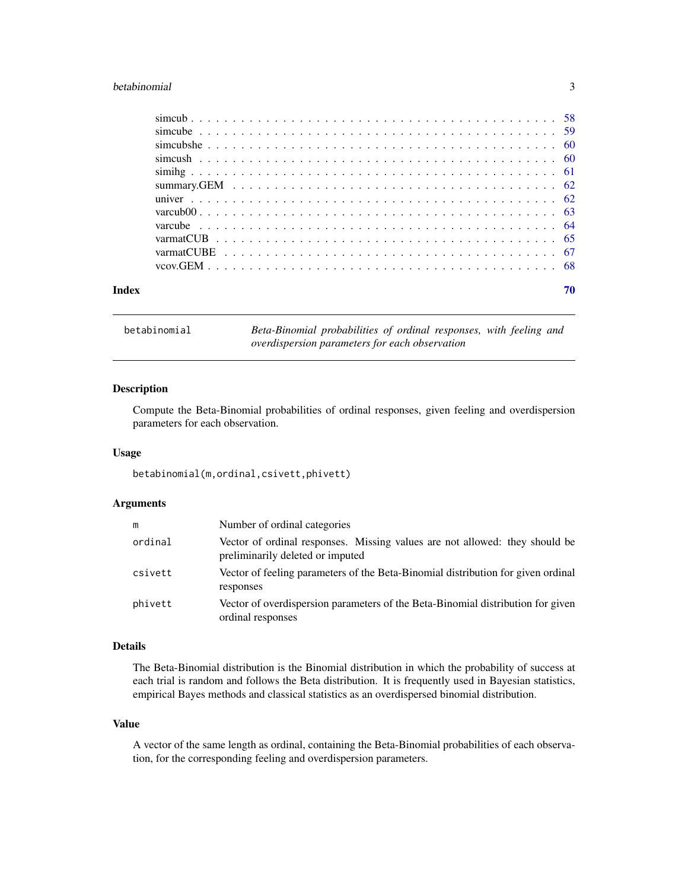| | |
|---|---|
| simcub | 58 |
| simcube | 59 |
| simcubshe | 60 |
| simcush | 60 |
| simihg | 61 |
| summary.GEM | 62 |
| univer | 62 |
| varcub00 | 63 |
| varcube | 64 |
| varmatCUB | 65 |
| varmatCUBE | 67 |
| vcov.GEM | 68 |

**Index** **70**

---

`betabinomial` *Beta-Binomial probabilities of ordinal responses, with feeling and overdispersion parameters for each observation*

---

## Description

Compute the Beta-Binomial probabilities of ordinal responses, given feeling and overdispersion parameters for each observation.

## Usage

```
betabinomial(m,ordinal,csivett,phivett)
```

## Arguments

| | |
|---|---|
| `m` | Number of ordinal categories |
| `ordinal` | Vector of ordinal responses. Missing values are not allowed: they should be preliminarily deleted or imputed |
| `csivett` | Vector of feeling parameters of the Beta-Binomial distribution for given ordinal responses |
| `phivett` | Vector of overdispersion parameters of the Beta-Binomial distribution for given ordinal responses |

## Details

The Beta-Binomial distribution is the Binomial distribution in which the probability of success at each trial is random and follows the Beta distribution. It is frequently used in Bayesian statistics, empirical Bayes methods and classical statistics as an overdispersed binomial distribution.

## Value

A vector of the same length as ordinal, containing the Beta-Binomial probabilities of each observation, for the corresponding feeling and overdispersion parameters.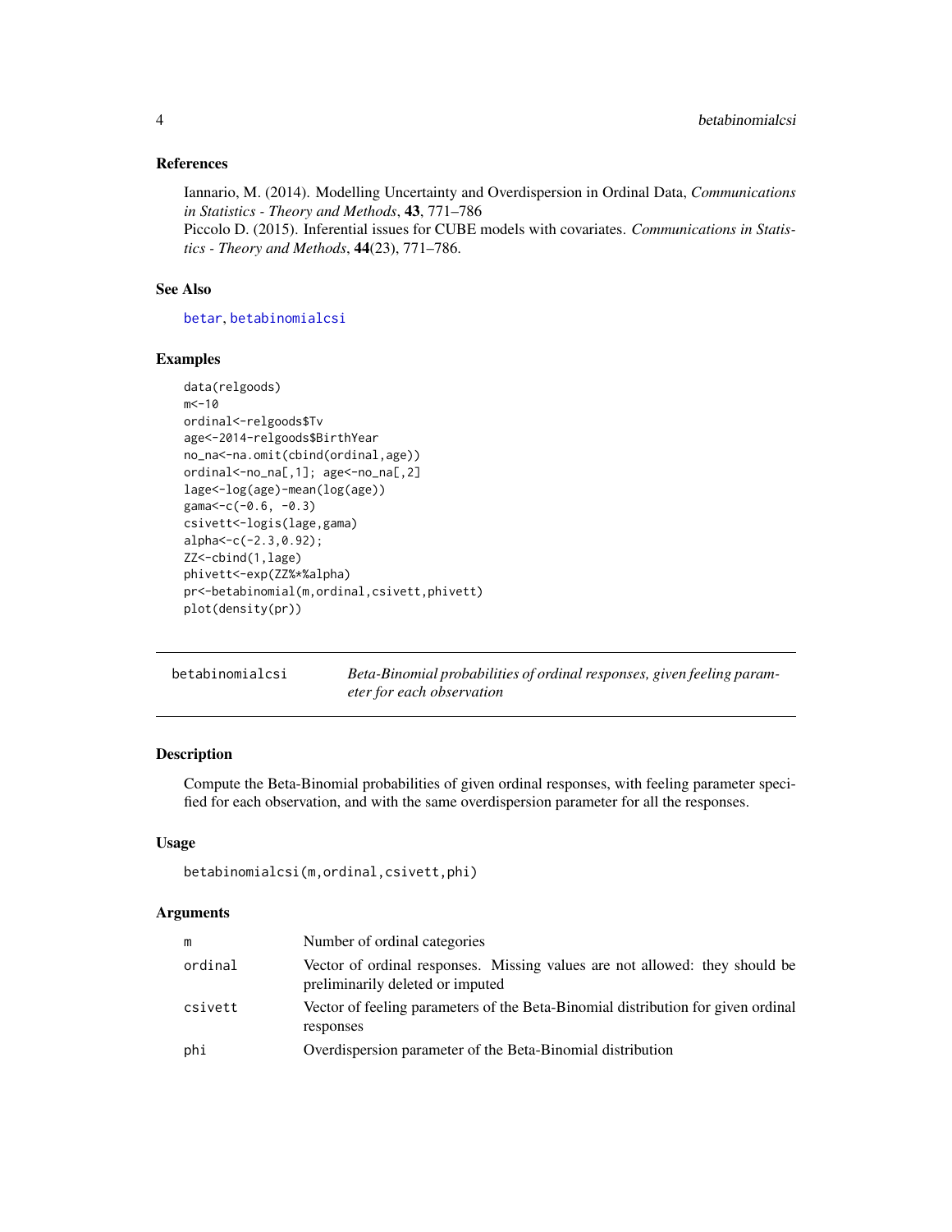### References

Iannario, M. (2014). Modelling Uncertainty and Overdispersion in Ordinal Data, *Communications in Statistics - Theory and Methods*, **43**, 771–786

Piccolo D. (2015). Inferential issues for CUBE models with covariates. *Communications in Statistics - Theory and Methods*, **44**(23), 771–786.

### See Also

betar, betabinomialcsi

### Examples

```
data(relgoods)
m<-10
ordinal<-relgoods$Tv
age<-2014-relgoods$BirthYear
no_na<-na.omit(cbind(ordinal,age))
ordinal<-no_na[,1]; age<-no_na[,2]
lage<-log(age)-mean(log(age))
gama<-c(-0.6, -0.3)
csivett<-logis(lage,gama)
alpha<-c(-2.3,0.92);
ZZ<-cbind(1,lage)
phivett<-exp(ZZ%*%alpha)
pr<-betabinomial(m,ordinal,csivett,phivett)
plot(density(pr))
```

---

## betabinomialcsi — *Beta-Binomial probabilities of ordinal responses, given feeling parameter for each observation*

### Description

Compute the Beta-Binomial probabilities of given ordinal responses, with feeling parameter specified for each observation, and with the same overdispersion parameter for all the responses.

### Usage

```
betabinomialcsi(m,ordinal,csivett,phi)
```

### Arguments

| | |
|---|---|
| m | Number of ordinal categories |
| ordinal | Vector of ordinal responses. Missing values are not allowed: they should be preliminarily deleted or imputed |
| csivett | Vector of feeling parameters of the Beta-Binomial distribution for given ordinal responses |
| phi | Overdispersion parameter of the Beta-Binomial distribution |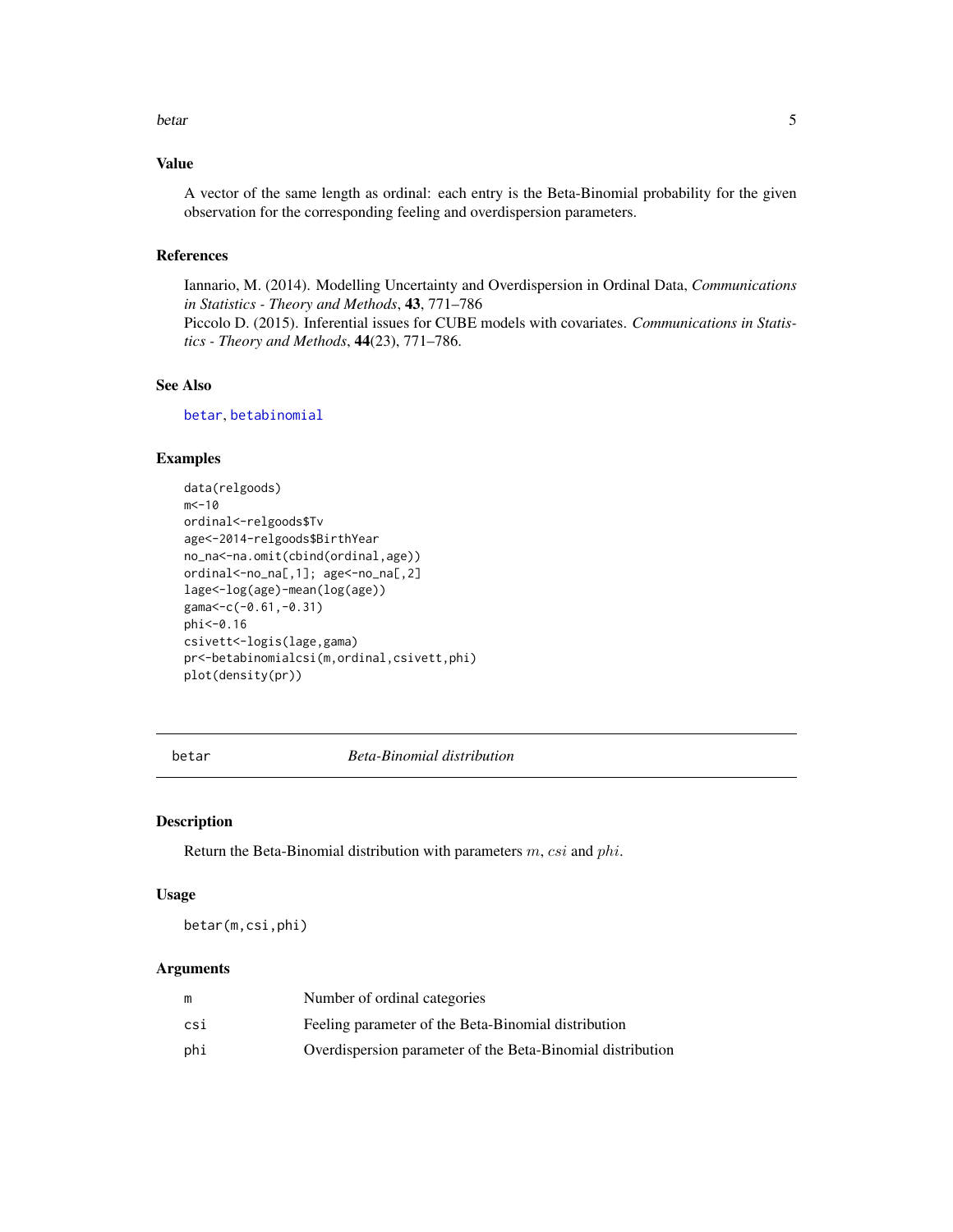## Value

A vector of the same length as ordinal: each entry is the Beta-Binomial probability for the given observation for the corresponding feeling and overdispersion parameters.

## References

Iannario, M. (2014). Modelling Uncertainty and Overdispersion in Ordinal Data, *Communications in Statistics - Theory and Methods*, **43**, 771–786
Piccolo D. (2015). Inferential issues for CUBE models with covariates. *Communications in Statistics - Theory and Methods*, **44**(23), 771–786.

## See Also

betar, betabinomial

## Examples

```
data(relgoods)
m<-10
ordinal<-relgoods$Tv
age<-2014-relgoods$BirthYear
no_na<-na.omit(cbind(ordinal,age))
ordinal<-no_na[,1]; age<-no_na[,2]
lage<-log(age)-mean(log(age))
gama<-c(-0.61,-0.31)
phi<-0.16
csivett<-logis(lage,gama)
pr<-betabinomialcsi(m,ordinal,csivett,phi)
plot(density(pr))
```

---

# betar *Beta-Binomial distribution*

## Description

Return the Beta-Binomial distribution with parameters $m$, $csi$ and $phi$.

## Usage

```
betar(m,csi,phi)
```

## Arguments

| | |
|---|---|
| m | Number of ordinal categories |
| csi | Feeling parameter of the Beta-Binomial distribution |
| phi | Overdispersion parameter of the Beta-Binomial distribution |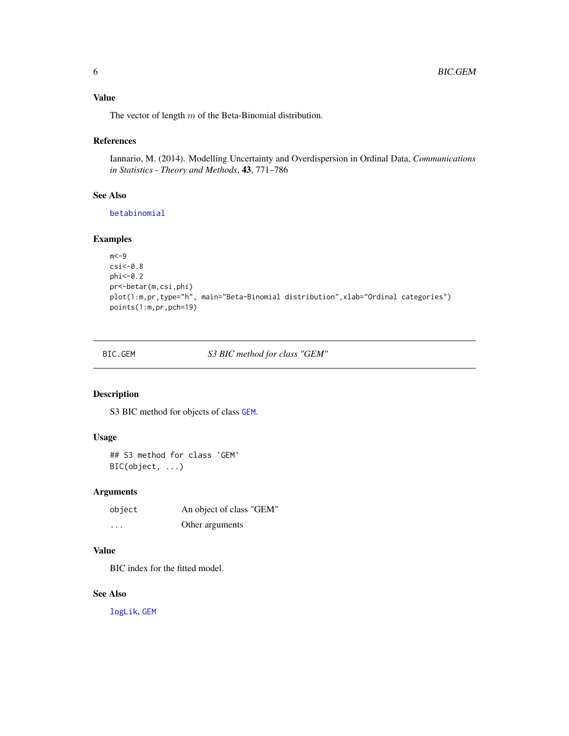### Value

The vector of length $m$ of the Beta-Binomial distribution.

### References

Iannario, M. (2014). Modelling Uncertainty and Overdispersion in Ordinal Data, *Communications in Statistics - Theory and Methods*, **43**, 771–786

### See Also

betabinomial

### Examples

```
m<-9
csi<-0.8
phi<-0.2
pr<-betar(m,csi,phi)
plot(1:m,pr,type="h", main="Beta-Binomial distribution",xlab="Ordinal categories")
points(1:m,pr,pch=19)
```

---

## BIC.GEM *S3 BIC method for class "GEM"*

### Description

S3 BIC method for objects of class GEM.

### Usage

```
## S3 method for class 'GEM'
BIC(object, ...)
```

### Arguments

| | |
|---|---|
| object | An object of class "GEM" |
| ... | Other arguments |

### Value

BIC index for the fitted model.

### See Also

logLik, GEM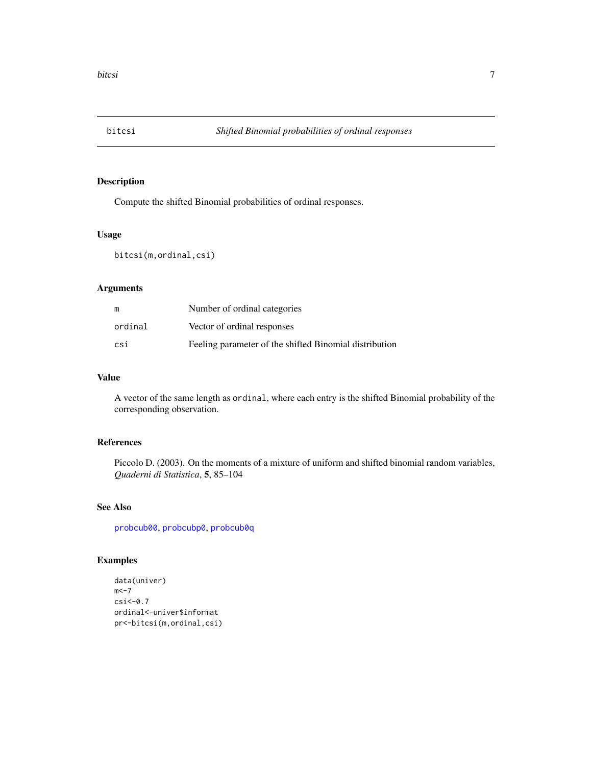# bitcsi — *Shifted Binomial probabilities of ordinal responses*

## Description

Compute the shifted Binomial probabilities of ordinal responses.

## Usage

```
bitcsi(m,ordinal,csi)
```

## Arguments

| | |
|---|---|
| `m` | Number of ordinal categories |
| `ordinal` | Vector of ordinal responses |
| `csi` | Feeling parameter of the shifted Binomial distribution |

## Value

A vector of the same length as `ordinal`, where each entry is the shifted Binomial probability of the corresponding observation.

## References

Piccolo D. (2003). On the moments of a mixture of uniform and shifted binomial random variables, *Quaderni di Statistica*, **5**, 85–104

## See Also

`probcub00`, `probcubp0`, `probcub0q`

## Examples

```
data(univer)
m<-7
csi<-0.7
ordinal<-univer$informat
pr<-bitcsi(m,ordinal,csi)
```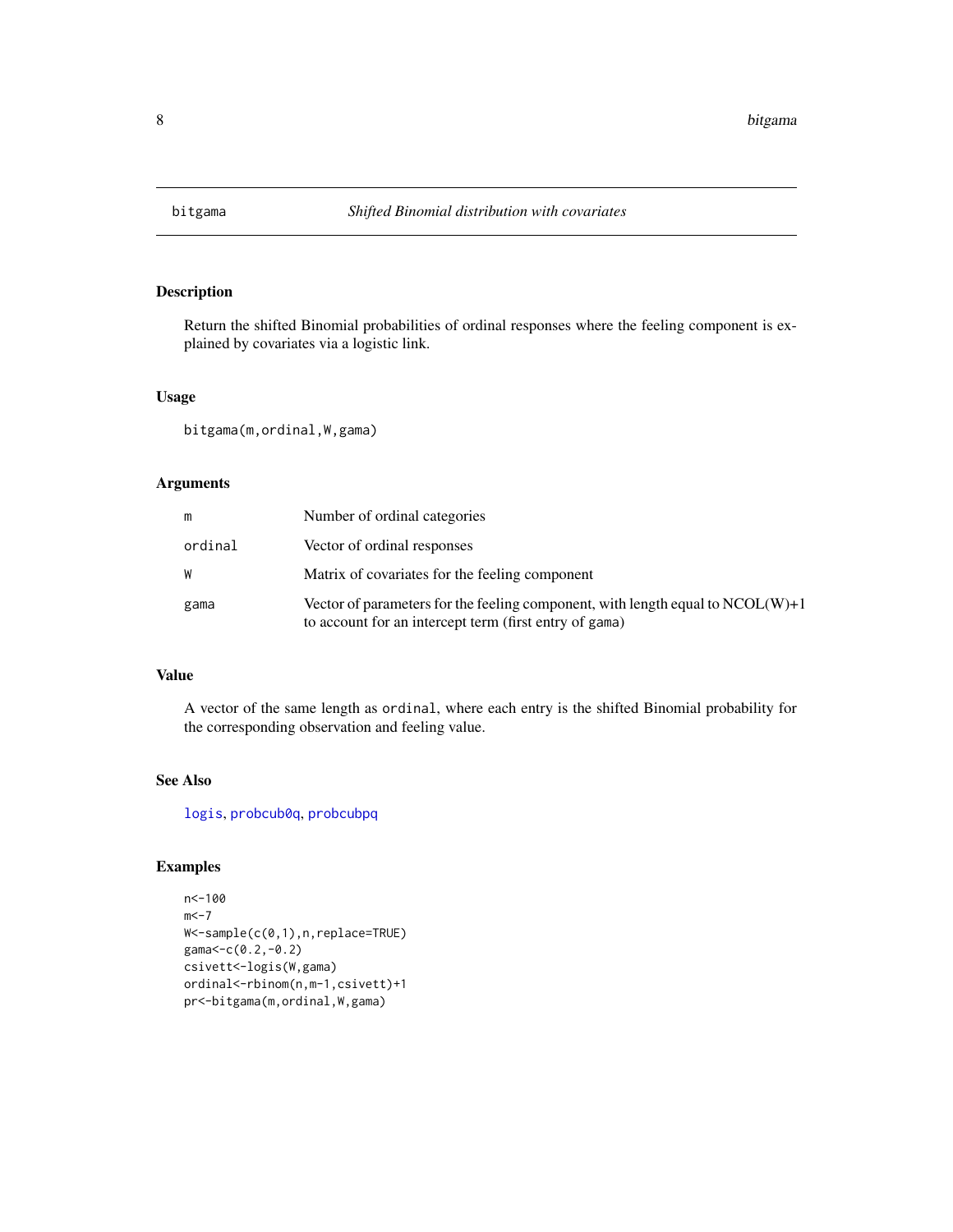# bitgama *Shifted Binomial distribution with covariates*

## Description

Return the shifted Binomial probabilities of ordinal responses where the feeling component is explained by covariates via a logistic link.

## Usage

```
bitgama(m,ordinal,W,gama)
```

## Arguments

| | |
|---|---|
| m | Number of ordinal categories |
| ordinal | Vector of ordinal responses |
| W | Matrix of covariates for the feeling component |
| gama | Vector of parameters for the feeling component, with length equal to NCOL(W)+1 to account for an intercept term (first entry of gama) |

## Value

A vector of the same length as `ordinal`, where each entry is the shifted Binomial probability for the corresponding observation and feeling value.

## See Also

logis, probcub0q, probcubpq

## Examples

```
n<-100
m<-7
W<-sample(c(0,1),n,replace=TRUE)
gama<-c(0.2,-0.2)
csivett<-logis(W,gama)
ordinal<-rbinom(n,m-1,csivett)+1
pr<-bitgama(m,ordinal,W,gama)
```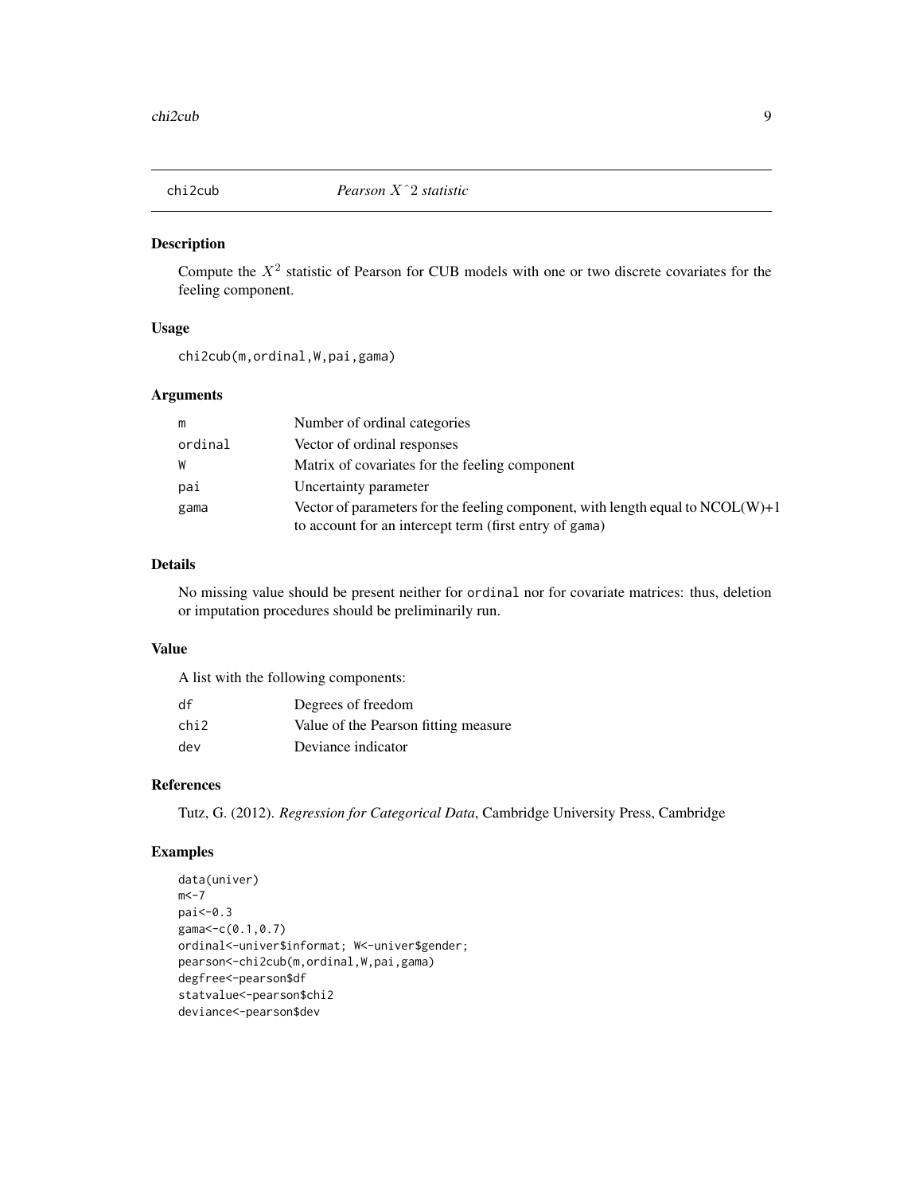# chi2cub *Pearson X^2 statistic*

## Description

Compute the $X^2$ statistic of Pearson for CUB models with one or two discrete covariates for the feeling component.

## Usage

```
chi2cub(m,ordinal,W,pai,gama)
```

## Arguments

| | |
|---|---|
| m | Number of ordinal categories |
| ordinal | Vector of ordinal responses |
| W | Matrix of covariates for the feeling component |
| pai | Uncertainty parameter |
| gama | Vector of parameters for the feeling component, with length equal to NCOL(W)+1 to account for an intercept term (first entry of gama) |

## Details

No missing value should be present neither for ordinal nor for covariate matrices: thus, deletion or imputation procedures should be preliminarily run.

## Value

A list with the following components:

| | |
|---|---|
| df | Degrees of freedom |
| chi2 | Value of the Pearson fitting measure |
| dev | Deviance indicator |

## References

Tutz, G. (2012). *Regression for Categorical Data*, Cambridge University Press, Cambridge

## Examples

```
data(univer)
m<-7
pai<-0.3
gama<-c(0.1,0.7)
ordinal<-univer$informat; W<-univer$gender;
pearson<-chi2cub(m,ordinal,W,pai,gama)
degfree<-pearson$df
statvalue<-pearson$chi2
deviance<-pearson$dev
```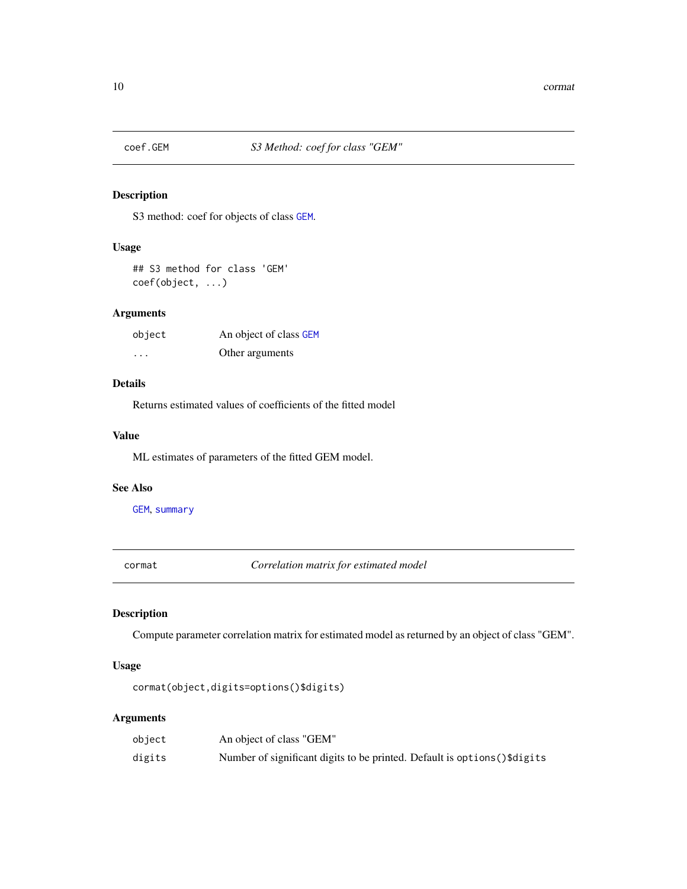## coef.GEM — *S3 Method: coef for class "GEM"*

### Description

S3 method: coef for objects of class GEM.

### Usage

```
## S3 method for class 'GEM'
coef(object, ...)
```

### Arguments

| | |
|---|---|
| `object` | An object of class GEM |
| `...` | Other arguments |

### Details

Returns estimated values of coefficients of the fitted model

### Value

ML estimates of parameters of the fitted GEM model.

### See Also

GEM, summary

## cormat — *Correlation matrix for estimated model*

### Description

Compute parameter correlation matrix for estimated model as returned by an object of class "GEM".

### Usage

```
cormat(object,digits=options()$digits)
```

### Arguments

| | |
|---|---|
| `object` | An object of class "GEM" |
| `digits` | Number of significant digits to be printed. Default is `options()$digits` |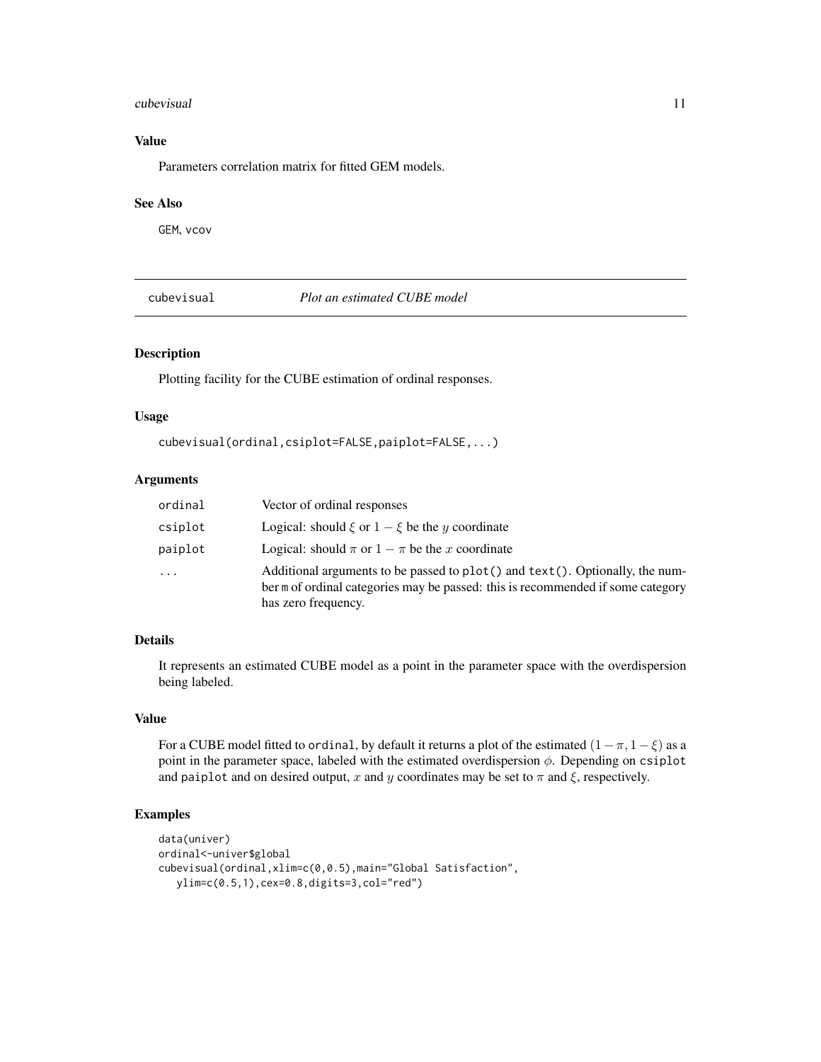### Value

Parameters correlation matrix for fitted GEM models.

### See Also

GEM, vcov

---

## cubevisual — *Plot an estimated CUBE model*

### Description

Plotting facility for the CUBE estimation of ordinal responses.

### Usage

```
cubevisual(ordinal,csiplot=FALSE,paiplot=FALSE,...)
```

### Arguments

| | |
|---|---|
| ordinal | Vector of ordinal responses |
| csiplot | Logical: should $\xi$ or $1-\xi$ be the $y$ coordinate |
| paiplot | Logical: should $\pi$ or $1-\pi$ be the $x$ coordinate |
| ... | Additional arguments to be passed to plot() and text(). Optionally, the number m of ordinal categories may be passed: this is recommended if some category has zero frequency. |

### Details

It represents an estimated CUBE model as a point in the parameter space with the overdispersion being labeled.

### Value

For a CUBE model fitted to ordinal, by default it returns a plot of the estimated $(1-\pi, 1-\xi)$ as a point in the parameter space, labeled with the estimated overdispersion $\phi$. Depending on csiplot and paiplot and on desired output, $x$ and $y$ coordinates may be set to $\pi$ and $\xi$, respectively.

### Examples

```
data(univer)
ordinal<-univer$global
cubevisual(ordinal,xlim=c(0,0.5),main="Global Satisfaction",
   ylim=c(0.5,1),cex=0.8,digits=3,col="red")
```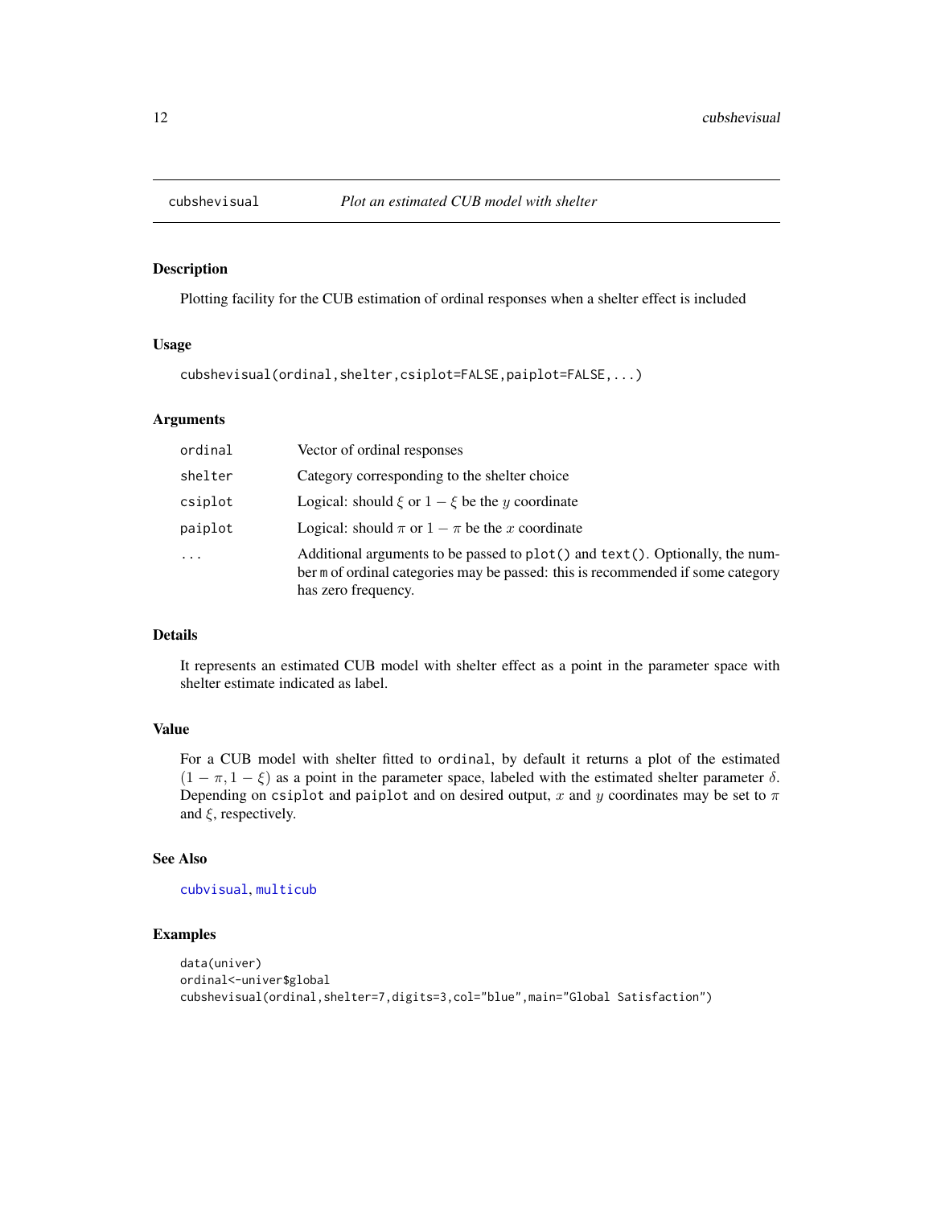# cubshevisual — *Plot an estimated CUB model with shelter*

## Description

Plotting facility for the CUB estimation of ordinal responses when a shelter effect is included

## Usage

```
cubshevisual(ordinal,shelter,csiplot=FALSE,paiplot=FALSE,...)
```

## Arguments

| | |
|---|---|
| `ordinal` | Vector of ordinal responses |
| `shelter` | Category corresponding to the shelter choice |
| `csiplot` | Logical: should $\xi$ or $1-\xi$ be the $y$ coordinate |
| `paiplot` | Logical: should $\pi$ or $1-\pi$ be the $x$ coordinate |
| `...` | Additional arguments to be passed to `plot()` and `text()`. Optionally, the number `m` of ordinal categories may be passed: this is recommended if some category has zero frequency. |

## Details

It represents an estimated CUB model with shelter effect as a point in the parameter space with shelter estimate indicated as label.

## Value

For a CUB model with shelter fitted to `ordinal`, by default it returns a plot of the estimated $(1-\pi, 1-\xi)$ as a point in the parameter space, labeled with the estimated shelter parameter $\delta$. Depending on `csiplot` and `paiplot` and on desired output, $x$ and $y$ coordinates may be set to $\pi$ and $\xi$, respectively.

## See Also

`cubvisual`, `multicub`

## Examples

```
data(univer)
ordinal<-univer$global
cubshevisual(ordinal,shelter=7,digits=3,col="blue",main="Global Satisfaction")
```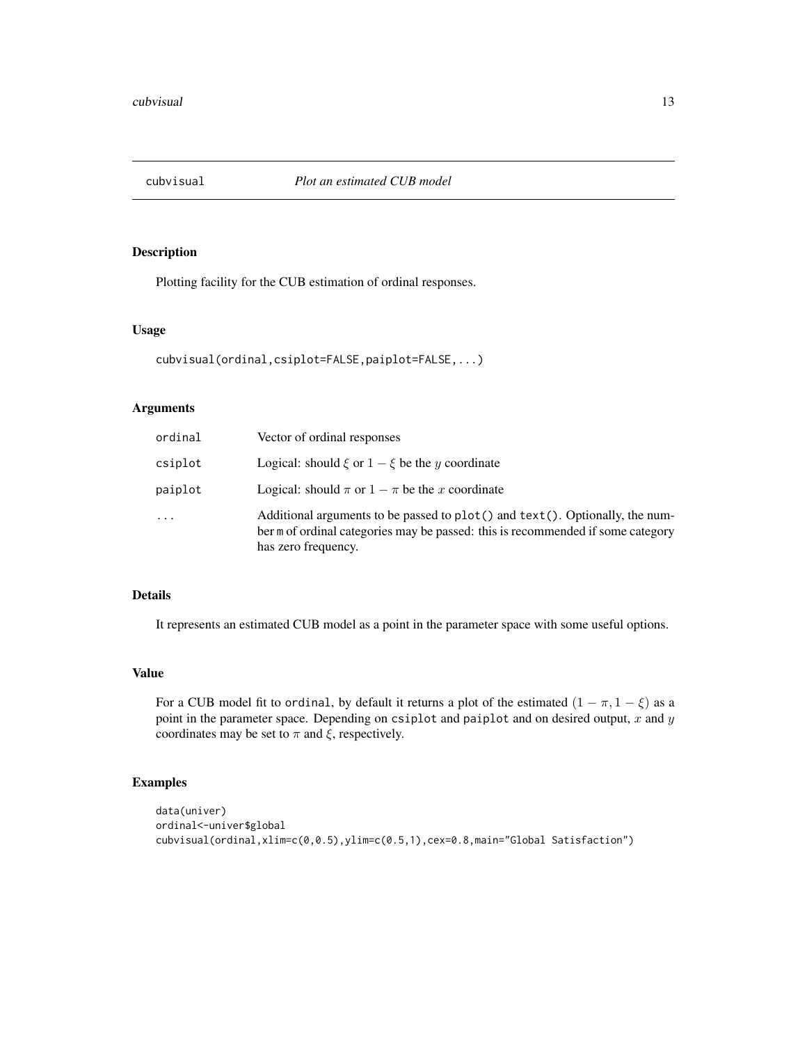# cubvisual — *Plot an estimated CUB model*

## Description

Plotting facility for the CUB estimation of ordinal responses.

## Usage

```
cubvisual(ordinal,csiplot=FALSE,paiplot=FALSE,...)
```

## Arguments

| | |
|---|---|
| ordinal | Vector of ordinal responses |
| csiplot | Logical: should $\xi$ or $1-\xi$ be the $y$ coordinate |
| paiplot | Logical: should $\pi$ or $1-\pi$ be the $x$ coordinate |
| ... | Additional arguments to be passed to plot() and text(). Optionally, the number m of ordinal categories may be passed: this is recommended if some category has zero frequency. |

## Details

It represents an estimated CUB model as a point in the parameter space with some useful options.

## Value

For a CUB model fit to ordinal, by default it returns a plot of the estimated $(1-\pi, 1-\xi)$ as a point in the parameter space. Depending on csiplot and paiplot and on desired output, $x$ and $y$ coordinates may be set to $\pi$ and $\xi$, respectively.

## Examples

```
data(univer)
ordinal<-univer$global
cubvisual(ordinal,xlim=c(0,0.5),ylim=c(0.5,1),cex=0.8,main="Global Satisfaction")
```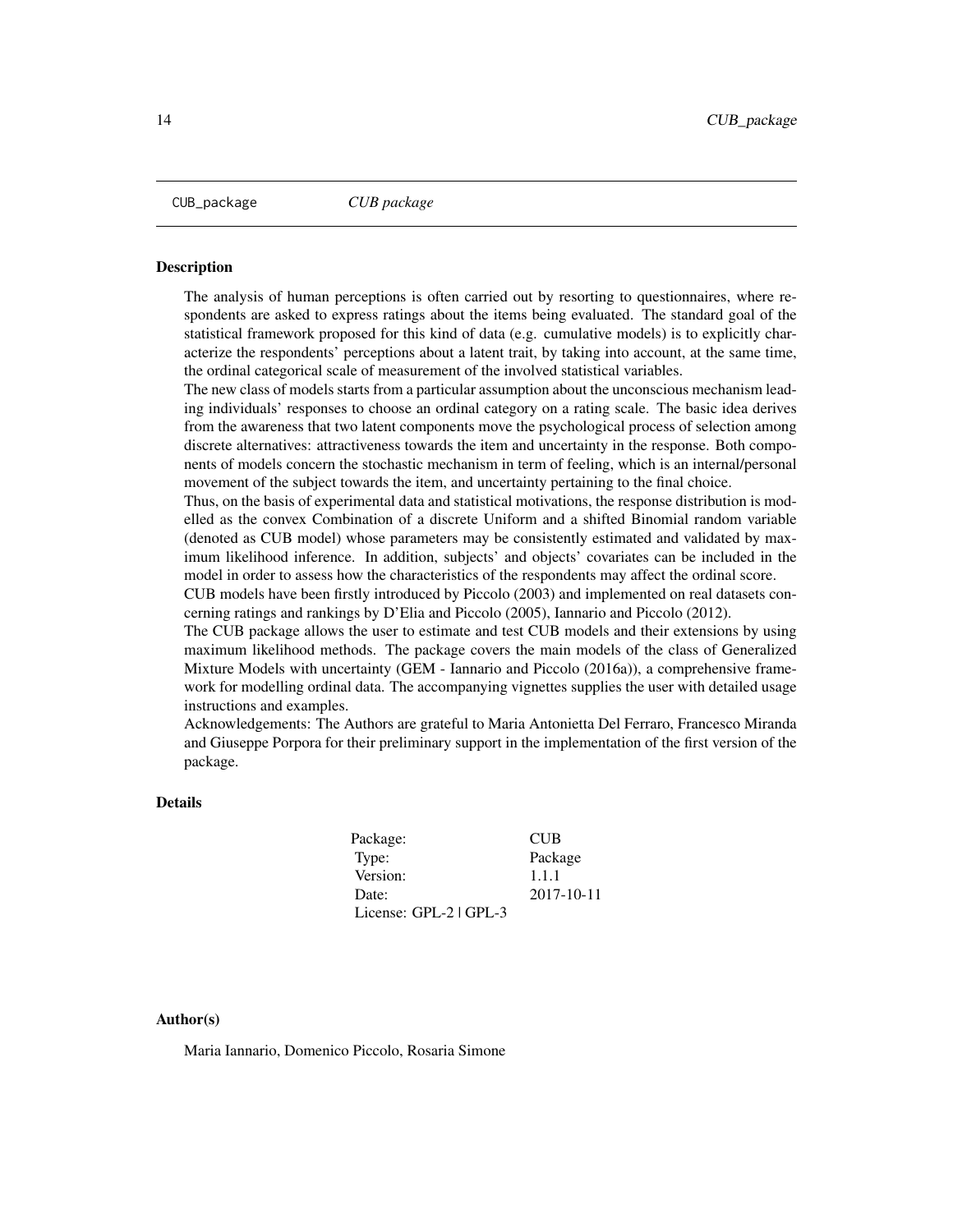CUB_package &nbsp;&nbsp;&nbsp;&nbsp;&nbsp;&nbsp; *CUB package*

### Description

The analysis of human perceptions is often carried out by resorting to questionnaires, where respondents are asked to express ratings about the items being evaluated. The standard goal of the statistical framework proposed for this kind of data (e.g. cumulative models) is to explicitly characterize the respondents' perceptions about a latent trait, by taking into account, at the same time, the ordinal categorical scale of measurement of the involved statistical variables.

The new class of models starts from a particular assumption about the unconscious mechanism leading individuals' responses to choose an ordinal category on a rating scale. The basic idea derives from the awareness that two latent components move the psychological process of selection among discrete alternatives: attractiveness towards the item and uncertainty in the response. Both components of models concern the stochastic mechanism in term of feeling, which is an internal/personal movement of the subject towards the item, and uncertainty pertaining to the final choice.

Thus, on the basis of experimental data and statistical motivations, the response distribution is modelled as the convex Combination of a discrete Uniform and a shifted Binomial random variable (denoted as CUB model) whose parameters may be consistently estimated and validated by maximum likelihood inference. In addition, subjects' and objects' covariates can be included in the model in order to assess how the characteristics of the respondents may affect the ordinal score.

CUB models have been firstly introduced by Piccolo (2003) and implemented on real datasets concerning ratings and rankings by D'Elia and Piccolo (2005), Iannario and Piccolo (2012).

The CUB package allows the user to estimate and test CUB models and their extensions by using maximum likelihood methods. The package covers the main models of the class of Generalized Mixture Models with uncertainty (GEM - Iannario and Piccolo (2016a)), a comprehensive framework for modelling ordinal data. The accompanying vignettes supplies the user with detailed usage instructions and examples.

Acknowledgements: The Authors are grateful to Maria Antonietta Del Ferraro, Francesco Miranda and Giuseppe Porpora for their preliminary support in the implementation of the first version of the package.

### Details

| | |
|---|---|
| Package: | CUB |
| Type: | Package |
| Version: | 1.1.1 |
| Date: | 2017-10-11 |
| License: GPL-2 \| GPL-3 | |

### Author(s)

Maria Iannario, Domenico Piccolo, Rosaria Simone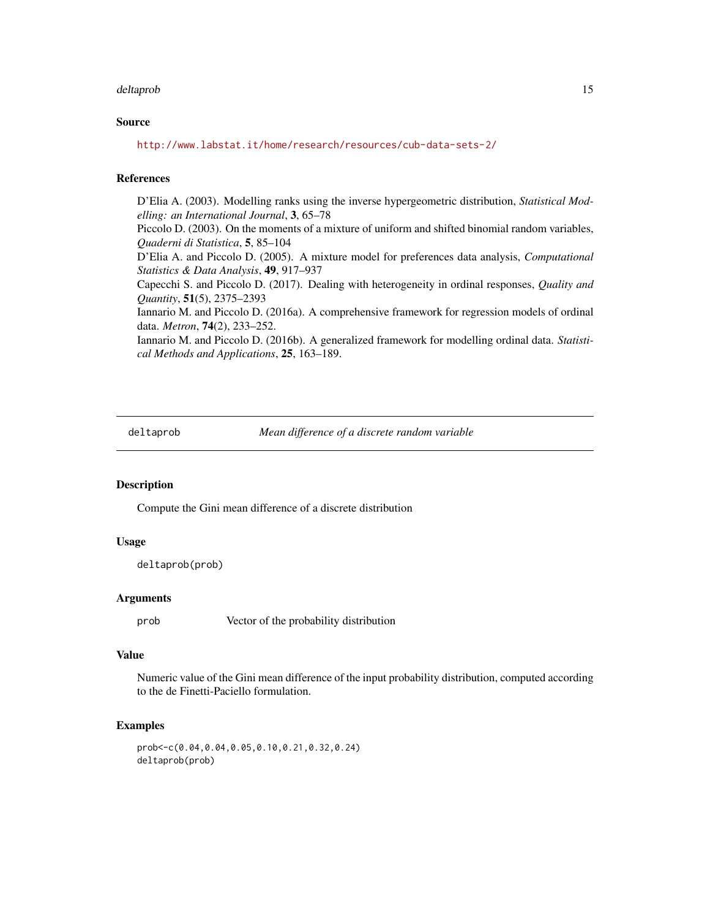## Source

http://www.labstat.it/home/research/resources/cub-data-sets-2/

## References

D'Elia A. (2003). Modelling ranks using the inverse hypergeometric distribution, *Statistical Modelling: an International Journal*, **3**, 65–78
Piccolo D. (2003). On the moments of a mixture of uniform and shifted binomial random variables, *Quaderni di Statistica*, **5**, 85–104
D'Elia A. and Piccolo D. (2005). A mixture model for preferences data analysis, *Computational Statistics & Data Analysis*, **49**, 917–937
Capecchi S. and Piccolo D. (2017). Dealing with heterogeneity in ordinal responses, *Quality and Quantity*, **51**(5), 2375–2393
Iannario M. and Piccolo D. (2016a). A comprehensive framework for regression models of ordinal data. *Metron*, **74**(2), 233–252.
Iannario M. and Piccolo D. (2016b). A generalized framework for modelling ordinal data. *Statistical Methods and Applications*, **25**, 163–189.

---

# deltaprob — *Mean difference of a discrete random variable*

## Description

Compute the Gini mean difference of a discrete distribution

## Usage

```
deltaprob(prob)
```

## Arguments

| | |
|---|---|
| prob | Vector of the probability distribution |

## Value

Numeric value of the Gini mean difference of the input probability distribution, computed according to the de Finetti-Paciello formulation.

## Examples

```
prob<-c(0.04,0.04,0.05,0.10,0.21,0.32,0.24)
deltaprob(prob)
```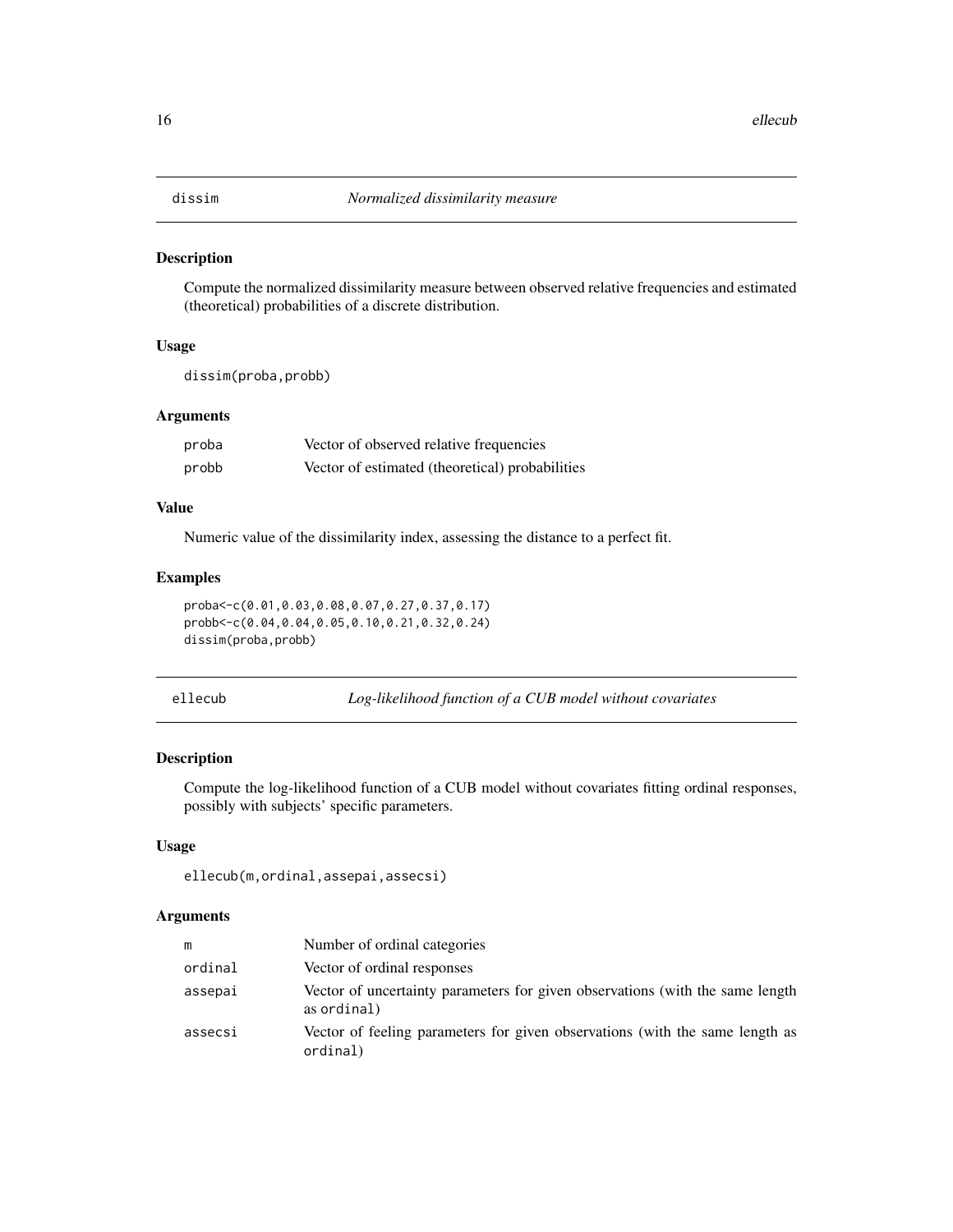## dissim — *Normalized dissimilarity measure*

### Description

Compute the normalized dissimilarity measure between observed relative frequencies and estimated (theoretical) probabilities of a discrete distribution.

### Usage

```
dissim(proba,probb)
```

### Arguments

| | |
|---|---|
| proba | Vector of observed relative frequencies |
| probb | Vector of estimated (theoretical) probabilities |

### Value

Numeric value of the dissimilarity index, assessing the distance to a perfect fit.

### Examples

```
proba<-c(0.01,0.03,0.08,0.07,0.27,0.37,0.17)
probb<-c(0.04,0.04,0.05,0.10,0.21,0.32,0.24)
dissim(proba,probb)
```

## ellecub — *Log-likelihood function of a CUB model without covariates*

### Description

Compute the log-likelihood function of a CUB model without covariates fitting ordinal responses, possibly with subjects' specific parameters.

### Usage

```
ellecub(m,ordinal,assepai,assecsi)
```

### Arguments

| | |
|---|---|
| m | Number of ordinal categories |
| ordinal | Vector of ordinal responses |
| assepai | Vector of uncertainty parameters for given observations (with the same length as ordinal) |
| assecsi | Vector of feeling parameters for given observations (with the same length as ordinal) |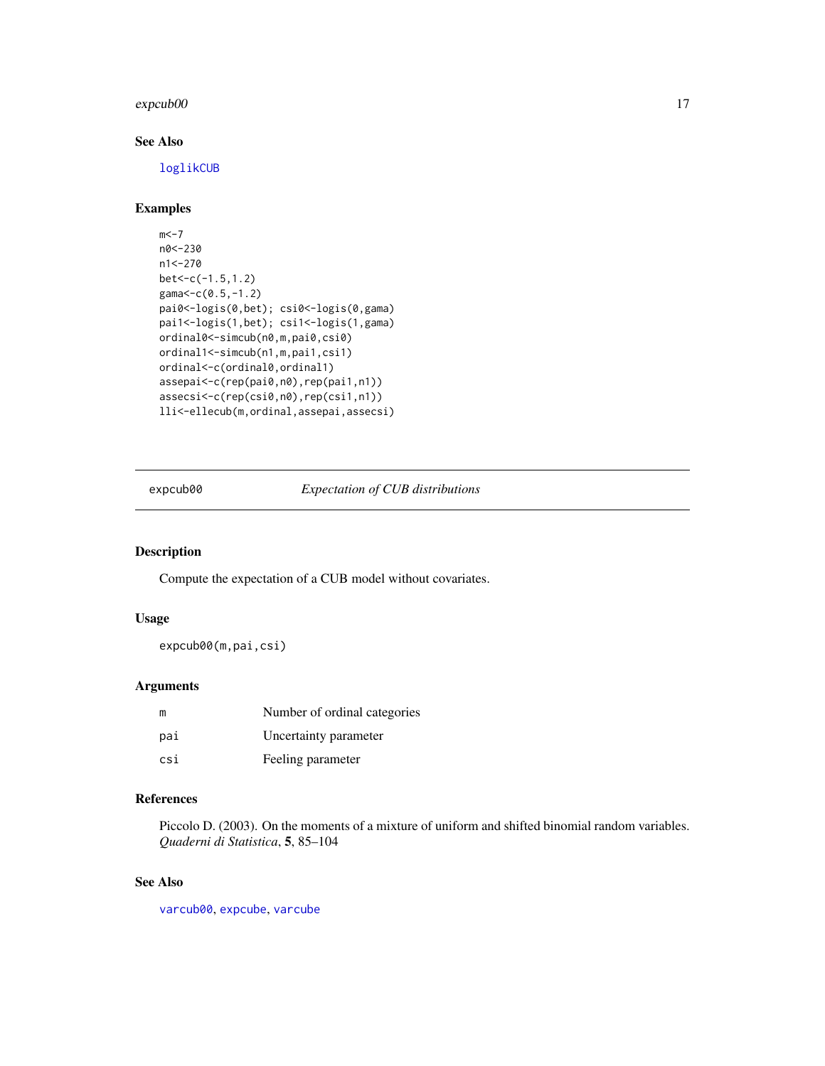## See Also

loglikCUB

## Examples

```
m<-7
n0<-230
n1<-270
bet<-c(-1.5,1.2)
gama<-c(0.5,-1.2)
pai0<-logis(0,bet); csi0<-logis(0,gama)
pai1<-logis(1,bet); csi1<-logis(1,gama)
ordinal0<-simcub(n0,m,pai0,csi0)
ordinal1<-simcub(n1,m,pai1,csi1)
ordinal<-c(ordinal0,ordinal1)
assepai<-c(rep(pai0,n0),rep(pai1,n1))
assecsi<-c(rep(csi0,n0),rep(csi1,n1))
lli<-ellecub(m,ordinal,assepai,assecsi)
```

---

# expcub00 — *Expectation of CUB distributions*

## Description

Compute the expectation of a CUB model without covariates.

## Usage

```
expcub00(m,pai,csi)
```

## Arguments

| | |
|---|---|
| m | Number of ordinal categories |
| pai | Uncertainty parameter |
| csi | Feeling parameter |

## References

Piccolo D. (2003). On the moments of a mixture of uniform and shifted binomial random variables. *Quaderni di Statistica*, **5**, 85–104

## See Also

varcub00, expcube, varcube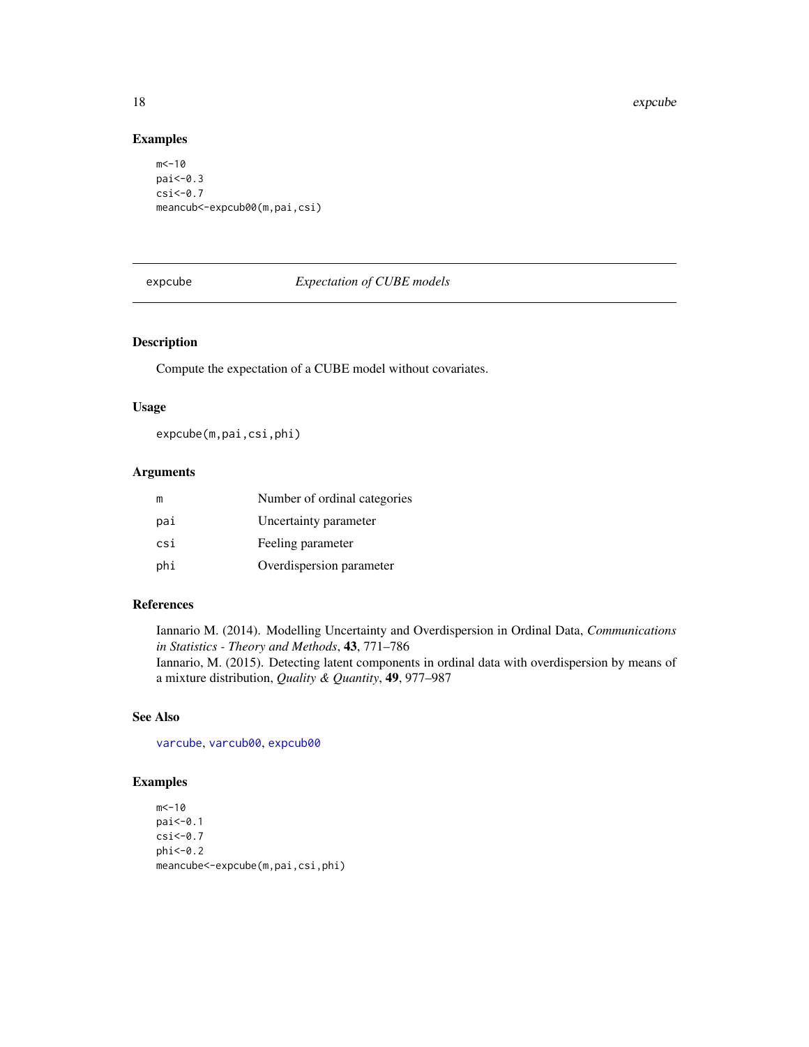## Examples

```
m<-10
pai<-0.3
csi<-0.7
meancub<-expcub00(m,pai,csi)
```

---

# expcube — *Expectation of CUBE models*

---

## Description

Compute the expectation of a CUBE model without covariates.

## Usage

```
expcube(m,pai,csi,phi)
```

## Arguments

| | |
|---|---|
| m | Number of ordinal categories |
| pai | Uncertainty parameter |
| csi | Feeling parameter |
| phi | Overdispersion parameter |

## References

Iannario M. (2014). Modelling Uncertainty and Overdispersion in Ordinal Data, *Communications in Statistics - Theory and Methods*, **43**, 771–786
Iannario, M. (2015). Detecting latent components in ordinal data with overdispersion by means of a mixture distribution, *Quality & Quantity*, **49**, 977–987

## See Also

varcube, varcub00, expcub00

## Examples

```
m<-10
pai<-0.1
csi<-0.7
phi<-0.2
meancube<-expcube(m,pai,csi,phi)
```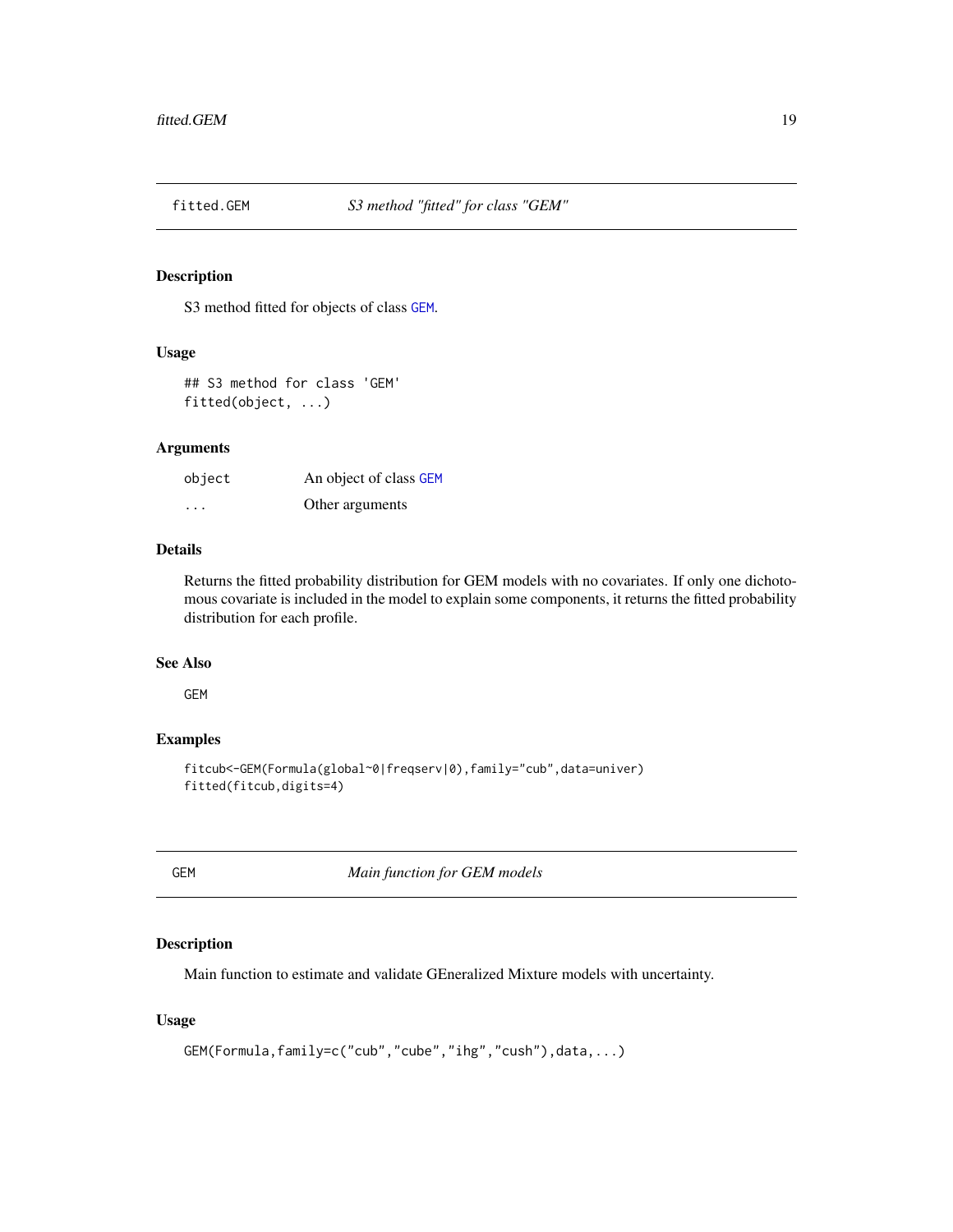## fitted.GEM — *S3 method "fitted" for class "GEM"*

### Description

S3 method fitted for objects of class GEM.

### Usage

```
## S3 method for class 'GEM'
fitted(object, ...)
```

### Arguments

| | |
|---|---|
| object | An object of class GEM |
| ... | Other arguments |

### Details

Returns the fitted probability distribution for GEM models with no covariates. If only one dichotomous covariate is included in the model to explain some components, it returns the fitted probability distribution for each profile.

### See Also

GEM

### Examples

```
fitcub<-GEM(Formula(global~0|freqserv|0),family="cub",data=univer)
fitted(fitcub,digits=4)
```

## GEM — *Main function for GEM models*

### Description

Main function to estimate and validate GEneralized Mixture models with uncertainty.

### Usage

```
GEM(Formula,family=c("cub","cube","ihg","cush"),data,...)
```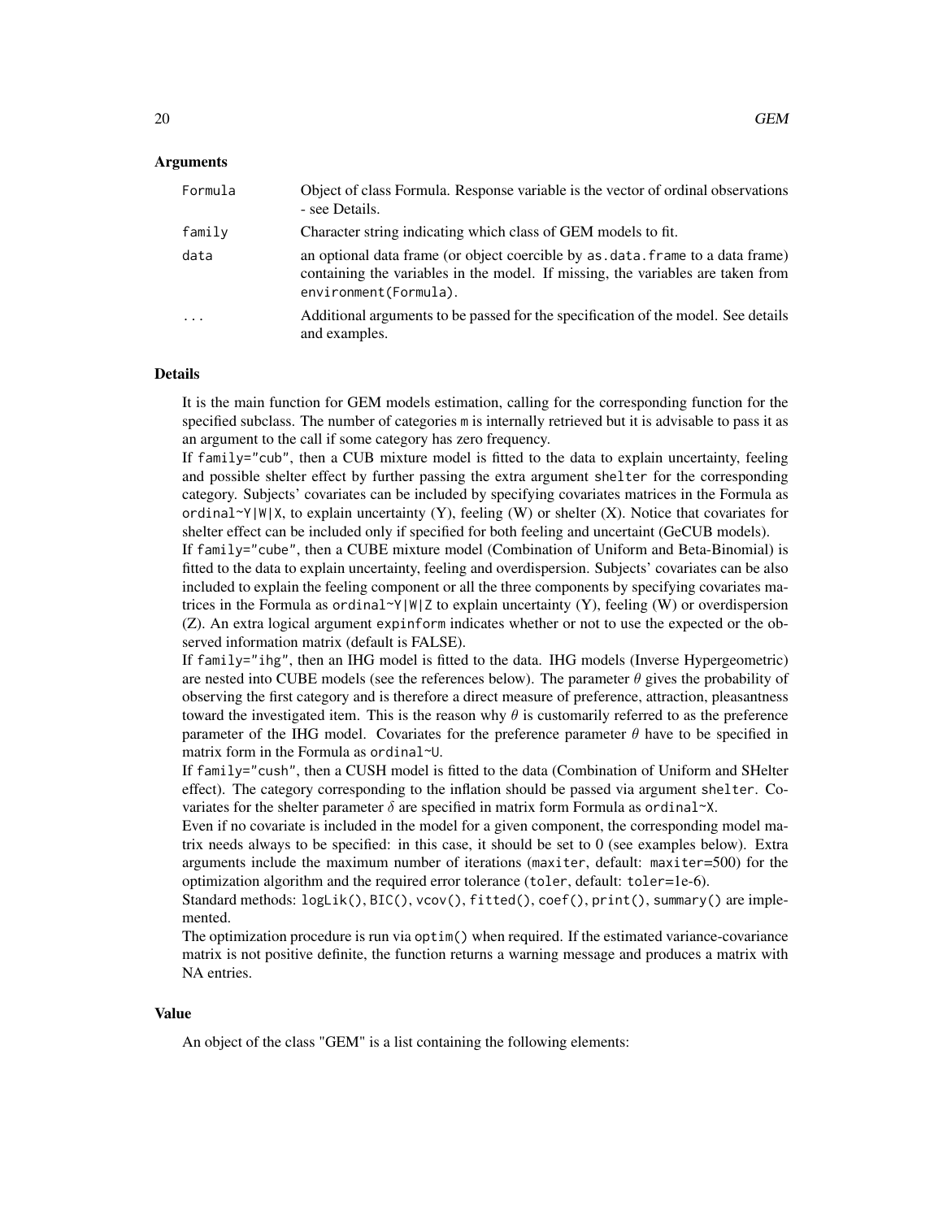## Arguments

| | |
|---|---|
| Formula | Object of class Formula. Response variable is the vector of ordinal observations - see Details. |
| family | Character string indicating which class of GEM models to fit. |
| data | an optional data frame (or object coercible by `as.data.frame` to a data frame) containing the variables in the model. If missing, the variables are taken from `environment(Formula)`. |
| ... | Additional arguments to be passed for the specification of the model. See details and examples. |

## Details

It is the main function for GEM models estimation, calling for the corresponding function for the specified subclass. The number of categories `m` is internally retrieved but it is advisable to pass it as an argument to the call if some category has zero frequency.

If `family="cub"`, then a CUB mixture model is fitted to the data to explain uncertainty, feeling and possible shelter effect by further passing the extra argument `shelter` for the corresponding category. Subjects' covariates can be included by specifying covariates matrices in the Formula as `ordinal~Y|W|X`, to explain uncertainty (Y), feeling (W) or shelter (X). Notice that covariates for shelter effect can be included only if specified for both feeling and uncertaint (GeCUB models).

If `family="cube"`, then a CUBE mixture model (Combination of Uniform and Beta-Binomial) is fitted to the data to explain uncertainty, feeling and overdispersion. Subjects' covariates can be also included to explain the feeling component or all the three components by specifying covariates matrices in the Formula as `ordinal~Y|W|Z` to explain uncertainty (Y), feeling (W) or overdispersion (Z). An extra logical argument `expinform` indicates whether or not to use the expected or the observed information matrix (default is FALSE).

If `family="ihg"`, then an IHG model is fitted to the data. IHG models (Inverse Hypergeometric) are nested into CUBE models (see the references below). The parameter $\theta$ gives the probability of observing the first category and is therefore a direct measure of preference, attraction, pleasantness toward the investigated item. This is the reason why $\theta$ is customarily referred to as the preference parameter of the IHG model. Covariates for the preference parameter $\theta$ have to be specified in matrix form in the Formula as `ordinal~U`.

If `family="cush"`, then a CUSH model is fitted to the data (Combination of Uniform and SHelter effect). The category corresponding to the inflation should be passed via argument `shelter`. Covariates for the shelter parameter $\delta$ are specified in matrix form Formula as `ordinal~X`.

Even if no covariate is included in the model for a given component, the corresponding model matrix needs always to be specified: in this case, it should be set to 0 (see examples below). Extra arguments include the maximum number of iterations (`maxiter`, default: `maxiter`=500) for the optimization algorithm and the required error tolerance (`toler`, default: `toler`=1e-6).

Standard methods: `logLik()`, `BIC()`, `vcov()`, `fitted()`, `coef()`, `print()`, `summary()` are implemented.

The optimization procedure is run via `optim()` when required. If the estimated variance-covariance matrix is not positive definite, the function returns a warning message and produces a matrix with NA entries.

## Value

An object of the class "GEM" is a list containing the following elements: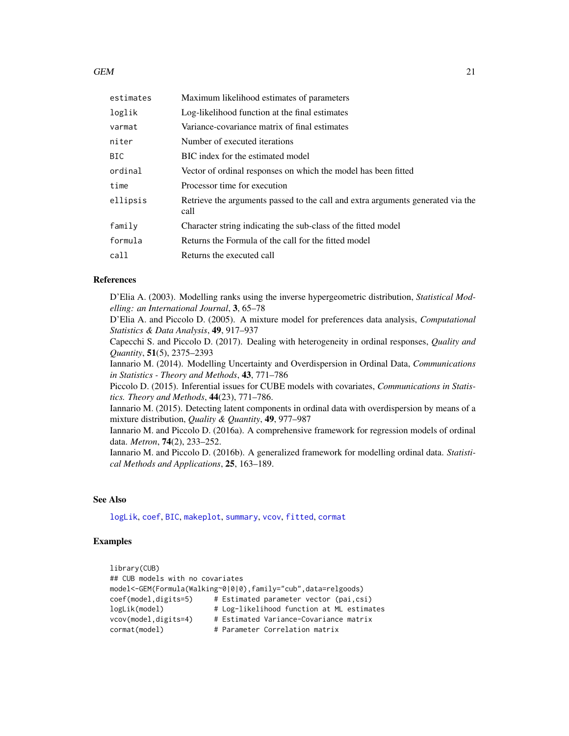| | |
|---|---|
| estimates | Maximum likelihood estimates of parameters |
| loglik | Log-likelihood function at the final estimates |
| varmat | Variance-covariance matrix of final estimates |
| niter | Number of executed iterations |
| BIC | BIC index for the estimated model |
| ordinal | Vector of ordinal responses on which the model has been fitted |
| time | Processor time for execution |
| ellipsis | Retrieve the arguments passed to the call and extra arguments generated via the call |
| family | Character string indicating the sub-class of the fitted model |
| formula | Returns the Formula of the call for the fitted model |
| call | Returns the executed call |

### References

D'Elia A. (2003). Modelling ranks using the inverse hypergeometric distribution, *Statistical Modelling: an International Journal*, **3**, 65–78

D'Elia A. and Piccolo D. (2005). A mixture model for preferences data analysis, *Computational Statistics & Data Analysis*, **49**, 917–937

Capecchi S. and Piccolo D. (2017). Dealing with heterogeneity in ordinal responses, *Quality and Quantity*, **51**(5), 2375–2393

Iannario M. (2014). Modelling Uncertainty and Overdispersion in Ordinal Data, *Communications in Statistics - Theory and Methods*, **43**, 771–786

Piccolo D. (2015). Inferential issues for CUBE models with covariates, *Communications in Statistics. Theory and Methods*, **44**(23), 771–786.

Iannario M. (2015). Detecting latent components in ordinal data with overdispersion by means of a mixture distribution, *Quality & Quantity*, **49**, 977–987

Iannario M. and Piccolo D. (2016a). A comprehensive framework for regression models of ordinal data. *Metron*, **74**(2), 233–252.

Iannario M. and Piccolo D. (2016b). A generalized framework for modelling ordinal data. *Statistical Methods and Applications*, **25**, 163–189.

### See Also

logLik, coef, BIC, makeplot, summary, vcov, fitted, cormat

### Examples

```
library(CUB)
## CUB models with no covariates
model<-GEM(Formula(Walking~0|0|0),family="cub",data=relgoods)
coef(model,digits=5)     # Estimated parameter vector (pai,csi)
logLik(model)            # Log-likelihood function at ML estimates
vcov(model,digits=4)     # Estimated Variance-Covariance matrix
cormat(model)            # Parameter Correlation matrix
```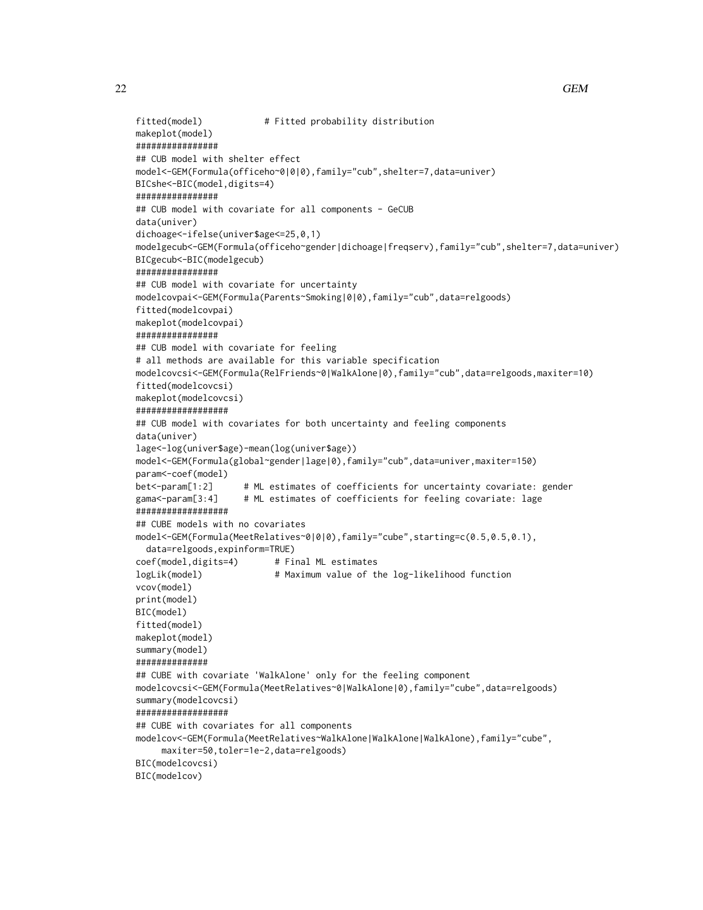```
fitted(model)            # Fitted probability distribution
makeplot(model)
################
## CUB model with shelter effect
model<-GEM(Formula(officeho~0|0|0),family="cub",shelter=7,data=univer)
BICshe<-BIC(model,digits=4)
################
## CUB model with covariate for all components - GeCUB
data(univer)
dichoage<-ifelse(univer$age<=25,0,1)
modelgecub<-GEM(Formula(officeho~gender|dichoage|freqserv),family="cub",shelter=7,data=univer)
BICgecub<-BIC(modelgecub)
################
## CUB model with covariate for uncertainty
modelcovpai<-GEM(Formula(Parents~Smoking|0|0),family="cub",data=relgoods)
fitted(modelcovpai)
makeplot(modelcovpai)
################
## CUB model with covariate for feeling
# all methods are available for this variable specification
modelcovcsi<-GEM(Formula(RelFriends~0|WalkAlone|0),family="cub",data=relgoods,maxiter=10)
fitted(modelcovcsi)
makeplot(modelcovcsi)
##################
## CUB model with covariates for both uncertainty and feeling components
data(univer)
lage<-log(univer$age)-mean(log(univer$age))
model<-GEM(Formula(global~gender|lage|0),family="cub",data=univer,maxiter=150)
param<-coef(model)
bet<-param[1:2]      # ML estimates of coefficients for uncertainty covariate: gender
gama<-param[3:4]     # ML estimates of coefficients for feeling covariate: lage
##################
## CUBE models with no covariates
model<-GEM(Formula(MeetRelatives~0|0|0),family="cube",starting=c(0.5,0.5,0.1),
  data=relgoods,expinform=TRUE)
coef(model,digits=4)       # Final ML estimates
logLik(model)              # Maximum value of the log-likelihood function
vcov(model)
print(model)
BIC(model)
fitted(model)
makeplot(model)
summary(model)
##############
## CUBE with covariate 'WalkAlone' only for the feeling component
modelcovcsi<-GEM(Formula(MeetRelatives~0|WalkAlone|0),family="cube",data=relgoods)
summary(modelcovcsi)
##################
## CUBE with covariates for all components
modelcov<-GEM(Formula(MeetRelatives~WalkAlone|WalkAlone|WalkAlone),family="cube",
     maxiter=50,toler=1e-2,data=relgoods)
BIC(modelcovcsi)
BIC(modelcov)
```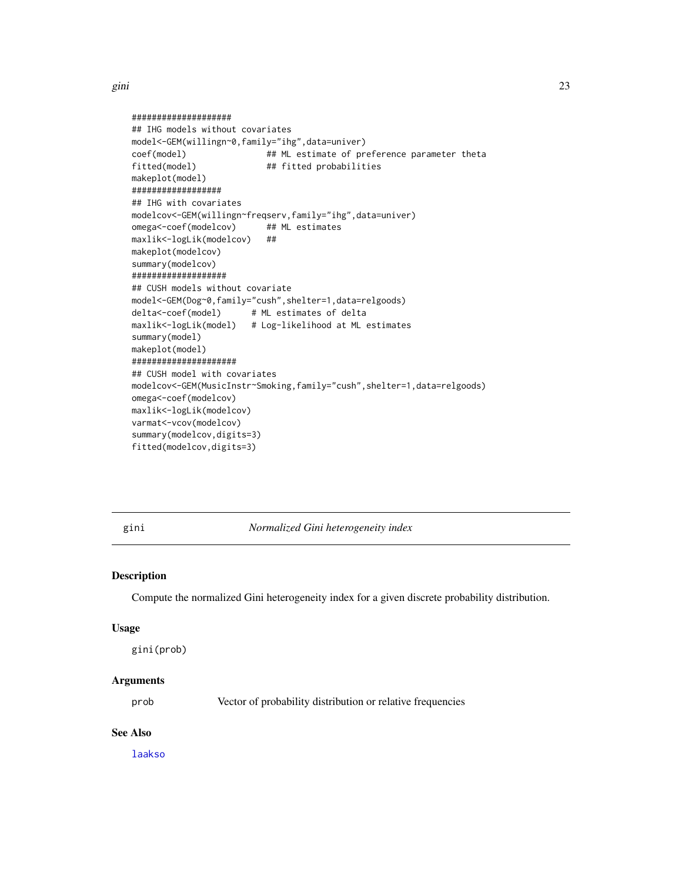```
####################
## IHG models without covariates
model<-GEM(willingn~0,family="ihg",data=univer)
coef(model)                ## ML estimate of preference parameter theta
fitted(model)              ## fitted probabilities
makeplot(model)
##################
## IHG with covariates
modelcov<-GEM(willingn~freqserv,family="ihg",data=univer)
omega<-coef(modelcov)      ## ML estimates
maxlik<-logLik(modelcov)   ##
makeplot(modelcov)
summary(modelcov)
###################
## CUSH models without covariate
model<-GEM(Dog~0,family="cush",shelter=1,data=relgoods)
delta<-coef(model)      # ML estimates of delta
maxlik<-logLik(model)   # Log-likelihood at ML estimates
summary(model)
makeplot(model)
#####################
## CUSH model with covariates
modelcov<-GEM(MusicInstr~Smoking,family="cush",shelter=1,data=relgoods)
omega<-coef(modelcov)
maxlik<-logLik(modelcov)
varmat<-vcov(modelcov)
summary(modelcov,digits=3)
fitted(modelcov,digits=3)
```

# gini — *Normalized Gini heterogeneity index*

## Description

Compute the normalized Gini heterogeneity index for a given discrete probability distribution.

## Usage

```
gini(prob)
```

## Arguments

| | |
|---|---|
| prob | Vector of probability distribution or relative frequencies |

## See Also

laakso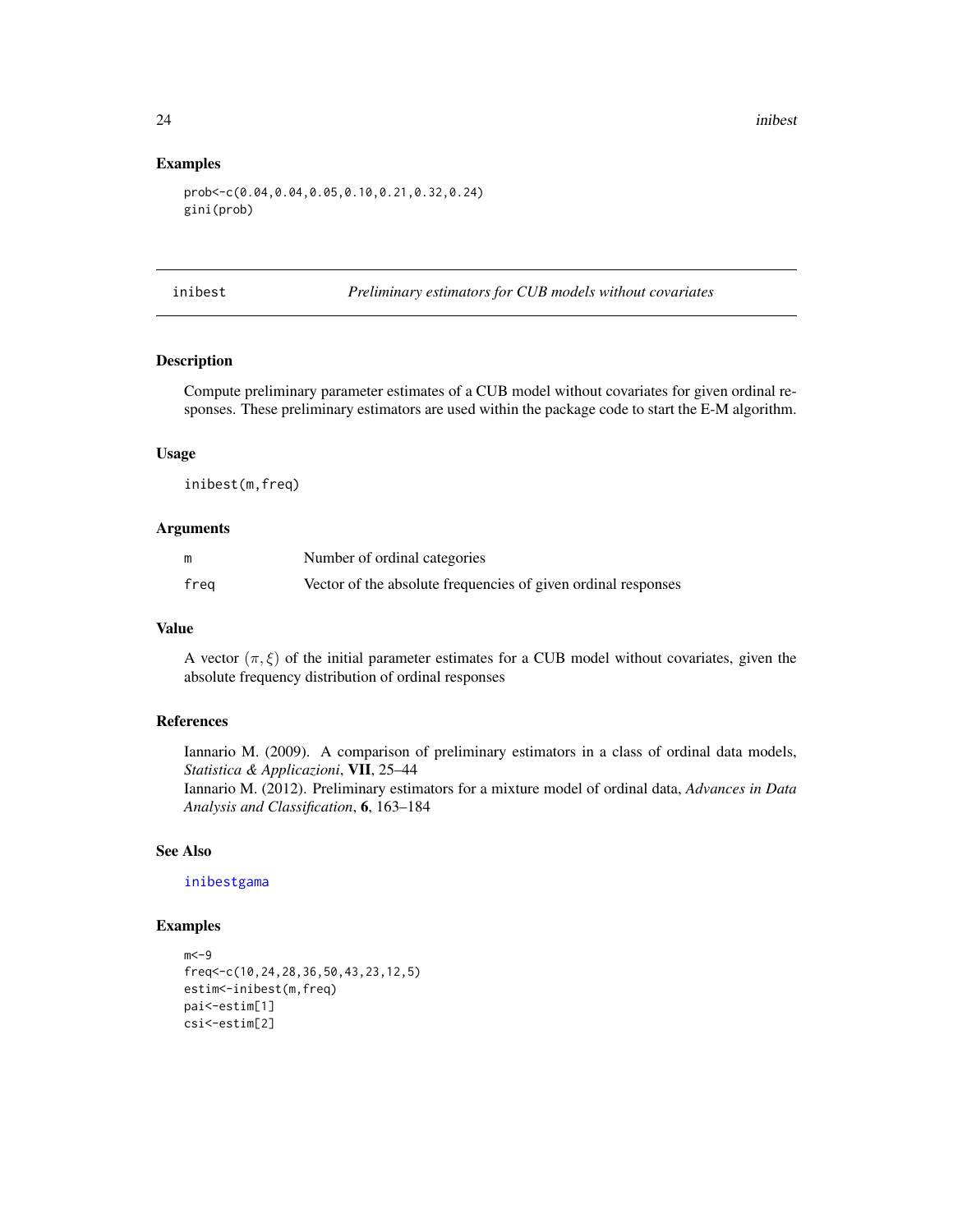## Examples

```
prob<-c(0.04,0.04,0.05,0.10,0.21,0.32,0.24)
gini(prob)
```

---

## inibest — *Preliminary estimators for CUB models without covariates*

### Description

Compute preliminary parameter estimates of a CUB model without covariates for given ordinal responses. These preliminary estimators are used within the package code to start the E-M algorithm.

### Usage

```
inibest(m,freq)
```

### Arguments

| | |
|---|---|
| m | Number of ordinal categories |
| freq | Vector of the absolute frequencies of given ordinal responses |

### Value

A vector $(\pi, \xi)$ of the initial parameter estimates for a CUB model without covariates, given the absolute frequency distribution of ordinal responses

### References

Iannario M. (2009). A comparison of preliminary estimators in a class of ordinal data models, *Statistica & Applicazioni*, **VII**, 25–44
Iannario M. (2012). Preliminary estimators for a mixture model of ordinal data, *Advances in Data Analysis and Classification*, **6**, 163–184

### See Also

inibestgama

### Examples

```
m<-9
freq<-c(10,24,28,36,50,43,23,12,5)
estim<-inibest(m,freq)
pai<-estim[1]
csi<-estim[2]
```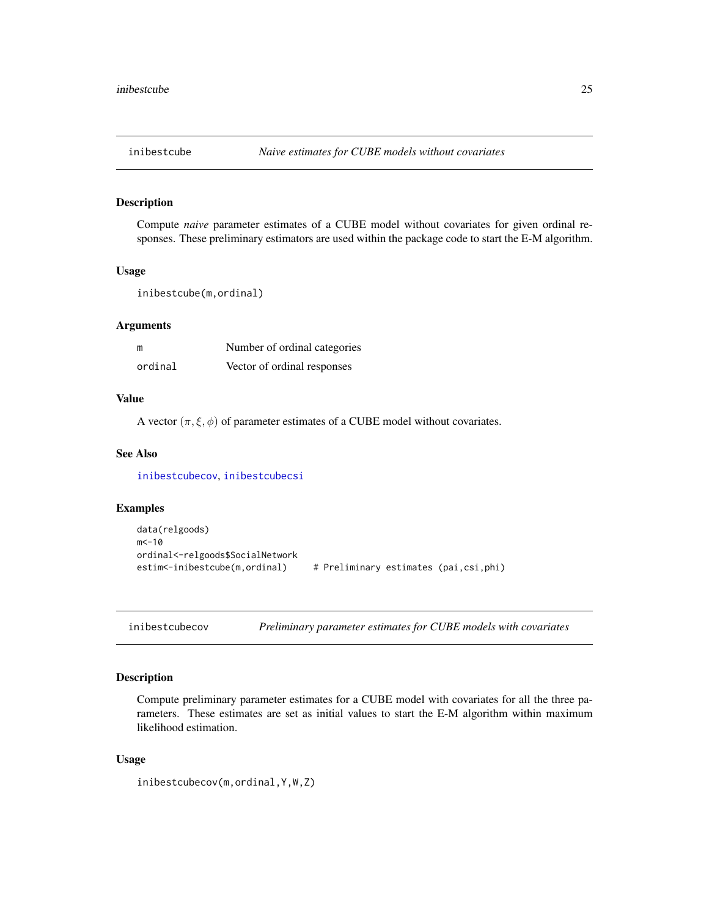## inibestcube — *Naive estimates for CUBE models without covariates*

### Description

Compute *naive* parameter estimates of a CUBE model without covariates for given ordinal responses. These preliminary estimators are used within the package code to start the E-M algorithm.

### Usage

```
inibestcube(m,ordinal)
```

### Arguments

| | |
|---|---|
| m | Number of ordinal categories |
| ordinal | Vector of ordinal responses |

### Value

A vector $(\pi, \xi, \phi)$ of parameter estimates of a CUBE model without covariates.

### See Also

inibestcubecov, inibestcubecsi

### Examples

```
data(relgoods)
m<-10
ordinal<-relgoods$SocialNetwork
estim<-inibestcube(m,ordinal)     # Preliminary estimates (pai,csi,phi)
```

## inibestcubecov — *Preliminary parameter estimates for CUBE models with covariates*

### Description

Compute preliminary parameter estimates for a CUBE model with covariates for all the three parameters. These estimates are set as initial values to start the E-M algorithm within maximum likelihood estimation.

### Usage

```
inibestcubecov(m,ordinal,Y,W,Z)
```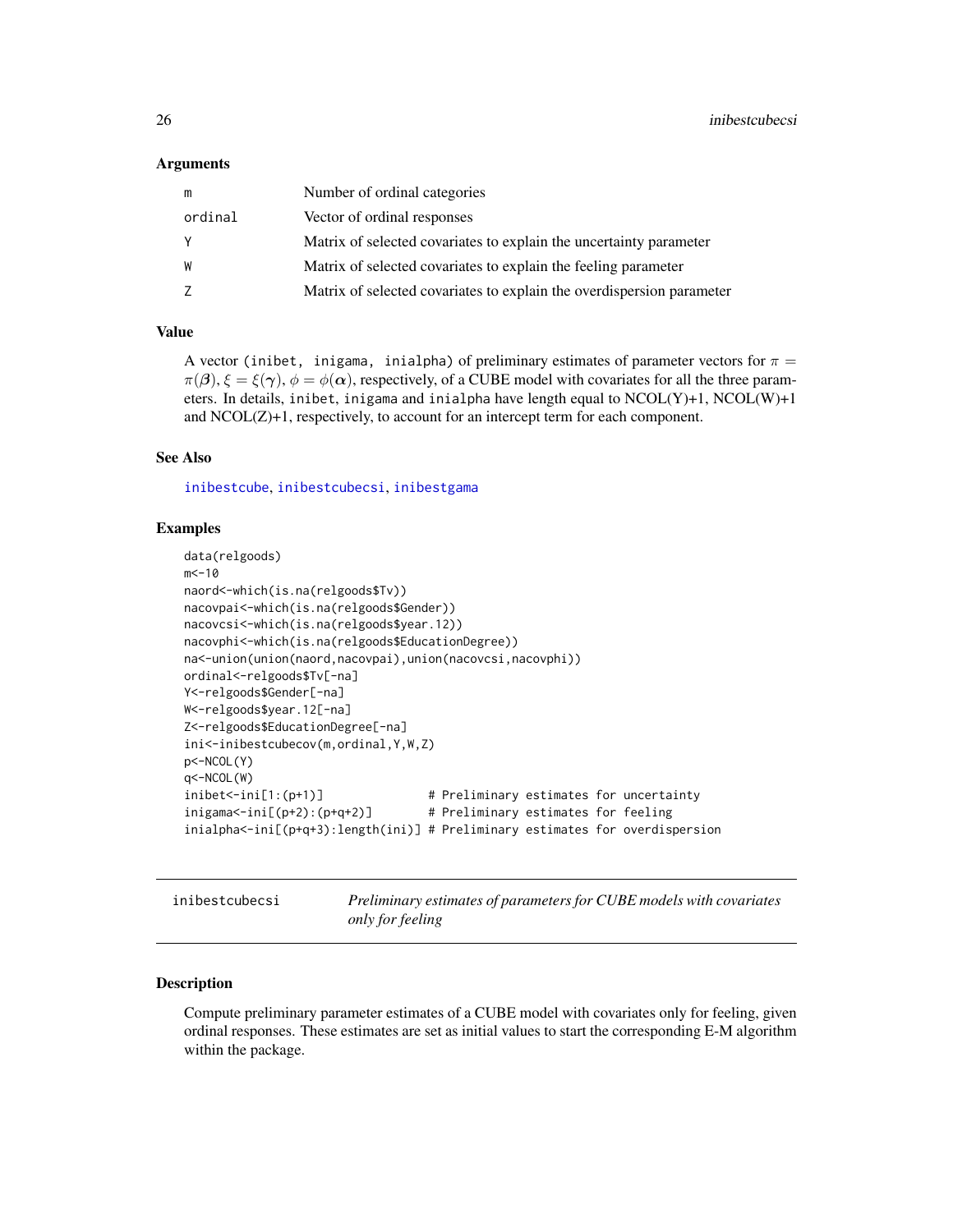### Arguments

| | |
|---|---|
| m | Number of ordinal categories |
| ordinal | Vector of ordinal responses |
| Y | Matrix of selected covariates to explain the uncertainty parameter |
| W | Matrix of selected covariates to explain the feeling parameter |
| Z | Matrix of selected covariates to explain the overdispersion parameter |

### Value

A vector (inibet, inigama, inialpha) of preliminary estimates of parameter vectors for $\pi = \pi(\boldsymbol{\beta}), \xi = \xi(\boldsymbol{\gamma}), \phi = \phi(\boldsymbol{\alpha})$, respectively, of a CUBE model with covariates for all the three parameters. In details, inibet, inigama and inialpha have length equal to NCOL(Y)+1, NCOL(W)+1 and NCOL(Z)+1, respectively, to account for an intercept term for each component.

### See Also

inibestcube, inibestcubecsi, inibestgama

### Examples

```
data(relgoods)
m<-10
naord<-which(is.na(relgoods$Tv))
nacovpai<-which(is.na(relgoods$Gender))
nacovcsi<-which(is.na(relgoods$year.12))
nacovphi<-which(is.na(relgoods$EducationDegree))
na<-union(union(naord,nacovpai),union(nacovcsi,nacovphi))
ordinal<-relgoods$Tv[-na]
Y<-relgoods$Gender[-na]
W<-relgoods$year.12[-na]
Z<-relgoods$EducationDegree[-na]
ini<-inibestcubecov(m,ordinal,Y,W,Z)
p<-NCOL(Y)
q<-NCOL(W)
inibet<-ini[1:(p+1)]               # Preliminary estimates for uncertainty
inigama<-ini[(p+2):(p+q+2)]        # Preliminary estimates for feeling
inialpha<-ini[(p+q+3):length(ini)] # Preliminary estimates for overdispersion
```

---

## inibestcubecsi — *Preliminary estimates of parameters for CUBE models with covariates only for feeling*

### Description

Compute preliminary parameter estimates of a CUBE model with covariates only for feeling, given ordinal responses. These estimates are set as initial values to start the corresponding E-M algorithm within the package.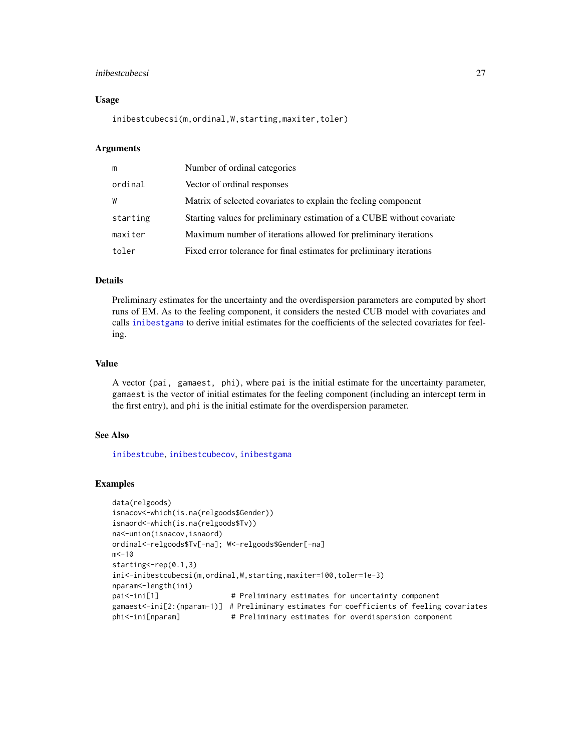### Usage

```
inibestcubecsi(m,ordinal,W,starting,maxiter,toler)
```

### Arguments

| | |
|---|---|
| m | Number of ordinal categories |
| ordinal | Vector of ordinal responses |
| W | Matrix of selected covariates to explain the feeling component |
| starting | Starting values for preliminary estimation of a CUBE without covariate |
| maxiter | Maximum number of iterations allowed for preliminary iterations |
| toler | Fixed error tolerance for final estimates for preliminary iterations |

### Details

Preliminary estimates for the uncertainty and the overdispersion parameters are computed by short runs of EM. As to the feeling component, it considers the nested CUB model with covariates and calls `inibestgama` to derive initial estimates for the coefficients of the selected covariates for feeling.

### Value

A vector `(pai, gamaest, phi)`, where `pai` is the initial estimate for the uncertainty parameter, `gamaest` is the vector of initial estimates for the feeling component (including an intercept term in the first entry), and `phi` is the initial estimate for the overdispersion parameter.

### See Also

`inibestcube`, `inibestcubecov`, `inibestgama`

### Examples

```
data(relgoods)
isnacov<-which(is.na(relgoods$Gender))
isnaord<-which(is.na(relgoods$Tv))
na<-union(isnacov,isnaord)
ordinal<-relgoods$Tv[-na]; W<-relgoods$Gender[-na]
m<-10
starting<-rep(0.1,3)
ini<-inibestcubecsi(m,ordinal,W,starting,maxiter=100,toler=1e-3)
nparam<-length(ini)
pai<-ini[1]                 # Preliminary estimates for uncertainty component
gamaest<-ini[2:(nparam-1)]  # Preliminary estimates for coefficients of feeling covariates
phi<-ini[nparam]            # Preliminary estimates for overdispersion component
```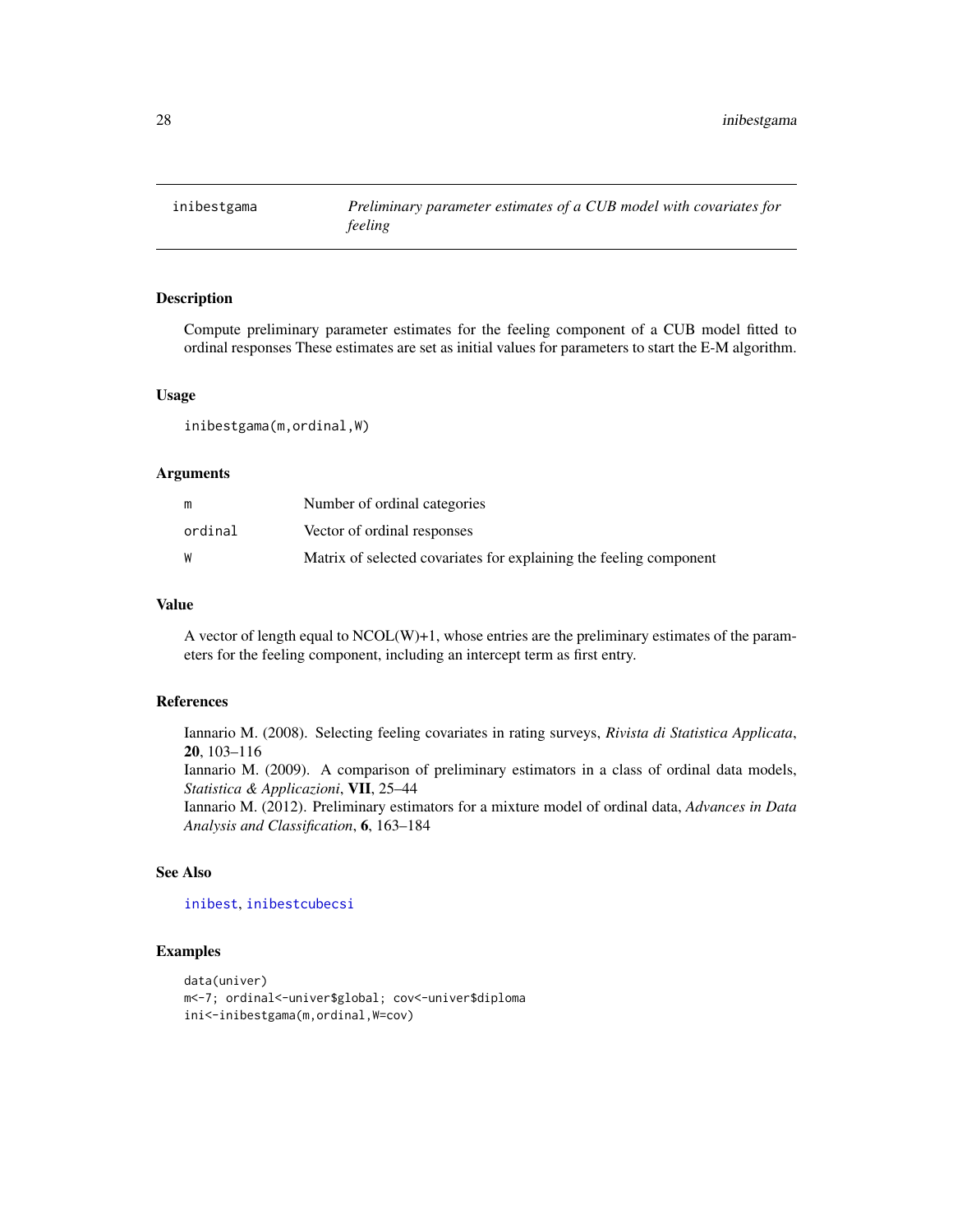# inibestgama — *Preliminary parameter estimates of a CUB model with covariates for feeling*

## Description

Compute preliminary parameter estimates for the feeling component of a CUB model fitted to ordinal responses These estimates are set as initial values for parameters to start the E-M algorithm.

## Usage

```
inibestgama(m,ordinal,W)
```

## Arguments

| | |
|---|---|
| m | Number of ordinal categories |
| ordinal | Vector of ordinal responses |
| W | Matrix of selected covariates for explaining the feeling component |

## Value

A vector of length equal to NCOL(W)+1, whose entries are the preliminary estimates of the parameters for the feeling component, including an intercept term as first entry.

## References

Iannario M. (2008). Selecting feeling covariates in rating surveys, *Rivista di Statistica Applicata*, **20**, 103–116
Iannario M. (2009). A comparison of preliminary estimators in a class of ordinal data models, *Statistica & Applicazioni*, **VII**, 25–44
Iannario M. (2012). Preliminary estimators for a mixture model of ordinal data, *Advances in Data Analysis and Classification*, **6**, 163–184

## See Also

inibest, inibestcubecsi

## Examples

```
data(univer)
m<-7; ordinal<-univer$global; cov<-univer$diploma
ini<-inibestgama(m,ordinal,W=cov)
```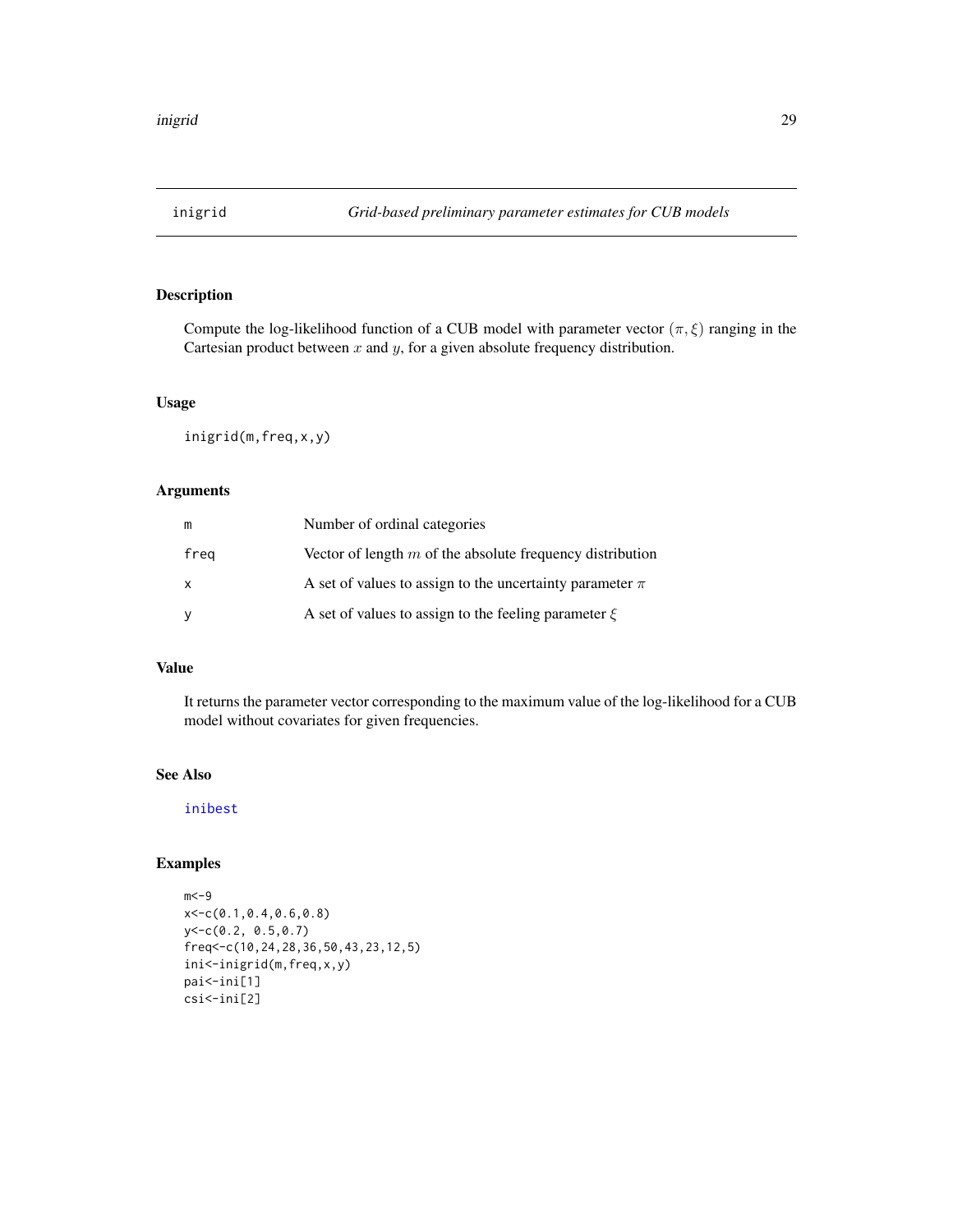# inigrid — *Grid-based preliminary parameter estimates for CUB models*

## Description

Compute the log-likelihood function of a CUB model with parameter vector $(\pi, \xi)$ ranging in the Cartesian product between $x$ and $y$, for a given absolute frequency distribution.

## Usage

```
inigrid(m,freq,x,y)
```

## Arguments

| | |
|---|---|
| m | Number of ordinal categories |
| freq | Vector of length $m$ of the absolute frequency distribution |
| x | A set of values to assign to the uncertainty parameter $\pi$ |
| y | A set of values to assign to the feeling parameter $\xi$ |

## Value

It returns the parameter vector corresponding to the maximum value of the log-likelihood for a CUB model without covariates for given frequencies.

## See Also

inibest

## Examples

```
m<-9
x<-c(0.1,0.4,0.6,0.8)
y<-c(0.2, 0.5,0.7)
freq<-c(10,24,28,36,50,43,23,12,5)
ini<-inigrid(m,freq,x,y)
pai<-ini[1]
csi<-ini[2]
```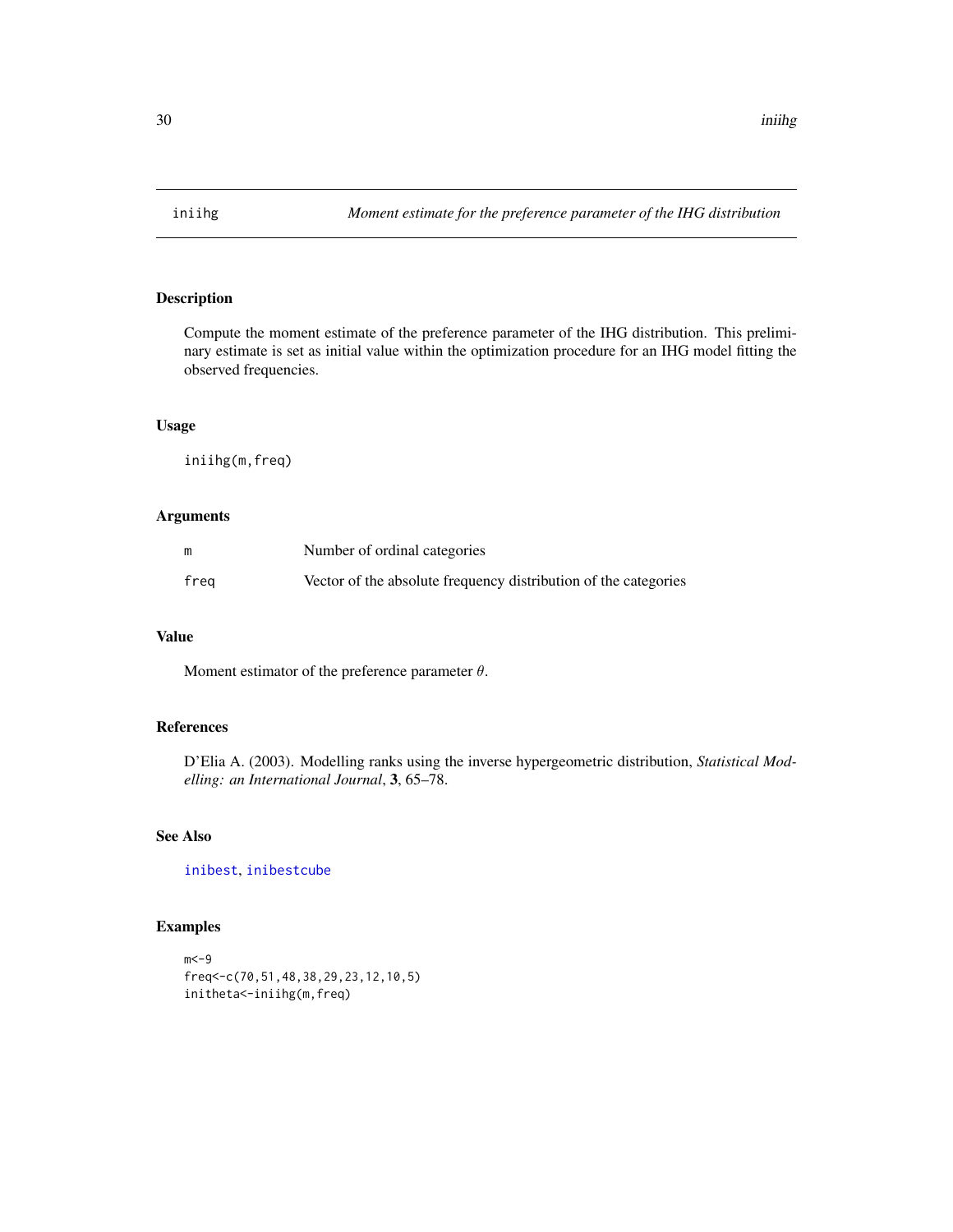## iniihg — *Moment estimate for the preference parameter of the IHG distribution*

### Description

Compute the moment estimate of the preference parameter of the IHG distribution. This preliminary estimate is set as initial value within the optimization procedure for an IHG model fitting the observed frequencies.

### Usage

```
iniihg(m,freq)
```

### Arguments

| | |
|---|---|
| m | Number of ordinal categories |
| freq | Vector of the absolute frequency distribution of the categories |

### Value

Moment estimator of the preference parameter $\theta$.

### References

D'Elia A. (2003). Modelling ranks using the inverse hypergeometric distribution, *Statistical Modelling: an International Journal*, **3**, 65–78.

### See Also

inibest, inibestcube

### Examples

```
m<-9
freq<-c(70,51,48,38,29,23,12,10,5)
initheta<-iniihg(m,freq)
```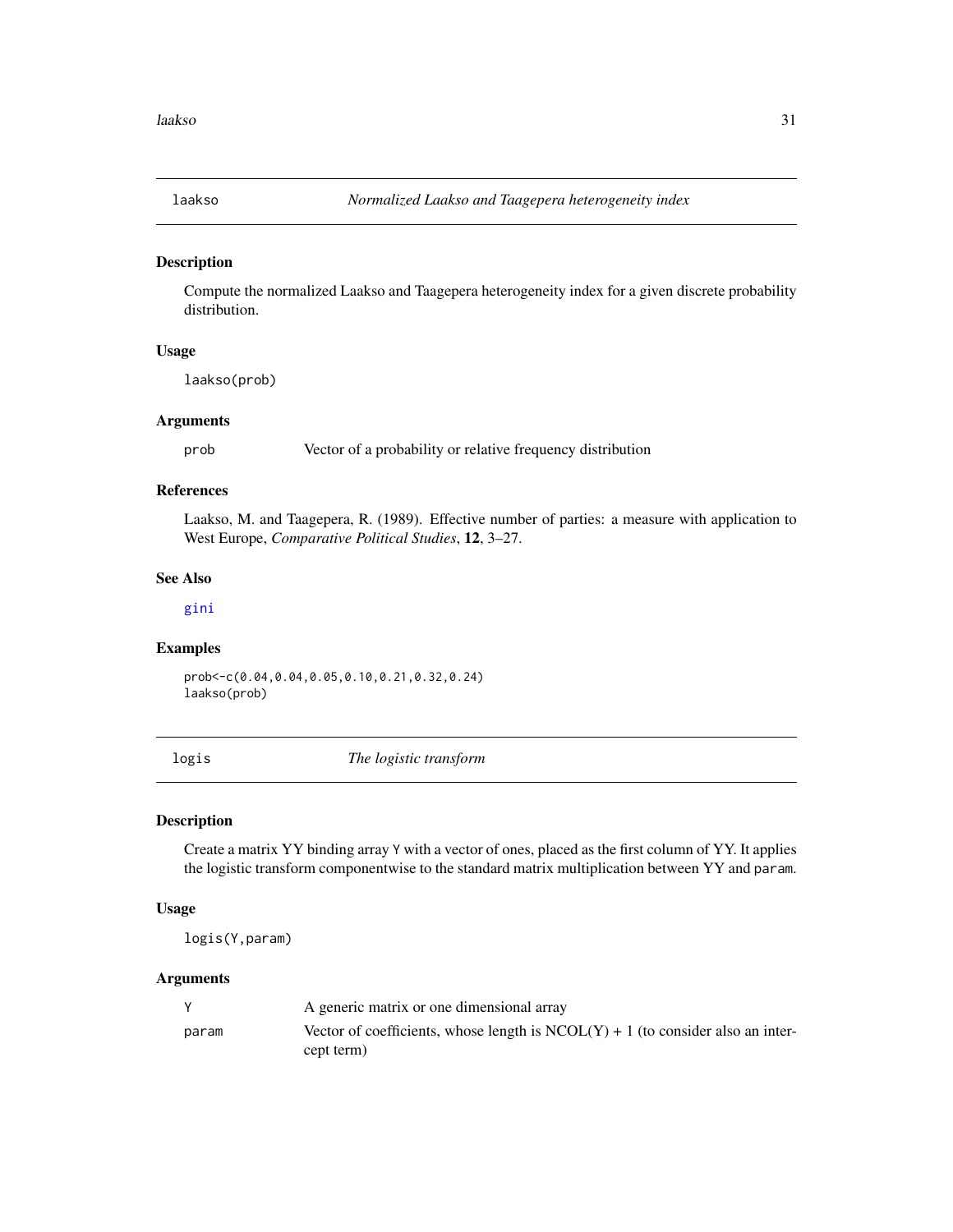## laakso — *Normalized Laakso and Taagepera heterogeneity index*

### Description

Compute the normalized Laakso and Taagepera heterogeneity index for a given discrete probability distribution.

### Usage

```
laakso(prob)
```

### Arguments

| | |
|---|---|
| prob | Vector of a probability or relative frequency distribution |

### References

Laakso, M. and Taagepera, R. (1989). Effective number of parties: a measure with application to West Europe, *Comparative Political Studies*, **12**, 3–27.

### See Also

gini

### Examples

```
prob<-c(0.04,0.04,0.05,0.10,0.21,0.32,0.24)
laakso(prob)
```

## logis — *The logistic transform*

### Description

Create a matrix YY binding array Y with a vector of ones, placed as the first column of YY. It applies the logistic transform componentwise to the standard matrix multiplication between YY and param.

### Usage

```
logis(Y,param)
```

### Arguments

| | |
|---|---|
| Y | A generic matrix or one dimensional array |
| param | Vector of coefficients, whose length is NCOL(Y) + 1 (to consider also an intercept term) |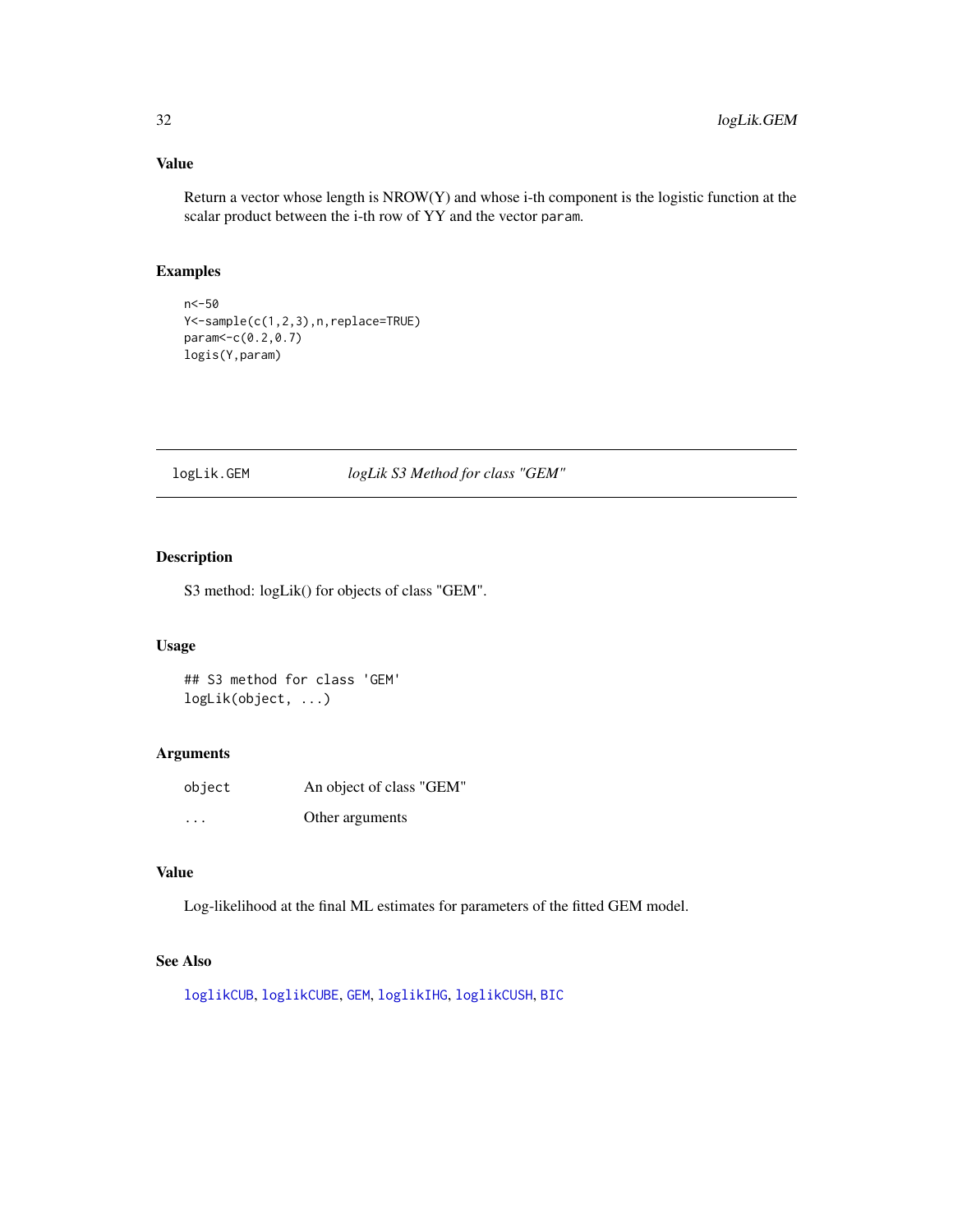## Value

Return a vector whose length is NROW(Y) and whose i-th component is the logistic function at the scalar product between the i-th row of YY and the vector `param`.

## Examples

```
n<-50
Y<-sample(c(1,2,3),n,replace=TRUE)
param<-c(0.2,0.7)
logis(Y,param)
```

---

# logLik.GEM — *logLik S3 Method for class "GEM"*

## Description

S3 method: logLik() for objects of class "GEM".

## Usage

```
## S3 method for class 'GEM'
logLik(object, ...)
```

## Arguments

| | |
|---|---|
| object | An object of class "GEM" |
| ... | Other arguments |

## Value

Log-likelihood at the final ML estimates for parameters of the fitted GEM model.

## See Also

loglikCUB, loglikCUBE, GEM, loglikIHG, loglikCUSH, BIC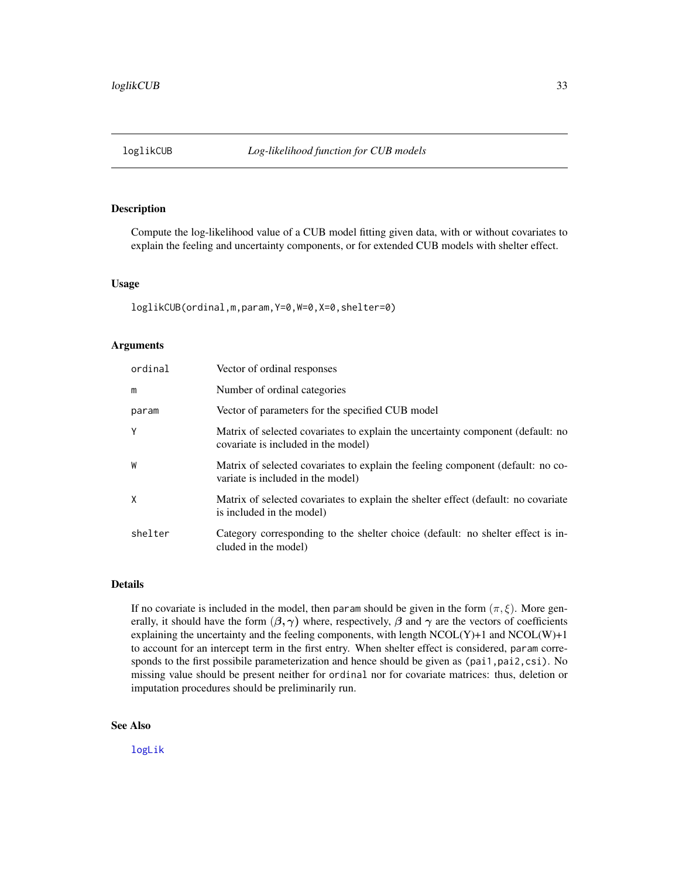# loglikCUB *Log-likelihood function for CUB models*

## Description

Compute the log-likelihood value of a CUB model fitting given data, with or without covariates to explain the feeling and uncertainty components, or for extended CUB models with shelter effect.

## Usage

```
loglikCUB(ordinal,m,param,Y=0,W=0,X=0,shelter=0)
```

## Arguments

| | |
|---|---|
| ordinal | Vector of ordinal responses |
| m | Number of ordinal categories |
| param | Vector of parameters for the specified CUB model |
| Y | Matrix of selected covariates to explain the uncertainty component (default: no covariate is included in the model) |
| W | Matrix of selected covariates to explain the feeling component (default: no covariate is included in the model) |
| X | Matrix of selected covariates to explain the shelter effect (default: no covariate is included in the model) |
| shelter | Category corresponding to the shelter choice (default: no shelter effect is included in the model) |

## Details

If no covariate is included in the model, then param should be given in the form $(\pi, \xi)$. More generally, it should have the form $(\boldsymbol{\beta}, \boldsymbol{\gamma})$ where, respectively, $\boldsymbol{\beta}$ and $\boldsymbol{\gamma}$ are the vectors of coefficients explaining the uncertainty and the feeling components, with length NCOL(Y)+1 and NCOL(W)+1 to account for an intercept term in the first entry. When shelter effect is considered, param corresponds to the first possibile parameterization and hence should be given as (pai1,pai2,csi). No missing value should be present neither for ordinal nor for covariate matrices: thus, deletion or imputation procedures should be preliminarily run.

## See Also

logLik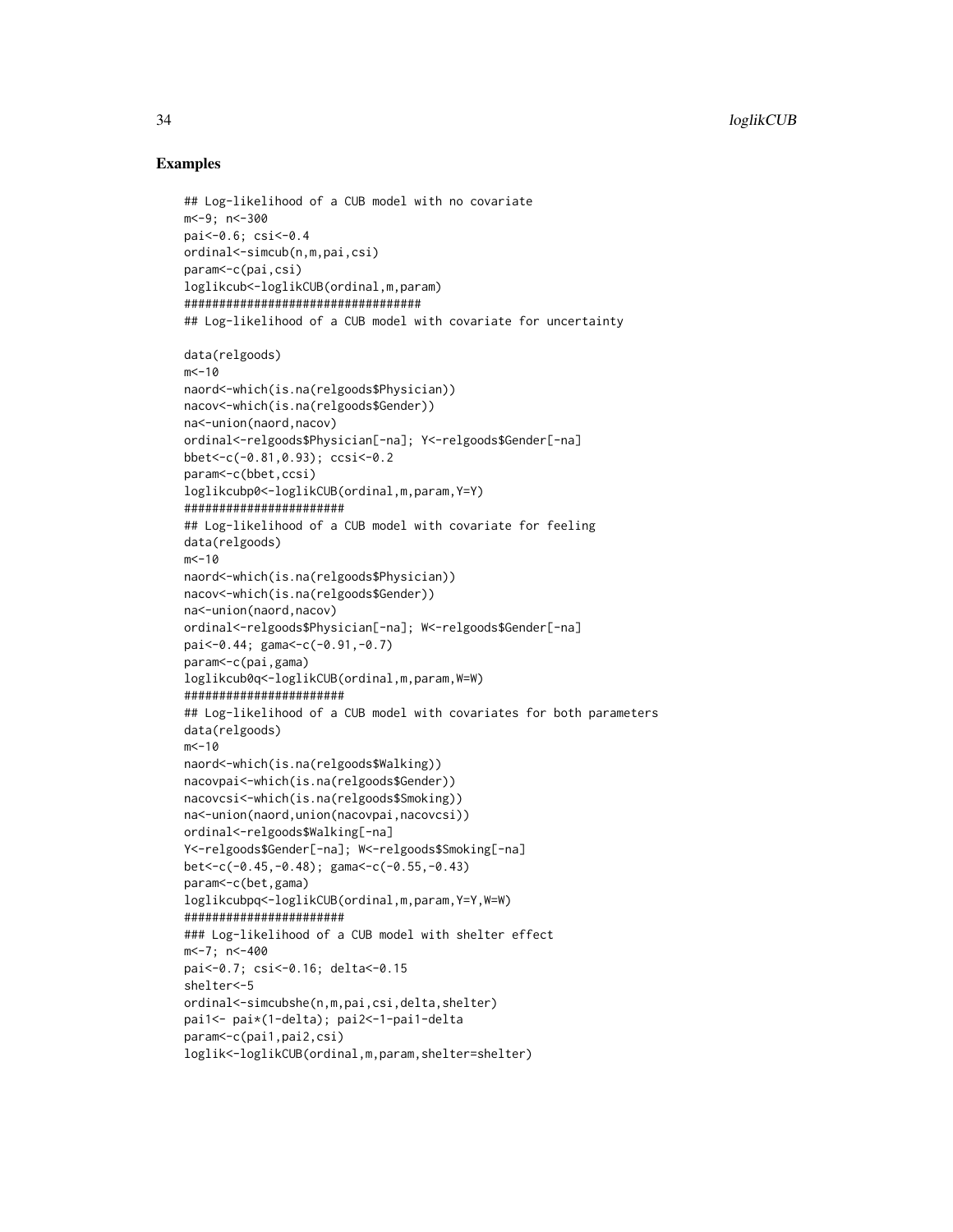## Examples

```
## Log-likelihood of a CUB model with no covariate
m<-9; n<-300
pai<-0.6; csi<-0.4
ordinal<-simcub(n,m,pai,csi)
param<-c(pai,csi)
loglikcub<-loglikCUB(ordinal,m,param)
##################################
## Log-likelihood of a CUB model with covariate for uncertainty

data(relgoods)
m<-10
naord<-which(is.na(relgoods$Physician))
nacov<-which(is.na(relgoods$Gender))
na<-union(naord,nacov)
ordinal<-relgoods$Physician[-na]; Y<-relgoods$Gender[-na]
bbet<-c(-0.81,0.93); ccsi<-0.2
param<-c(bbet,ccsi)
loglikcubp0<-loglikCUB(ordinal,m,param,Y=Y)
#######################
## Log-likelihood of a CUB model with covariate for feeling
data(relgoods)
m<-10
naord<-which(is.na(relgoods$Physician))
nacov<-which(is.na(relgoods$Gender))
na<-union(naord,nacov)
ordinal<-relgoods$Physician[-na]; W<-relgoods$Gender[-na]
pai<-0.44; gama<-c(-0.91,-0.7)
param<-c(pai,gama)
loglikcub0q<-loglikCUB(ordinal,m,param,W=W)
#######################
## Log-likelihood of a CUB model with covariates for both parameters
data(relgoods)
m<-10
naord<-which(is.na(relgoods$Walking))
nacovpai<-which(is.na(relgoods$Gender))
nacovcsi<-which(is.na(relgoods$Smoking))
na<-union(naord,union(nacovpai,nacovcsi))
ordinal<-relgoods$Walking[-na]
Y<-relgoods$Gender[-na]; W<-relgoods$Smoking[-na]
bet<-c(-0.45,-0.48); gama<-c(-0.55,-0.43)
param<-c(bet,gama)
loglikcubpq<-loglikCUB(ordinal,m,param,Y=Y,W=W)
#######################
### Log-likelihood of a CUB model with shelter effect
m<-7; n<-400
pai<-0.7; csi<-0.16; delta<-0.15
shelter<-5
ordinal<-simcubshe(n,m,pai,csi,delta,shelter)
pai1<- pai*(1-delta); pai2<-1-pai1-delta
param<-c(pai1,pai2,csi)
loglik<-loglikCUB(ordinal,m,param,shelter=shelter)
```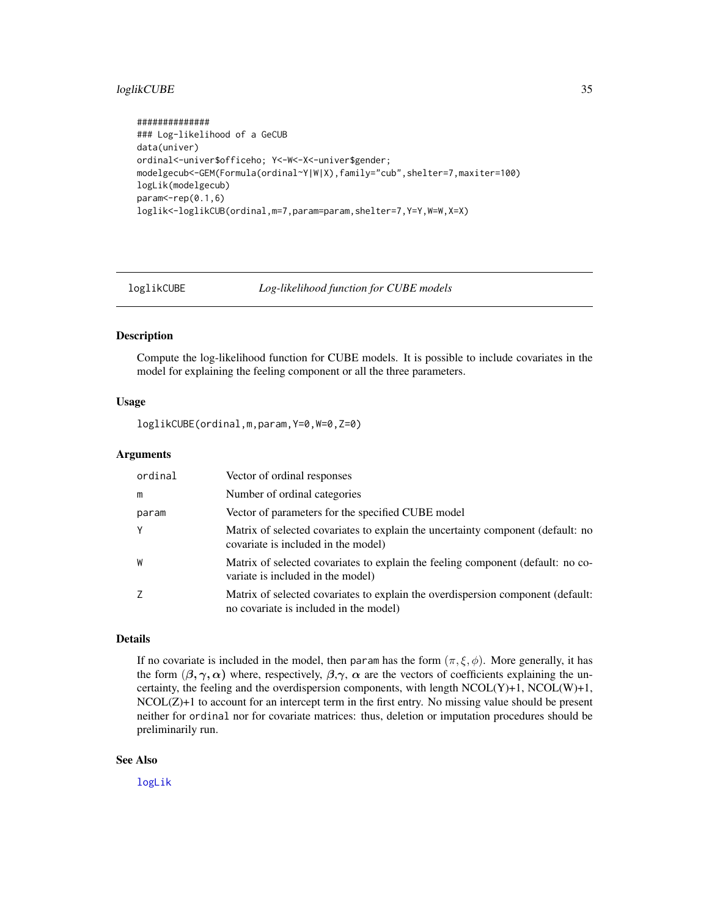```
##############
### Log-likelihood of a GeCUB
data(univer)
ordinal<-univer$officeho; Y<-W<-X<-univer$gender;
modelgecub<-GEM(Formula(ordinal~Y|W|X),family="cub",shelter=7,maxiter=100)
logLik(modelgecub)
param<-rep(0.1,6)
loglik<-loglikCUB(ordinal,m=7,param=param,shelter=7,Y=Y,W=W,X=X)
```

## loglikCUBE *Log-likelihood function for CUBE models*

### Description

Compute the log-likelihood function for CUBE models. It is possible to include covariates in the model for explaining the feeling component or all the three parameters.

### Usage

```
loglikCUBE(ordinal,m,param,Y=0,W=0,Z=0)
```

### Arguments

| | |
|---|---|
| ordinal | Vector of ordinal responses |
| m | Number of ordinal categories |
| param | Vector of parameters for the specified CUBE model |
| Y | Matrix of selected covariates to explain the uncertainty component (default: no covariate is included in the model) |
| W | Matrix of selected covariates to explain the feeling component (default: no covariate is included in the model) |
| Z | Matrix of selected covariates to explain the overdispersion component (default: no covariate is included in the model) |

### Details

If no covariate is included in the model, then param has the form $(\pi, \xi, \phi)$. More generally, it has the form $(\boldsymbol{\beta}, \boldsymbol{\gamma}, \boldsymbol{\alpha})$ where, respectively, $\boldsymbol{\beta}$,$\boldsymbol{\gamma}$, $\boldsymbol{\alpha}$ are the vectors of coefficients explaining the uncertainty, the feeling and the overdispersion components, with length NCOL(Y)+1, NCOL(W)+1, NCOL(Z)+1 to account for an intercept term in the first entry. No missing value should be present neither for ordinal nor for covariate matrices: thus, deletion or imputation procedures should be preliminarily run.

### See Also

logLik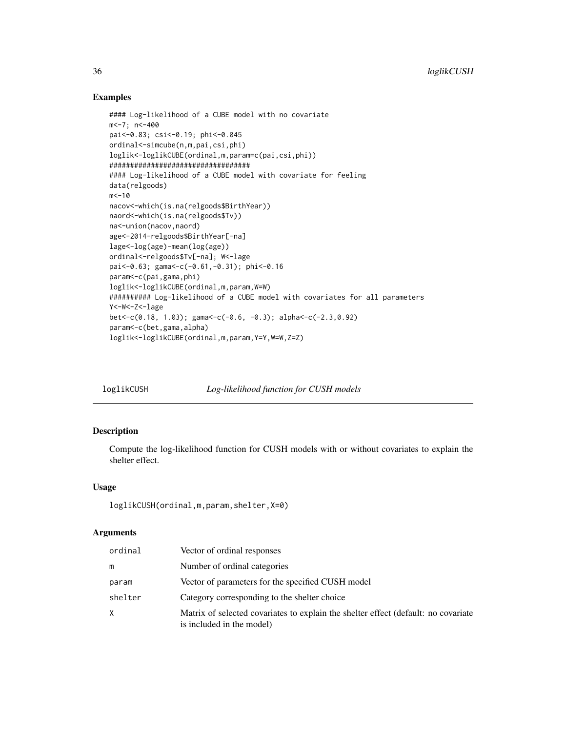## Examples

```
#### Log-likelihood of a CUBE model with no covariate
m<-7; n<-400
pai<-0.83; csi<-0.19; phi<-0.045
ordinal<-simcube(n,m,pai,csi,phi)
loglik<-loglikCUBE(ordinal,m,param=c(pai,csi,phi))
##################################
#### Log-likelihood of a CUBE model with covariate for feeling
data(relgoods)
m<-10
nacov<-which(is.na(relgoods$BirthYear))
naord<-which(is.na(relgoods$Tv))
na<-union(nacov,naord)
age<-2014-relgoods$BirthYear[-na]
lage<-log(age)-mean(log(age))
ordinal<-relgoods$Tv[-na]; W<-lage
pai<-0.63; gama<-c(-0.61,-0.31); phi<-0.16
param<-c(pai,gama,phi)
loglik<-loglikCUBE(ordinal,m,param,W=W)
########## Log-likelihood of a CUBE model with covariates for all parameters
Y<-W<-Z<-lage
bet<-c(0.18, 1.03); gama<-c(-0.6, -0.3); alpha<-c(-2.3,0.92)
param<-c(bet,gama,alpha)
loglik<-loglikCUBE(ordinal,m,param,Y=Y,W=W,Z=Z)
```

---

# loglikCUSH *Log-likelihood function for CUSH models*

## Description

Compute the log-likelihood function for CUSH models with or without covariates to explain the shelter effect.

## Usage

```
loglikCUSH(ordinal,m,param,shelter,X=0)
```

## Arguments

| | |
|---|---|
| ordinal | Vector of ordinal responses |
| m | Number of ordinal categories |
| param | Vector of parameters for the specified CUSH model |
| shelter | Category corresponding to the shelter choice |
| X | Matrix of selected covariates to explain the shelter effect (default: no covariate is included in the model) |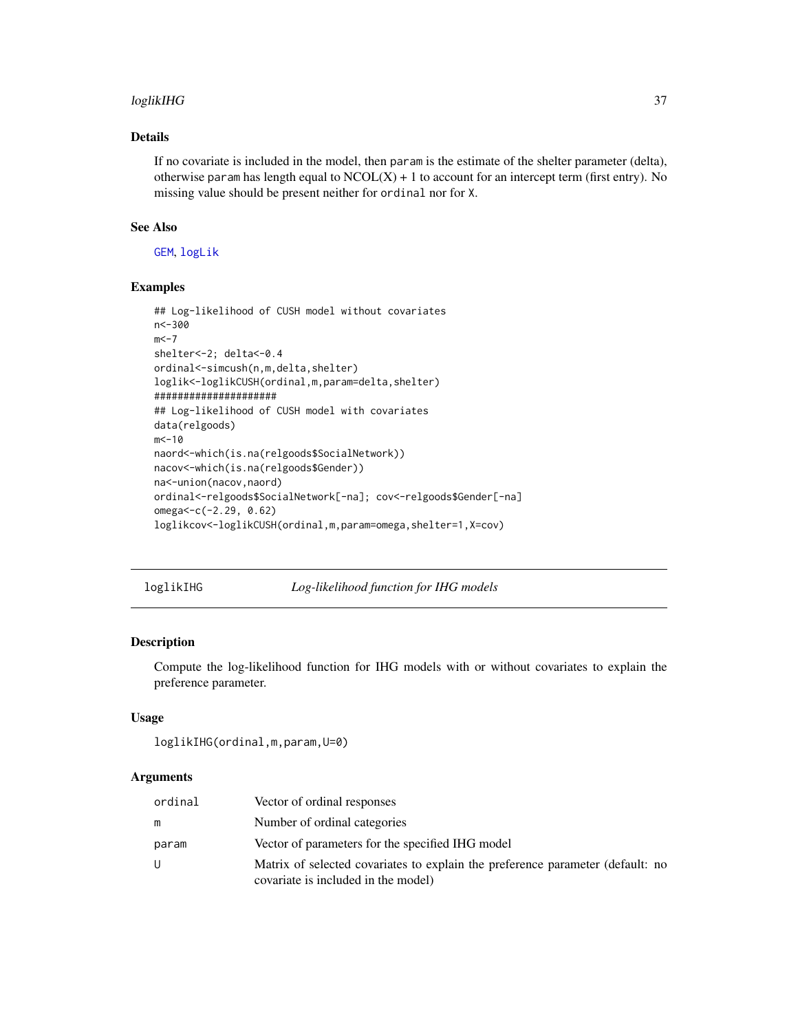### Details

If no covariate is included in the model, then `param` is the estimate of the shelter parameter (delta), otherwise `param` has length equal to NCOL(X) + 1 to account for an intercept term (first entry). No missing value should be present neither for `ordinal` nor for `X`.

### See Also

GEM, logLik

### Examples

```
## Log-likelihood of CUSH model without covariates
n<-300
m<-7
shelter<-2; delta<-0.4
ordinal<-simcush(n,m,delta,shelter)
loglik<-loglikCUSH(ordinal,m,param=delta,shelter)
####################
## Log-likelihood of CUSH model with covariates
data(relgoods)
m<-10
naord<-which(is.na(relgoods$SocialNetwork))
nacov<-which(is.na(relgoods$Gender))
na<-union(nacov,naord)
ordinal<-relgoods$SocialNetwork[-na]; cov<-relgoods$Gender[-na]
omega<-c(-2.29, 0.62)
loglikcov<-loglikCUSH(ordinal,m,param=omega,shelter=1,X=cov)
```

---

## loglikIHG — *Log-likelihood function for IHG models*

### Description

Compute the log-likelihood function for IHG models with or without covariates to explain the preference parameter.

### Usage

```
loglikIHG(ordinal,m,param,U=0)
```

### Arguments

| | |
|---|---|
| ordinal | Vector of ordinal responses |
| m | Number of ordinal categories |
| param | Vector of parameters for the specified IHG model |
| U | Matrix of selected covariates to explain the preference parameter (default: no covariate is included in the model) |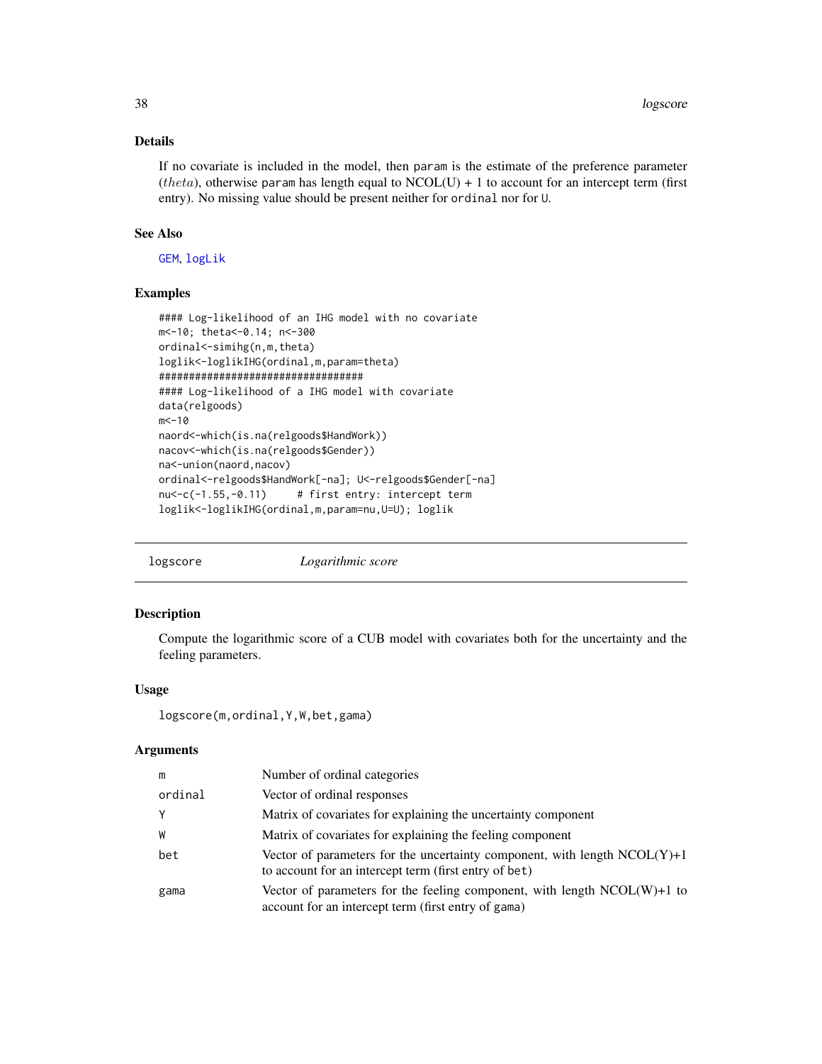### Details

If no covariate is included in the model, then param is the estimate of the preference parameter ($theta$), otherwise param has length equal to NCOL(U) + 1 to account for an intercept term (first entry). No missing value should be present neither for ordinal nor for U.

### See Also

GEM, logLik

### Examples

```
#### Log-likelihood of an IHG model with no covariate
m<-10; theta<-0.14; n<-300
ordinal<-simihg(n,m,theta)
loglik<-loglikIHG(ordinal,m,param=theta)
##################################
#### Log-likelihood of a IHG model with covariate
data(relgoods)
m<-10
naord<-which(is.na(relgoods$HandWork))
nacov<-which(is.na(relgoods$Gender))
na<-union(naord,nacov)
ordinal<-relgoods$HandWork[-na]; U<-relgoods$Gender[-na]
nu<-c(-1.55,-0.11)     # first entry: intercept term
loglik<-loglikIHG(ordinal,m,param=nu,U=U); loglik
```

---

## logscore — *Logarithmic score*

### Description

Compute the logarithmic score of a CUB model with covariates both for the uncertainty and the feeling parameters.

### Usage

```
logscore(m,ordinal,Y,W,bet,gama)
```

### Arguments

| | |
|---|---|
| m | Number of ordinal categories |
| ordinal | Vector of ordinal responses |
| Y | Matrix of covariates for explaining the uncertainty component |
| W | Matrix of covariates for explaining the feeling component |
| bet | Vector of parameters for the uncertainty component, with length NCOL(Y)+1 to account for an intercept term (first entry of bet) |
| gama | Vector of parameters for the feeling component, with length NCOL(W)+1 to account for an intercept term (first entry of gama) |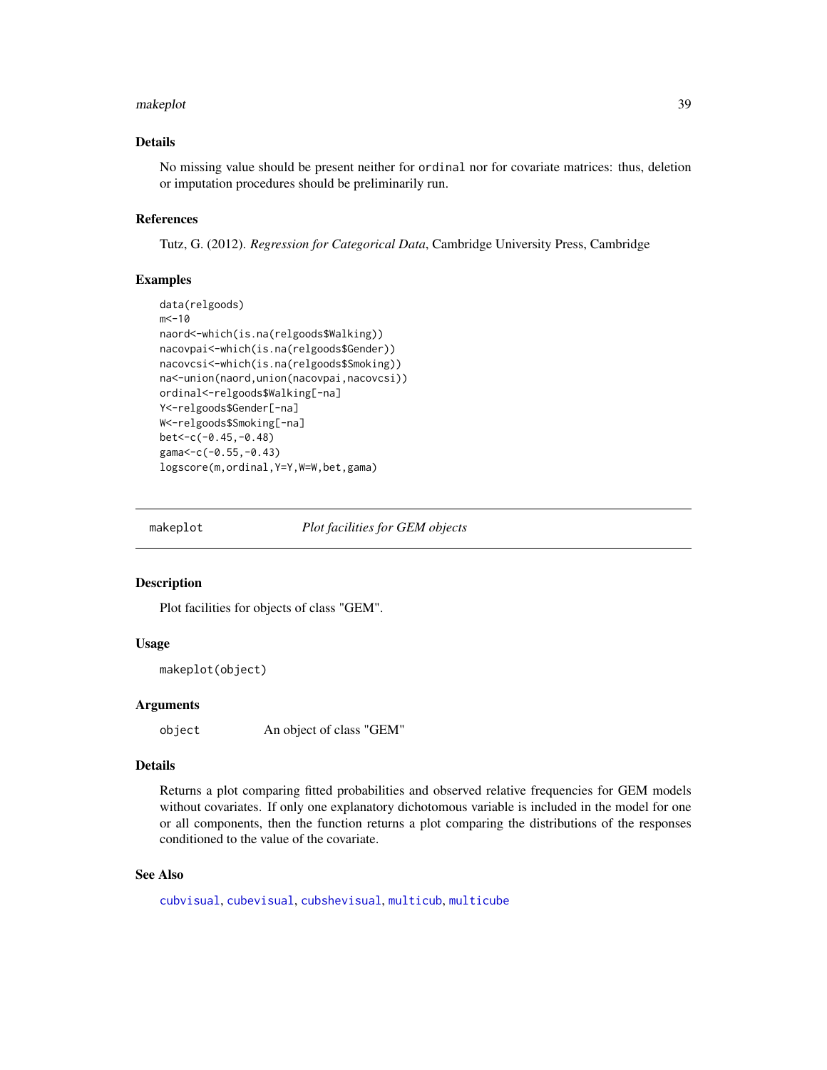## Details

No missing value should be present neither for `ordinal` nor for covariate matrices: thus, deletion or imputation procedures should be preliminarily run.

## References

Tutz, G. (2012). *Regression for Categorical Data*, Cambridge University Press, Cambridge

## Examples

```
data(relgoods)
m<-10
naord<-which(is.na(relgoods$Walking))
nacovpai<-which(is.na(relgoods$Gender))
nacovcsi<-which(is.na(relgoods$Smoking))
na<-union(naord,union(nacovpai,nacovcsi))
ordinal<-relgoods$Walking[-na]
Y<-relgoods$Gender[-na]
W<-relgoods$Smoking[-na]
bet<-c(-0.45,-0.48)
gama<-c(-0.55,-0.43)
logscore(m,ordinal,Y=Y,W=W,bet,gama)
```

---

# makeplot *Plot facilities for GEM objects*

## Description

Plot facilities for objects of class "GEM".

## Usage

```
makeplot(object)
```

## Arguments

| | |
|---|---|
| object | An object of class "GEM" |

## Details

Returns a plot comparing fitted probabilities and observed relative frequencies for GEM models without covariates. If only one explanatory dichotomous variable is included in the model for one or all components, then the function returns a plot comparing the distributions of the responses conditioned to the value of the covariate.

## See Also

cubvisual, cubevisual, cubshevisual, multicub, multicube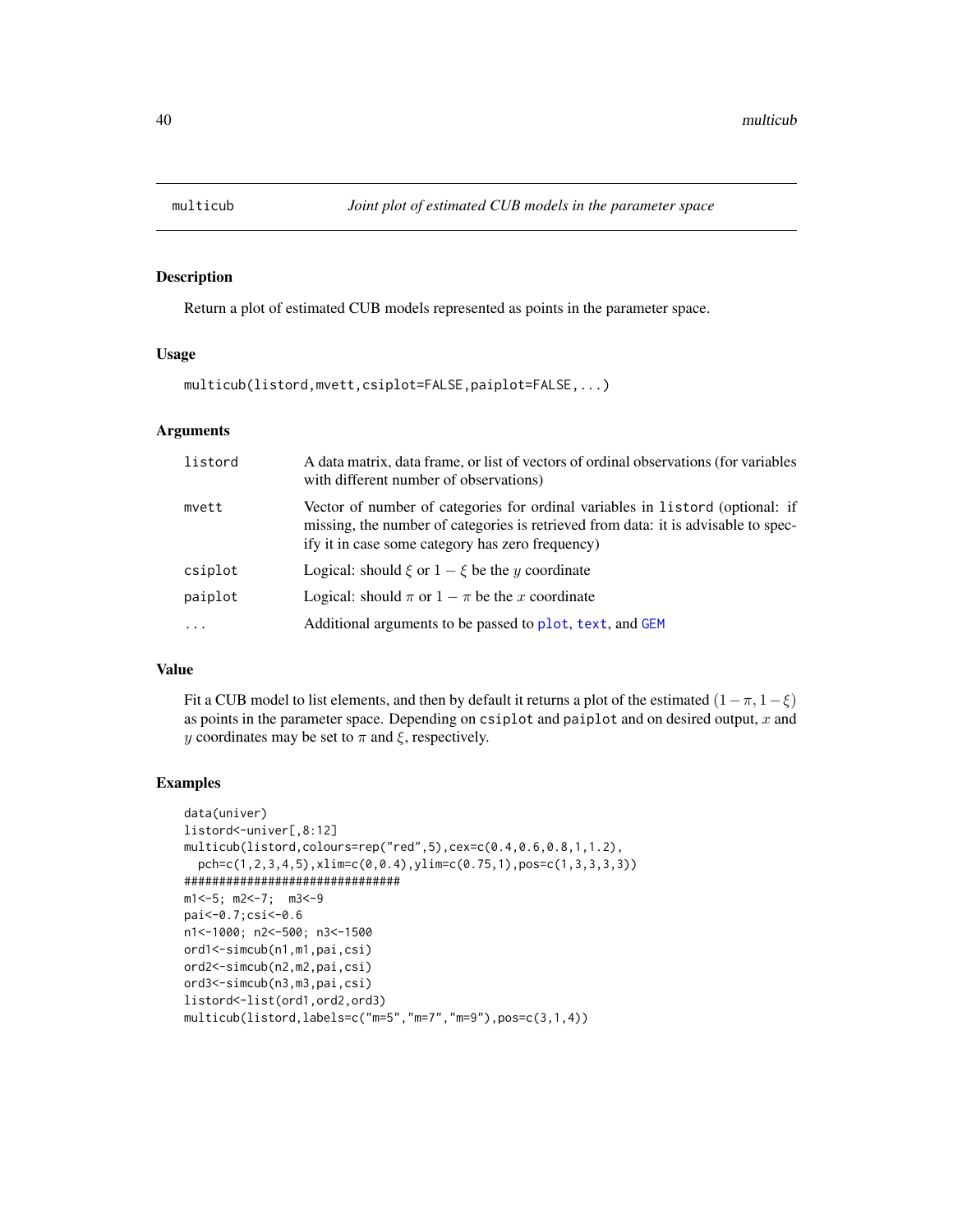# multicub    *Joint plot of estimated CUB models in the parameter space*

## Description

Return a plot of estimated CUB models represented as points in the parameter space.

## Usage

```
multicub(listord,mvett,csiplot=FALSE,paiplot=FALSE,...)
```

## Arguments

| | |
|---|---|
| listord | A data matrix, data frame, or list of vectors of ordinal observations (for variables with different number of observations) |
| mvett | Vector of number of categories for ordinal variables in listord (optional: if missing, the number of categories is retrieved from data: it is advisable to specify it in case some category has zero frequency) |
| csiplot | Logical: should $\xi$ or $1-\xi$ be the $y$ coordinate |
| paiplot | Logical: should $\pi$ or $1-\pi$ be the $x$ coordinate |
| ... | Additional arguments to be passed to plot, text, and GEM |

## Value

Fit a CUB model to list elements, and then by default it returns a plot of the estimated $(1-\pi, 1-\xi)$ as points in the parameter space. Depending on csiplot and paiplot and on desired output, $x$ and $y$ coordinates may be set to $\pi$ and $\xi$, respectively.

## Examples

```
data(univer)
listord<-univer[,8:12]
multicub(listord,colours=rep("red",5),cex=c(0.4,0.6,0.8,1,1.2),
  pch=c(1,2,3,4,5),xlim=c(0,0.4),ylim=c(0.75,1),pos=c(1,3,3,3,3))
###############################
m1<-5; m2<-7;  m3<-9
pai<-0.7;csi<-0.6
n1<-1000; n2<-500; n3<-1500
ord1<-simcub(n1,m1,pai,csi)
ord2<-simcub(n2,m2,pai,csi)
ord3<-simcub(n3,m3,pai,csi)
listord<-list(ord1,ord2,ord3)
multicub(listord,labels=c("m=5","m=7","m=9"),pos=c(3,1,4))
```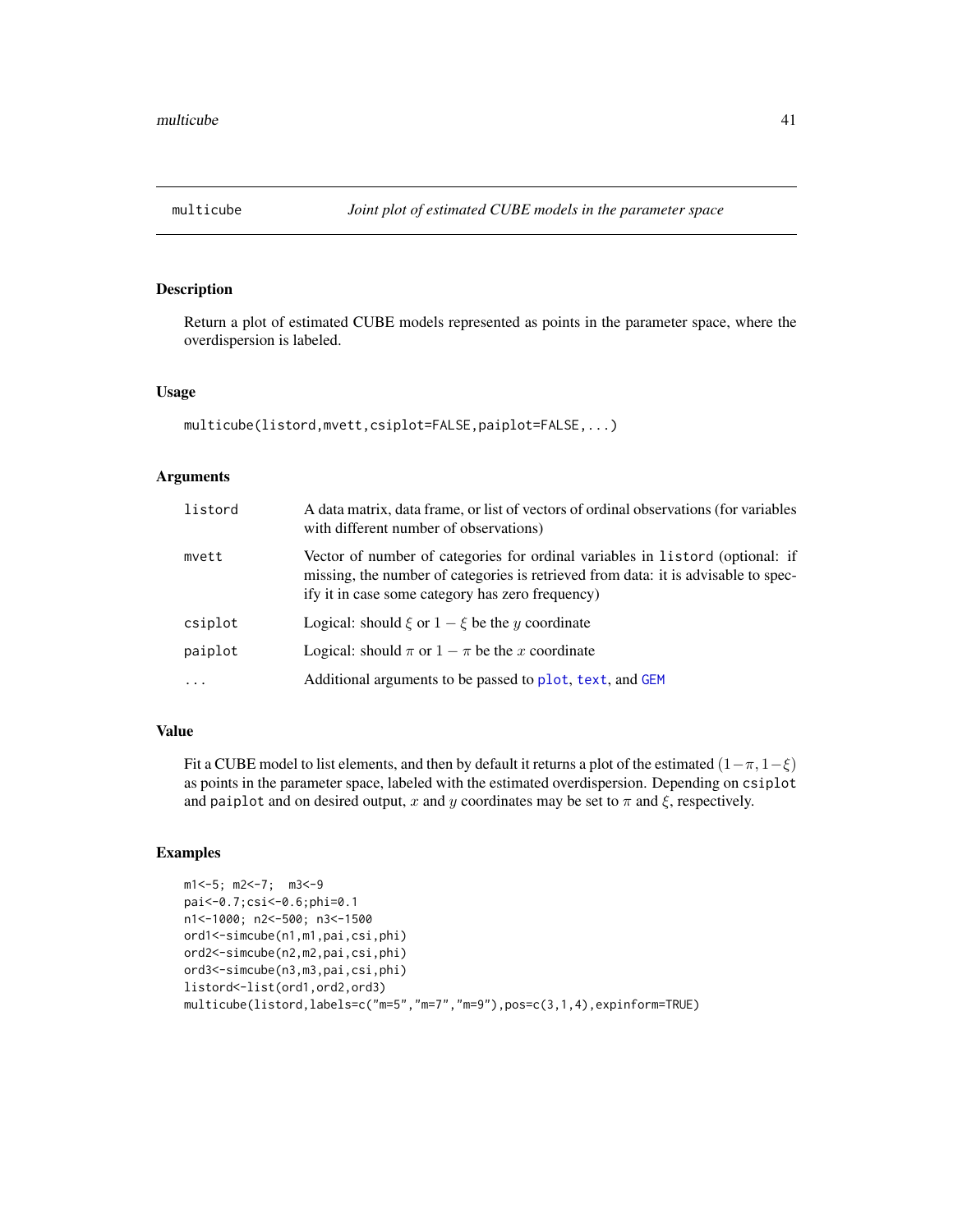# multicube — *Joint plot of estimated CUBE models in the parameter space*

## Description

Return a plot of estimated CUBE models represented as points in the parameter space, where the overdispersion is labeled.

## Usage

```
multicube(listord,mvett,csiplot=FALSE,paiplot=FALSE,...)
```

## Arguments

| | |
|---|---|
| listord | A data matrix, data frame, or list of vectors of ordinal observations (for variables with different number of observations) |
| mvett | Vector of number of categories for ordinal variables in listord (optional: if missing, the number of categories is retrieved from data: it is advisable to specify it in case some category has zero frequency) |
| csiplot | Logical: should $\xi$ or $1-\xi$ be the $y$ coordinate |
| paiplot | Logical: should $\pi$ or $1-\pi$ be the $x$ coordinate |
| ... | Additional arguments to be passed to plot, text, and GEM |

## Value

Fit a CUBE model to list elements, and then by default it returns a plot of the estimated $(1-\pi, 1-\xi)$ as points in the parameter space, labeled with the estimated overdispersion. Depending on csiplot and paiplot and on desired output, $x$ and $y$ coordinates may be set to $\pi$ and $\xi$, respectively.

## Examples

```
m1<-5; m2<-7;  m3<-9
pai<-0.7;csi<-0.6;phi=0.1
n1<-1000; n2<-500; n3<-1500
ord1<-simcube(n1,m1,pai,csi,phi)
ord2<-simcube(n2,m2,pai,csi,phi)
ord3<-simcube(n3,m3,pai,csi,phi)
listord<-list(ord1,ord2,ord3)
multicube(listord,labels=c("m=5","m=7","m=9"),pos=c(3,1,4),expinform=TRUE)
```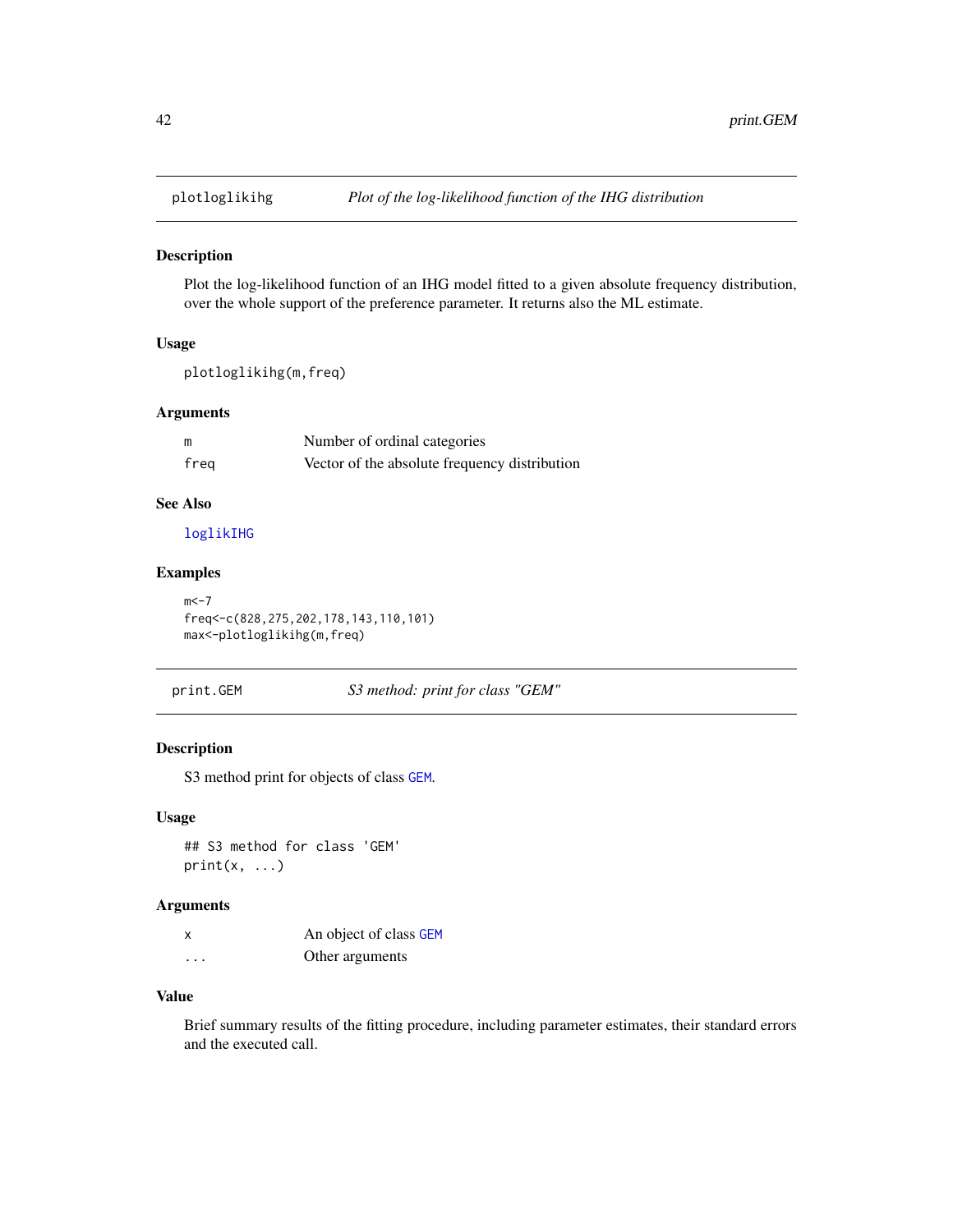## plotloglikihg — *Plot of the log-likelihood function of the IHG distribution*

### Description

Plot the log-likelihood function of an IHG model fitted to a given absolute frequency distribution, over the whole support of the preference parameter. It returns also the ML estimate.

### Usage

```
plotloglikihg(m,freq)
```

### Arguments

| | |
|---|---|
| m | Number of ordinal categories |
| freq | Vector of the absolute frequency distribution |

### See Also

loglikIHG

### Examples

```
m<-7
freq<-c(828,275,202,178,143,110,101)
max<-plotloglikihg(m,freq)
```

## print.GEM — *S3 method: print for class "GEM"*

### Description

S3 method print for objects of class GEM.

### Usage

```
## S3 method for class 'GEM'
print(x, ...)
```

### Arguments

| | |
|---|---|
| x | An object of class GEM |
| ... | Other arguments |

### Value

Brief summary results of the fitting procedure, including parameter estimates, their standard errors and the executed call.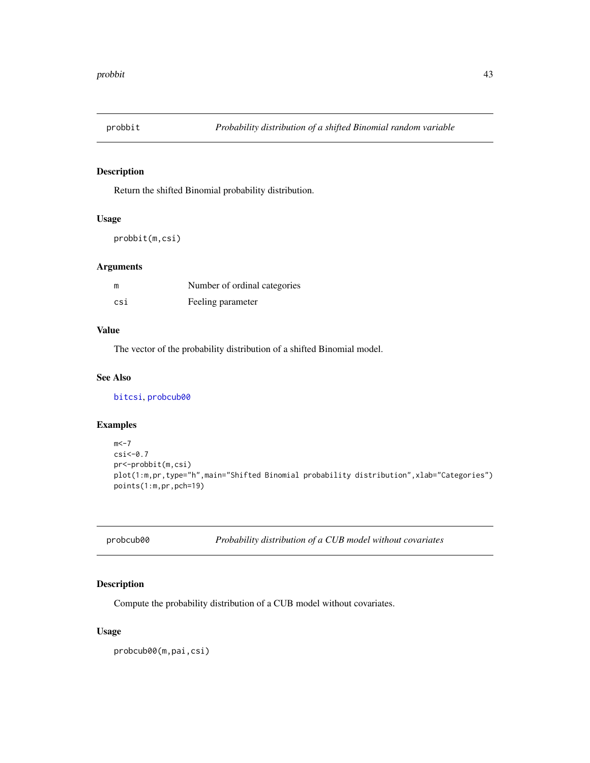## probbit — *Probability distribution of a shifted Binomial random variable*

### Description

Return the shifted Binomial probability distribution.

### Usage

```
probbit(m,csi)
```

### Arguments

| | |
|---|---|
| m | Number of ordinal categories |
| csi | Feeling parameter |

### Value

The vector of the probability distribution of a shifted Binomial model.

### See Also

bitcsi, probcub00

### Examples

```
m<-7
csi<-0.7
pr<-probbit(m,csi)
plot(1:m,pr,type="h",main="Shifted Binomial probability distribution",xlab="Categories")
points(1:m,pr,pch=19)
```

## probcub00 — *Probability distribution of a CUB model without covariates*

### Description

Compute the probability distribution of a CUB model without covariates.

### Usage

```
probcub00(m,pai,csi)
```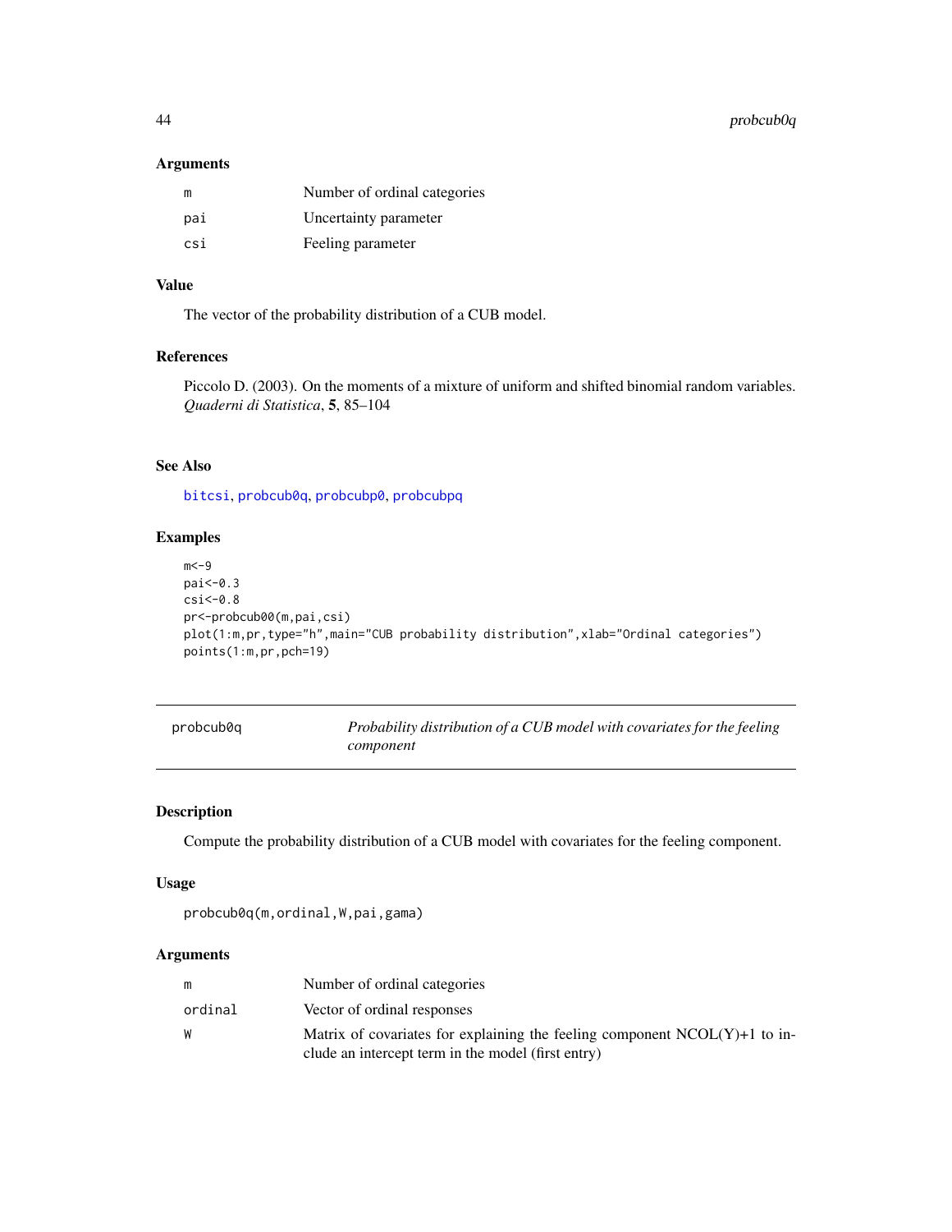### Arguments

| | |
|---|---|
| m | Number of ordinal categories |
| pai | Uncertainty parameter |
| csi | Feeling parameter |

### Value

The vector of the probability distribution of a CUB model.

### References

Piccolo D. (2003). On the moments of a mixture of uniform and shifted binomial random variables. *Quaderni di Statistica*, **5**, 85–104

### See Also

bitcsi, probcub0q, probcubp0, probcubpq

### Examples

```
m<-9
pai<-0.3
csi<-0.8
pr<-probcub00(m,pai,csi)
plot(1:m,pr,type="h",main="CUB probability distribution",xlab="Ordinal categories")
points(1:m,pr,pch=19)
```

---

## probcub0q — *Probability distribution of a CUB model with covariates for the feeling component*

### Description

Compute the probability distribution of a CUB model with covariates for the feeling component.

### Usage

```
probcub0q(m,ordinal,W,pai,gama)
```

### Arguments

| | |
|---|---|
| m | Number of ordinal categories |
| ordinal | Vector of ordinal responses |
| W | Matrix of covariates for explaining the feeling component NCOL(Y)+1 to include an intercept term in the model (first entry) |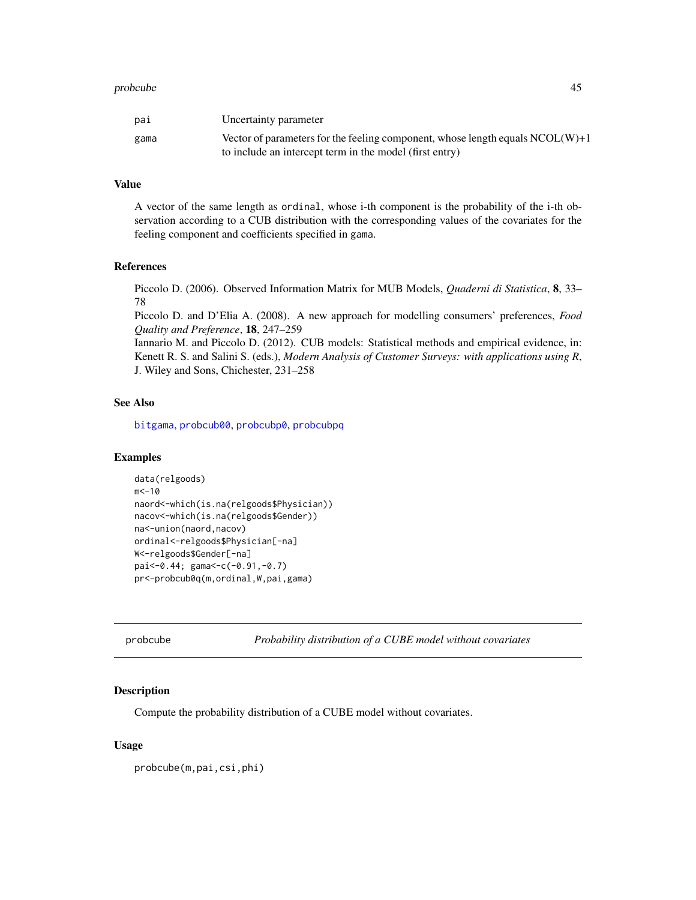| | |
|---|---|
| pai | Uncertainty parameter |
| gama | Vector of parameters for the feeling component, whose length equals NCOL(W)+1 to include an intercept term in the model (first entry) |

### Value

A vector of the same length as `ordinal`, whose i-th component is the probability of the i-th observation according to a CUB distribution with the corresponding values of the covariates for the feeling component and coefficients specified in `gama`.

### References

Piccolo D. (2006). Observed Information Matrix for MUB Models, *Quaderni di Statistica*, **8**, 33–78

Piccolo D. and D'Elia A. (2008). A new approach for modelling consumers' preferences, *Food Quality and Preference*, **18**, 247–259

Iannario M. and Piccolo D. (2012). CUB models: Statistical methods and empirical evidence, in: Kenett R. S. and Salini S. (eds.), *Modern Analysis of Customer Surveys: with applications using R*, J. Wiley and Sons, Chichester, 231–258

### See Also

bitgama, probcub00, probcubp0, probcubpq

### Examples

```
data(relgoods)
m<-10
naord<-which(is.na(relgoods$Physician))
nacov<-which(is.na(relgoods$Gender))
na<-union(naord,nacov)
ordinal<-relgoods$Physician[-na]
W<-relgoods$Gender[-na]
pai<-0.44; gama<-c(-0.91,-0.7)
pr<-probcub0q(m,ordinal,W,pai,gama)
```

---

## probcube — *Probability distribution of a CUBE model without covariates*

### Description

Compute the probability distribution of a CUBE model without covariates.

### Usage

```
probcube(m,pai,csi,phi)
```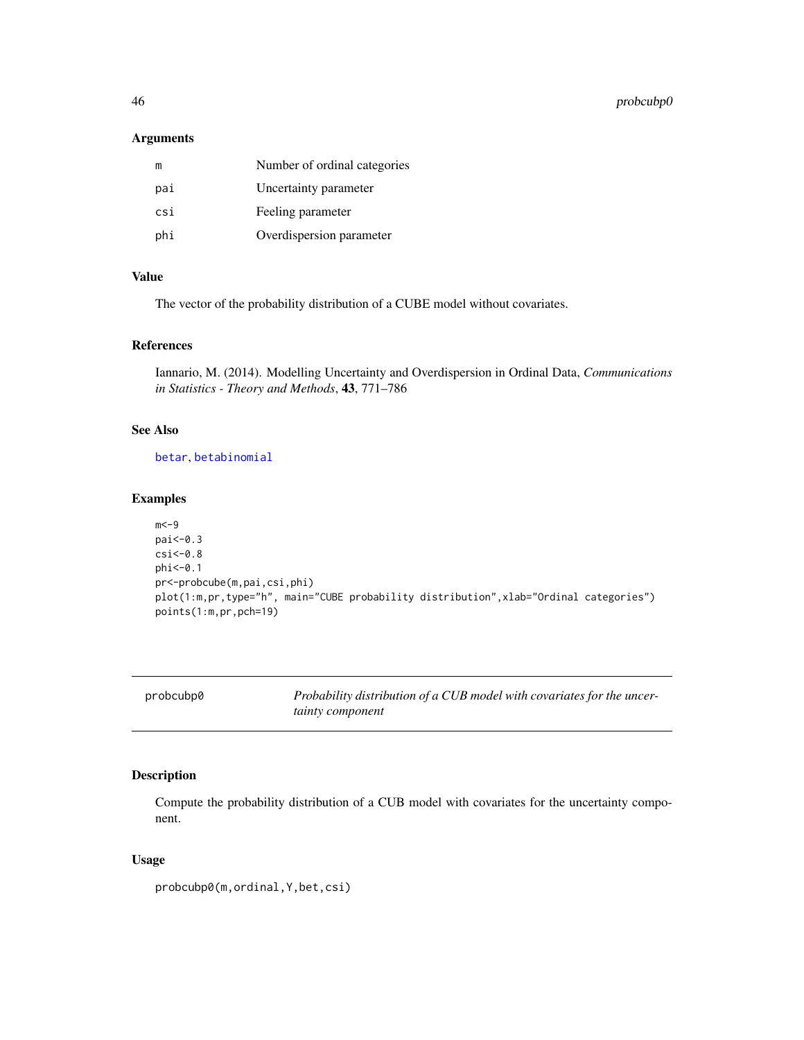### Arguments

| | |
|---|---|
| m | Number of ordinal categories |
| pai | Uncertainty parameter |
| csi | Feeling parameter |
| phi | Overdispersion parameter |

### Value

The vector of the probability distribution of a CUBE model without covariates.

### References

Iannario, M. (2014). Modelling Uncertainty and Overdispersion in Ordinal Data, *Communications in Statistics - Theory and Methods*, **43**, 771–786

### See Also

betar, betabinomial

### Examples

```
m<-9
pai<-0.3
csi<-0.8
phi<-0.1
pr<-probcube(m,pai,csi,phi)
plot(1:m,pr,type="h", main="CUBE probability distribution",xlab="Ordinal categories")
points(1:m,pr,pch=19)
```

---

## probcubp0 — *Probability distribution of a CUB model with covariates for the uncertainty component*

### Description

Compute the probability distribution of a CUB model with covariates for the uncertainty component.

### Usage

```
probcubp0(m,ordinal,Y,bet,csi)
```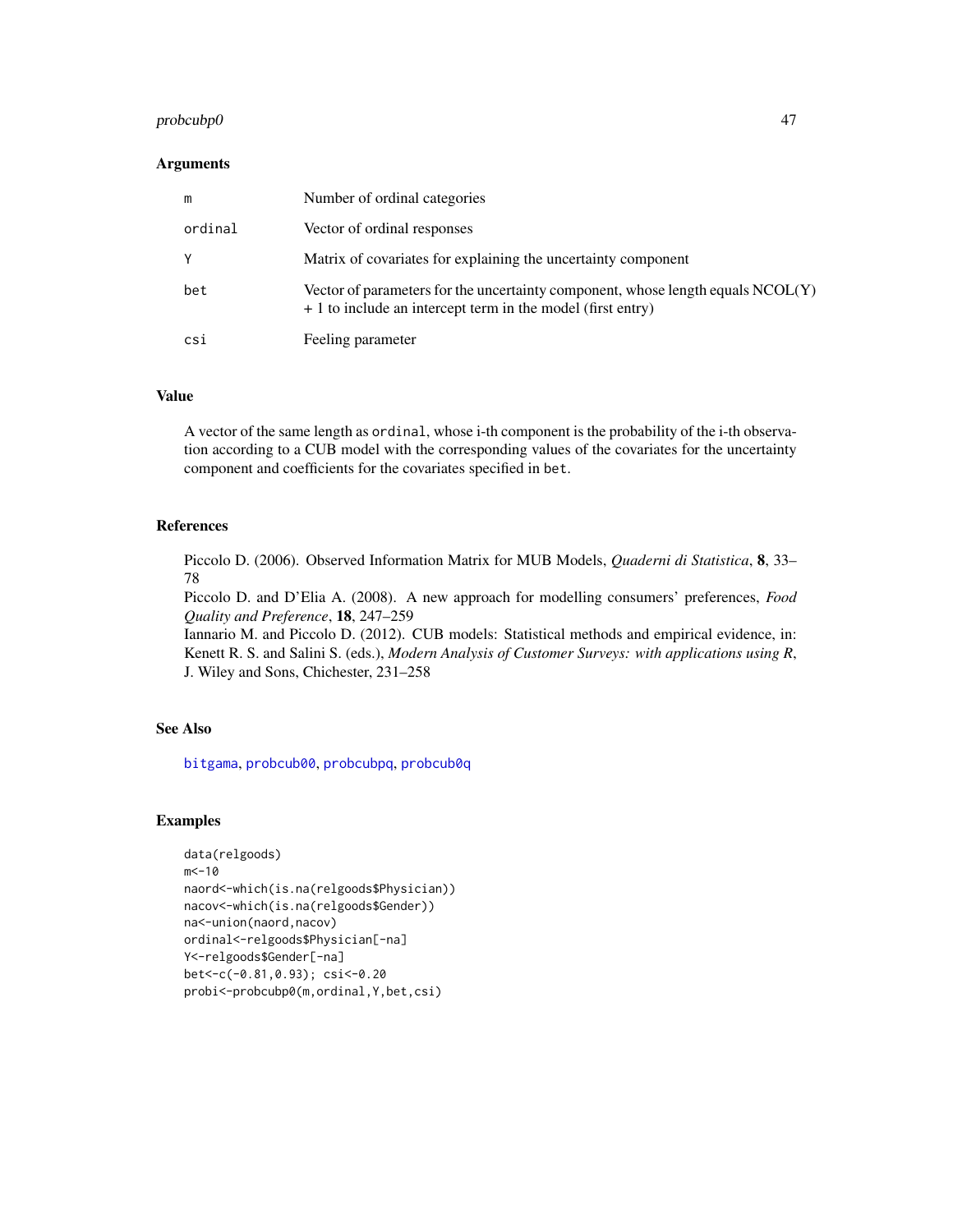### Arguments

| | |
|---|---|
| m | Number of ordinal categories |
| ordinal | Vector of ordinal responses |
| Y | Matrix of covariates for explaining the uncertainty component |
| bet | Vector of parameters for the uncertainty component, whose length equals NCOL(Y) + 1 to include an intercept term in the model (first entry) |
| csi | Feeling parameter |

### Value

A vector of the same length as `ordinal`, whose i-th component is the probability of the i-th observation according to a CUB model with the corresponding values of the covariates for the uncertainty component and coefficients for the covariates specified in `bet`.

### References

Piccolo D. (2006). Observed Information Matrix for MUB Models, *Quaderni di Statistica*, **8**, 33–78
Piccolo D. and D'Elia A. (2008). A new approach for modelling consumers' preferences, *Food Quality and Preference*, **18**, 247–259
Iannario M. and Piccolo D. (2012). CUB models: Statistical methods and empirical evidence, in: Kenett R. S. and Salini S. (eds.), *Modern Analysis of Customer Surveys: with applications using R*, J. Wiley and Sons, Chichester, 231–258

### See Also

bitgama, probcub00, probcubpq, probcub0q

### Examples

```
data(relgoods)
m<-10
naord<-which(is.na(relgoods$Physician))
nacov<-which(is.na(relgoods$Gender))
na<-union(naord,nacov)
ordinal<-relgoods$Physician[-na]
Y<-relgoods$Gender[-na]
bet<-c(-0.81,0.93); csi<-0.20
probi<-probcubp0(m,ordinal,Y,bet,csi)
```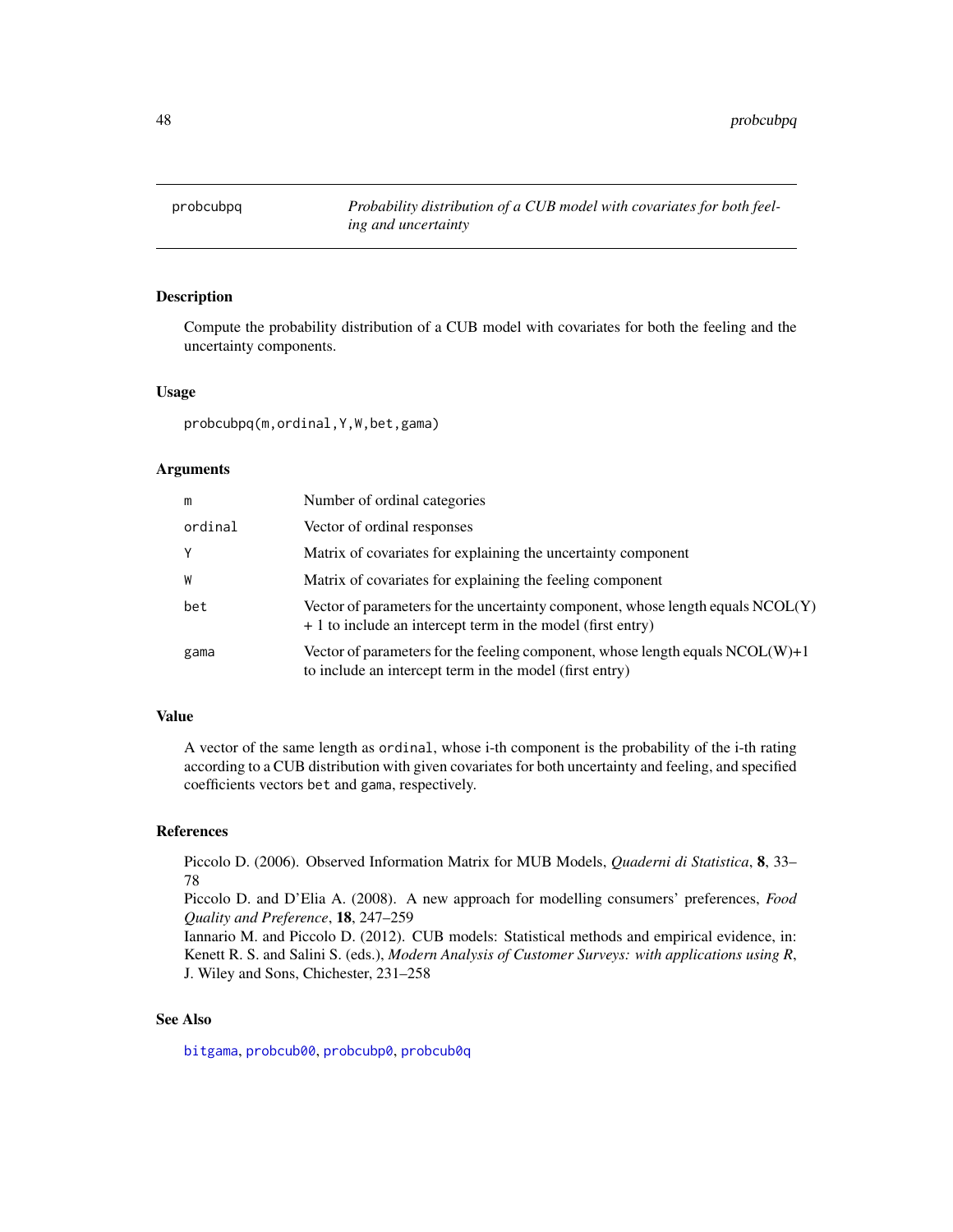# probcubpq — *Probability distribution of a CUB model with covariates for both feeling and uncertainty*

## Description

Compute the probability distribution of a CUB model with covariates for both the feeling and the uncertainty components.

## Usage

```
probcubpq(m,ordinal,Y,W,bet,gama)
```

## Arguments

| | |
|---|---|
| m | Number of ordinal categories |
| ordinal | Vector of ordinal responses |
| Y | Matrix of covariates for explaining the uncertainty component |
| W | Matrix of covariates for explaining the feeling component |
| bet | Vector of parameters for the uncertainty component, whose length equals NCOL(Y) + 1 to include an intercept term in the model (first entry) |
| gama | Vector of parameters for the feeling component, whose length equals NCOL(W)+1 to include an intercept term in the model (first entry) |

## Value

A vector of the same length as `ordinal`, whose i-th component is the probability of the i-th rating according to a CUB distribution with given covariates for both uncertainty and feeling, and specified coefficients vectors `bet` and `gama`, respectively.

## References

Piccolo D. (2006). Observed Information Matrix for MUB Models, *Quaderni di Statistica*, **8**, 33–78

Piccolo D. and D'Elia A. (2008). A new approach for modelling consumers' preferences, *Food Quality and Preference*, **18**, 247–259

Iannario M. and Piccolo D. (2012). CUB models: Statistical methods and empirical evidence, in: Kenett R. S. and Salini S. (eds.), *Modern Analysis of Customer Surveys: with applications using R*, J. Wiley and Sons, Chichester, 231–258

## See Also

bitgama, probcub00, probcubp0, probcub0q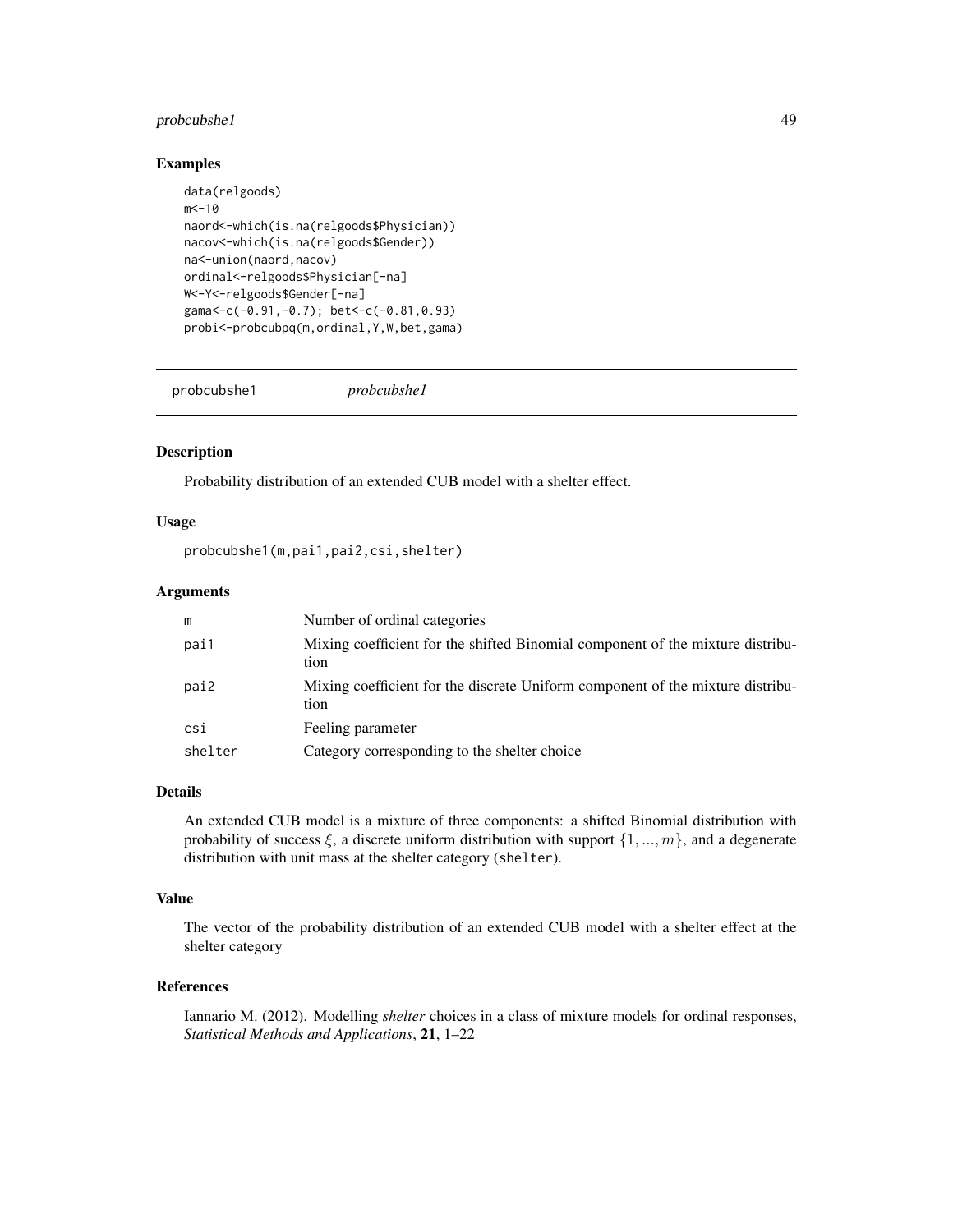## Examples

```
data(relgoods)
m<-10
naord<-which(is.na(relgoods$Physician))
nacov<-which(is.na(relgoods$Gender))
na<-union(naord,nacov)
ordinal<-relgoods$Physician[-na]
W<-Y<-relgoods$Gender[-na]
gama<-c(-0.91,-0.7); bet<-c(-0.81,0.93)
probi<-probcubpq(m,ordinal,Y,W,bet,gama)
```

---

# probcubshe1 *probcubshe1*

---

## Description

Probability distribution of an extended CUB model with a shelter effect.

## Usage

```
probcubshe1(m,pai1,pai2,csi,shelter)
```

## Arguments

| | |
|---|---|
| m | Number of ordinal categories |
| pai1 | Mixing coefficient for the shifted Binomial component of the mixture distribution |
| pai2 | Mixing coefficient for the discrete Uniform component of the mixture distribution |
| csi | Feeling parameter |
| shelter | Category corresponding to the shelter choice |

## Details

An extended CUB model is a mixture of three components: a shifted Binomial distribution with probability of success $\xi$, a discrete uniform distribution with support $\{1, ..., m\}$, and a degenerate distribution with unit mass at the shelter category (shelter).

## Value

The vector of the probability distribution of an extended CUB model with a shelter effect at the shelter category

## References

Iannario M. (2012). Modelling *shelter* choices in a class of mixture models for ordinal responses, *Statistical Methods and Applications*, **21**, 1–22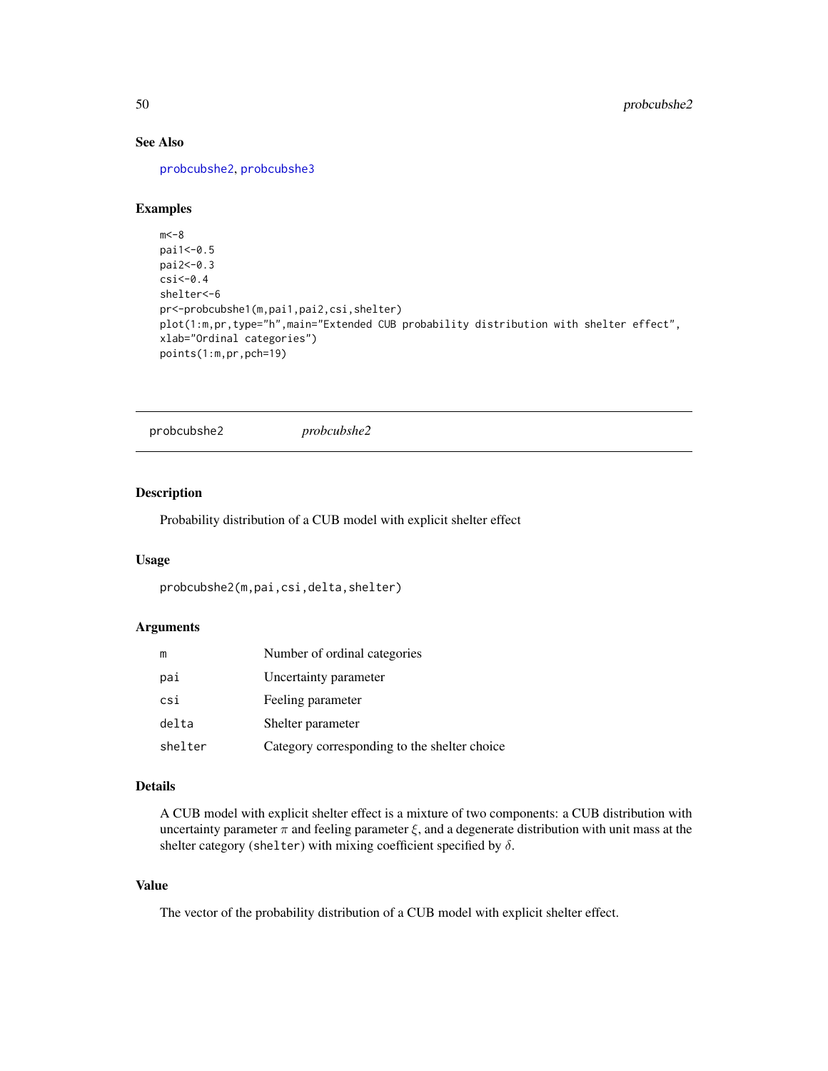## See Also

probcubshe2, probcubshe3

## Examples

```
m<-8
pai1<-0.5
pai2<-0.3
csi<-0.4
shelter<-6
pr<-probcubshe1(m,pai1,pai2,csi,shelter)
plot(1:m,pr,type="h",main="Extended CUB probability distribution with shelter effect",
xlab="Ordinal categories")
points(1:m,pr,pch=19)
```

---

# probcubshe2 *probcubshe2*

## Description

Probability distribution of a CUB model with explicit shelter effect

## Usage

```
probcubshe2(m,pai,csi,delta,shelter)
```

## Arguments

| | |
|---|---|
| m | Number of ordinal categories |
| pai | Uncertainty parameter |
| csi | Feeling parameter |
| delta | Shelter parameter |
| shelter | Category corresponding to the shelter choice |

## Details

A CUB model with explicit shelter effect is a mixture of two components: a CUB distribution with uncertainty parameter $\pi$ and feeling parameter $\xi$, and a degenerate distribution with unit mass at the shelter category (shelter) with mixing coefficient specified by $\delta$.

## Value

The vector of the probability distribution of a CUB model with explicit shelter effect.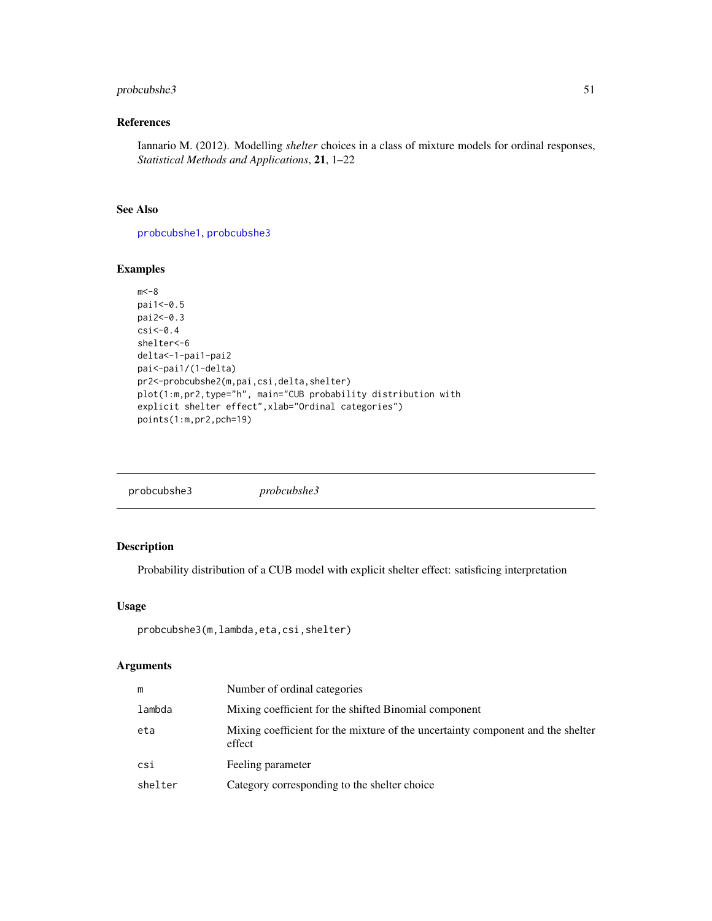### References

Iannario M. (2012). Modelling *shelter* choices in a class of mixture models for ordinal responses, *Statistical Methods and Applications*, **21**, 1–22

### See Also

probcubshe1, probcubshe3

### Examples

```
m<-8
pai1<-0.5
pai2<-0.3
csi<-0.4
shelter<-6
delta<-1-pai1-pai2
pai<-pai1/(1-delta)
pr2<-probcubshe2(m,pai,csi,delta,shelter)
plot(1:m,pr2,type="h", main="CUB probability distribution with
explicit shelter effect",xlab="Ordinal categories")
points(1:m,pr2,pch=19)
```

---

## probcubshe3 *probcubshe3*

### Description

Probability distribution of a CUB model with explicit shelter effect: satisficing interpretation

### Usage

```
probcubshe3(m,lambda,eta,csi,shelter)
```

### Arguments

| | |
|---|---|
| m | Number of ordinal categories |
| lambda | Mixing coefficient for the shifted Binomial component |
| eta | Mixing coefficient for the mixture of the uncertainty component and the shelter effect |
| csi | Feeling parameter |
| shelter | Category corresponding to the shelter choice |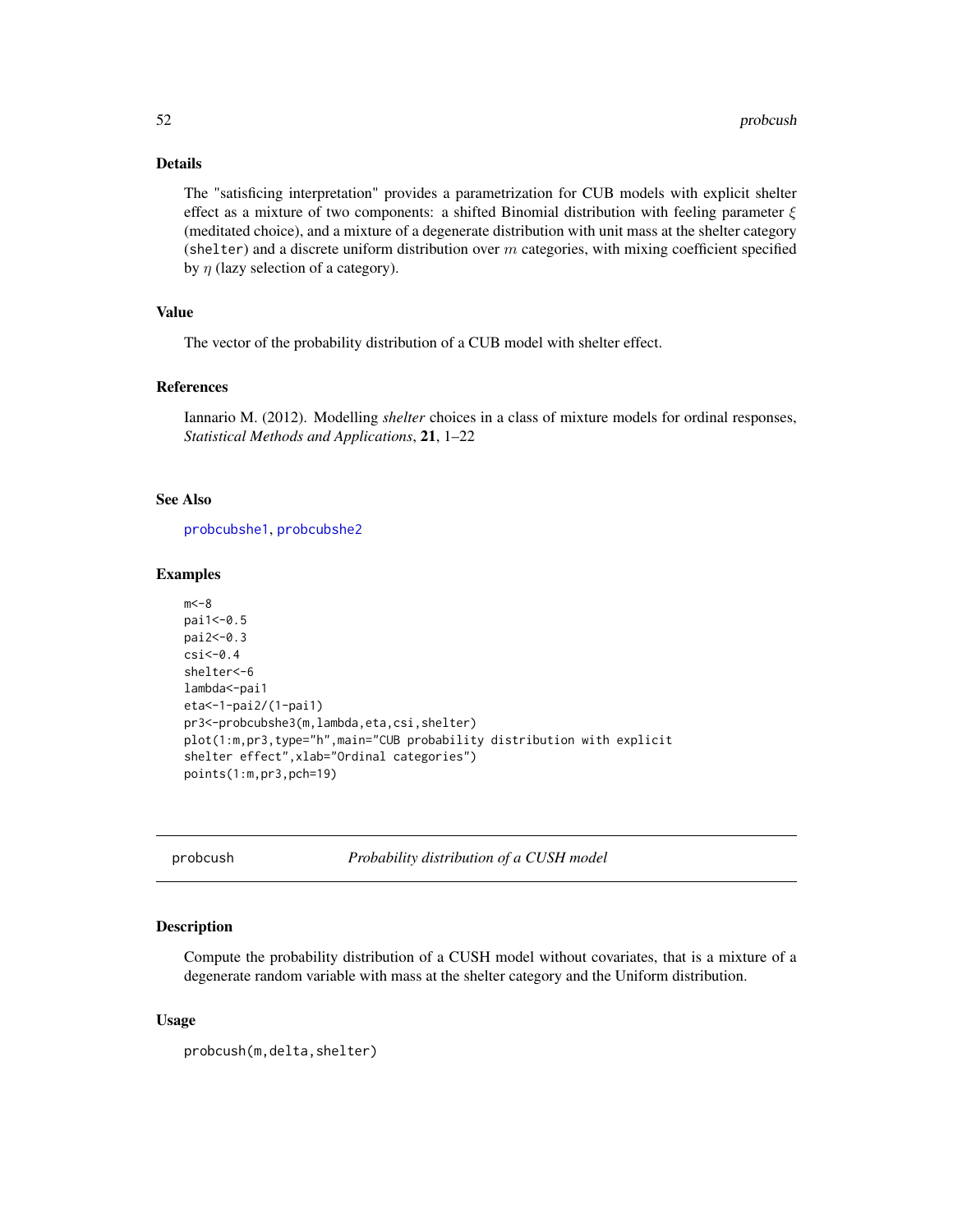## Details

The "satisficing interpretation" provides a parametrization for CUB models with explicit shelter effect as a mixture of two components: a shifted Binomial distribution with feeling parameter $\xi$ (meditated choice), and a mixture of a degenerate distribution with unit mass at the shelter category (`shelter`) and a discrete uniform distribution over $m$ categories, with mixing coefficient specified by $\eta$ (lazy selection of a category).

## Value

The vector of the probability distribution of a CUB model with shelter effect.

## References

Iannario M. (2012). Modelling *shelter* choices in a class of mixture models for ordinal responses, *Statistical Methods and Applications*, **21**, 1–22

## See Also

probcubshe1, probcubshe2

## Examples

```
m<-8
pai1<-0.5
pai2<-0.3
csi<-0.4
shelter<-6
lambda<-pai1
eta<-1-pai2/(1-pai1)
pr3<-probcubshe3(m,lambda,eta,csi,shelter)
plot(1:m,pr3,type="h",main="CUB probability distribution with explicit
shelter effect",xlab="Ordinal categories")
points(1:m,pr3,pch=19)
```

---

# probcush — *Probability distribution of a CUSH model*

## Description

Compute the probability distribution of a CUSH model without covariates, that is a mixture of a degenerate random variable with mass at the shelter category and the Uniform distribution.

## Usage

```
probcush(m,delta,shelter)
```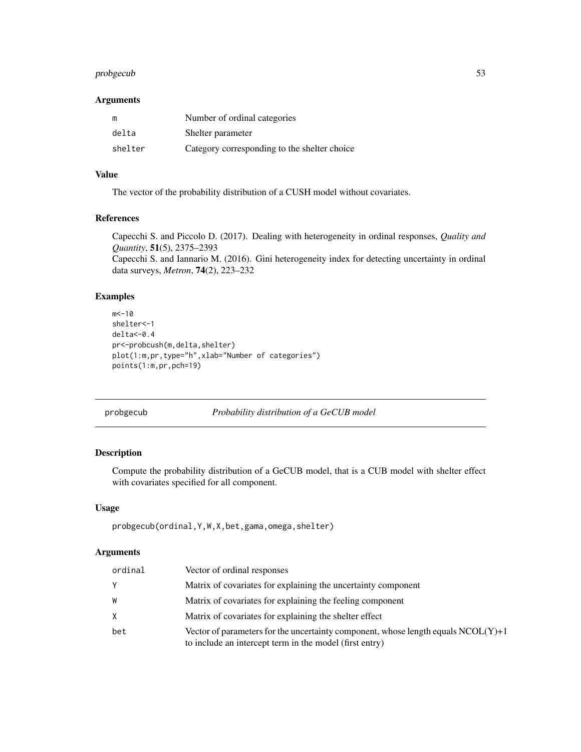### Arguments

| | |
|---|---|
| m | Number of ordinal categories |
| delta | Shelter parameter |
| shelter | Category corresponding to the shelter choice |

### Value

The vector of the probability distribution of a CUSH model without covariates.

### References

Capecchi S. and Piccolo D. (2017). Dealing with heterogeneity in ordinal responses, *Quality and Quantity*, **51**(5), 2375–2393
Capecchi S. and Iannario M. (2016). Gini heterogeneity index for detecting uncertainty in ordinal data surveys, *Metron*, **74**(2), 223–232

### Examples

```
m<-10
shelter<-1
delta<-0.4
pr<-probcush(m,delta,shelter)
plot(1:m,pr,type="h",xlab="Number of categories")
points(1:m,pr,pch=19)
```

---

## probgecub *Probability distribution of a GeCUB model*

---

### Description

Compute the probability distribution of a GeCUB model, that is a CUB model with shelter effect with covariates specified for all component.

### Usage

```
probgecub(ordinal,Y,W,X,bet,gama,omega,shelter)
```

### Arguments

| | |
|---|---|
| ordinal | Vector of ordinal responses |
| Y | Matrix of covariates for explaining the uncertainty component |
| W | Matrix of covariates for explaining the feeling component |
| X | Matrix of covariates for explaining the shelter effect |
| bet | Vector of parameters for the uncertainty component, whose length equals NCOL(Y)+1 to include an intercept term in the model (first entry) |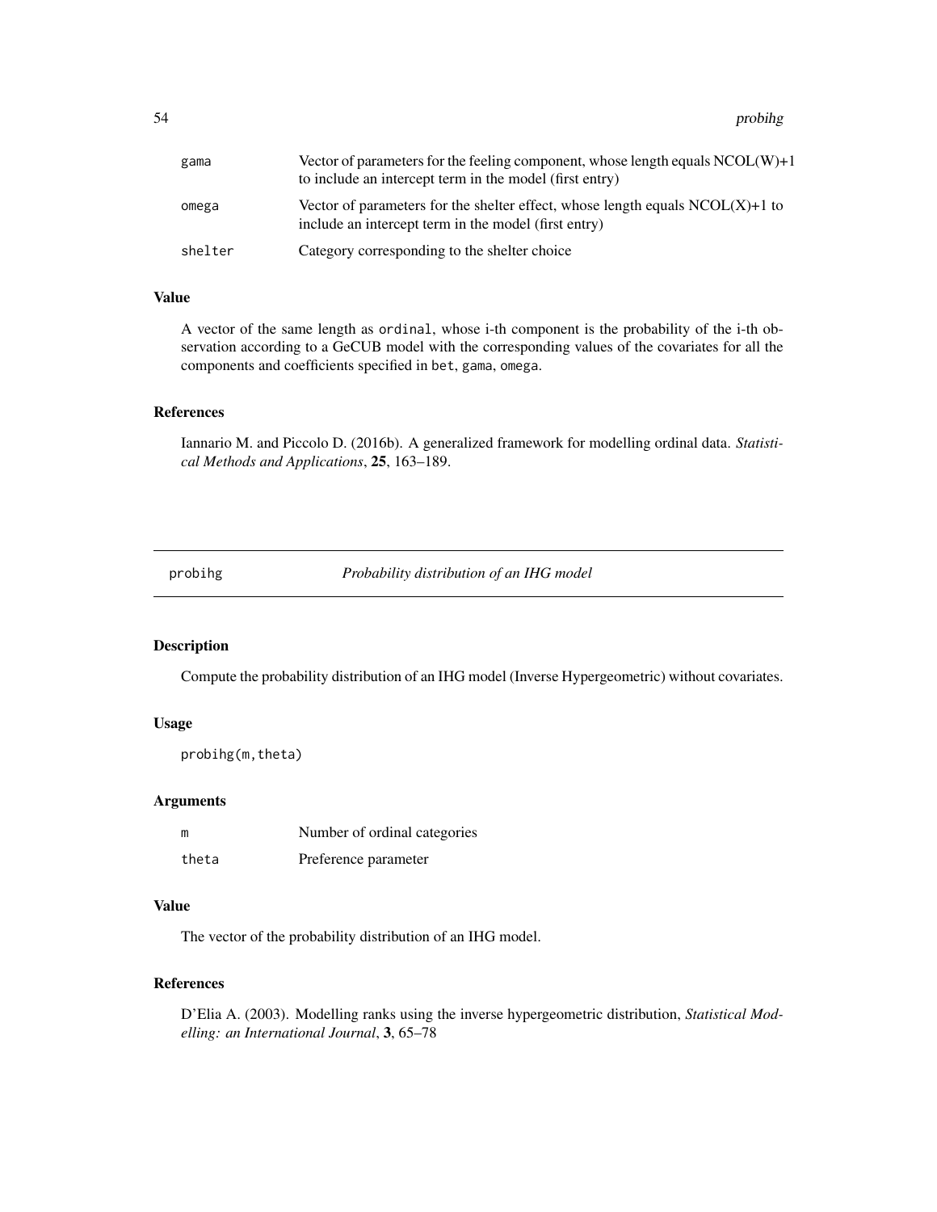| | |
|---|---|
| gama | Vector of parameters for the feeling component, whose length equals NCOL(W)+1 to include an intercept term in the model (first entry) |
| omega | Vector of parameters for the shelter effect, whose length equals NCOL(X)+1 to include an intercept term in the model (first entry) |
| shelter | Category corresponding to the shelter choice |

### Value

A vector of the same length as ordinal, whose i-th component is the probability of the i-th observation according to a GeCUB model with the corresponding values of the covariates for all the components and coefficients specified in bet, gama, omega.

### References

Iannario M. and Piccolo D. (2016b). A generalized framework for modelling ordinal data. *Statistical Methods and Applications*, **25**, 163–189.

---

## probihg *Probability distribution of an IHG model*

### Description

Compute the probability distribution of an IHG model (Inverse Hypergeometric) without covariates.

### Usage

```
probihg(m,theta)
```

### Arguments

| | |
|---|---|
| m | Number of ordinal categories |
| theta | Preference parameter |

### Value

The vector of the probability distribution of an IHG model.

### References

D'Elia A. (2003). Modelling ranks using the inverse hypergeometric distribution, *Statistical Modelling: an International Journal*, **3**, 65–78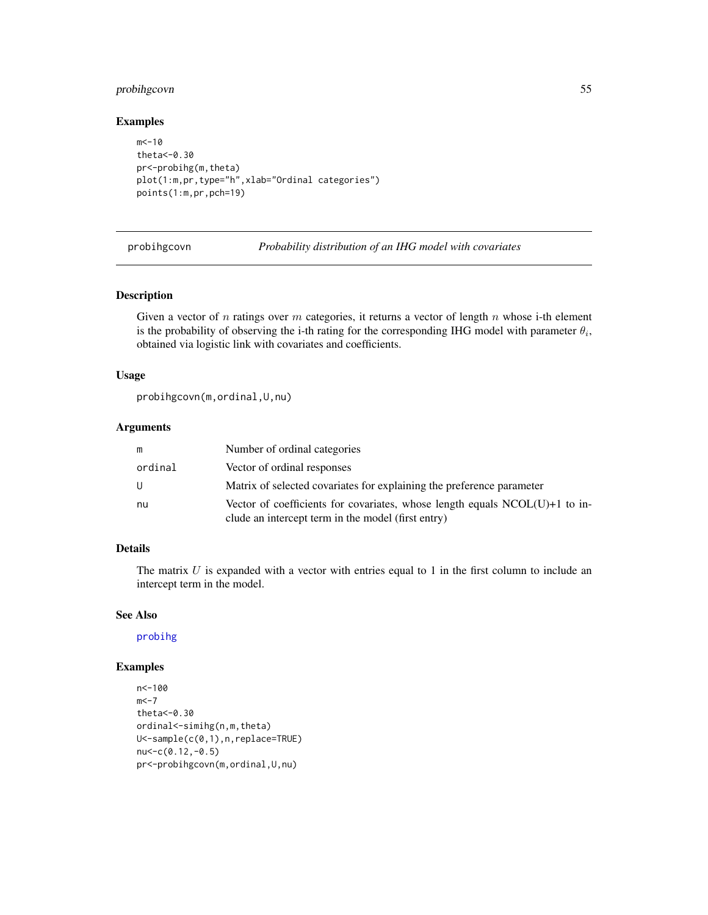## Examples

```
m<-10
theta<-0.30
pr<-probihg(m,theta)
plot(1:m,pr,type="h",xlab="Ordinal categories")
points(1:m,pr,pch=19)
```

---

# probihgcovn *Probability distribution of an IHG model with covariates*

## Description

Given a vector of $n$ ratings over $m$ categories, it returns a vector of length $n$ whose i-th element is the probability of observing the i-th rating for the corresponding IHG model with parameter $\theta_i$, obtained via logistic link with covariates and coefficients.

## Usage

```
probihgcovn(m,ordinal,U,nu)
```

## Arguments

| | |
|---|---|
| m | Number of ordinal categories |
| ordinal | Vector of ordinal responses |
| U | Matrix of selected covariates for explaining the preference parameter |
| nu | Vector of coefficients for covariates, whose length equals NCOL(U)+1 to include an intercept term in the model (first entry) |

## Details

The matrix $U$ is expanded with a vector with entries equal to 1 in the first column to include an intercept term in the model.

## See Also

probihg

## Examples

```
n<-100
m<-7
theta<-0.30
ordinal<-simihg(n,m,theta)
U<-sample(c(0,1),n,replace=TRUE)
nu<-c(0.12,-0.5)
pr<-probihgcovn(m,ordinal,U,nu)
```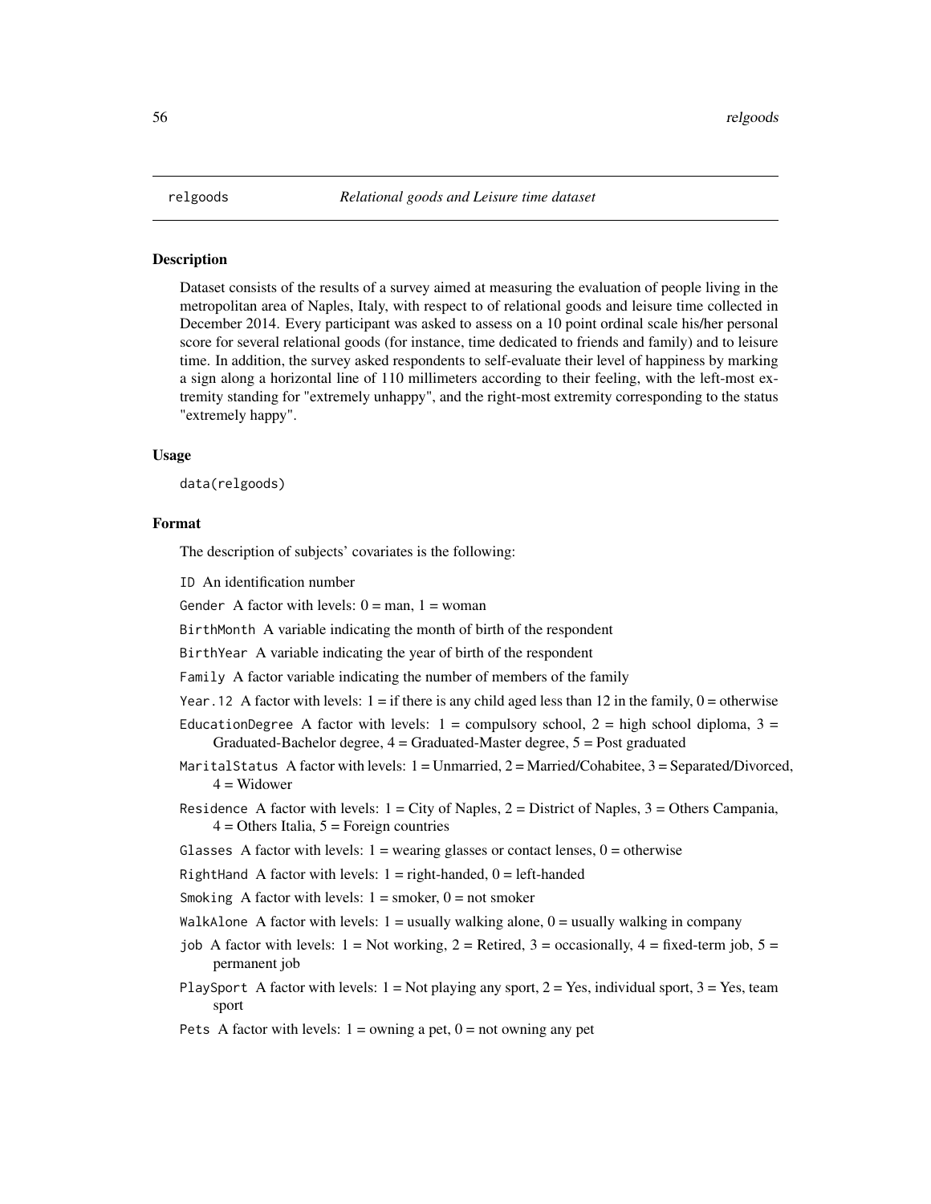`relgoods` *Relational goods and Leisure time dataset*

## Description

Dataset consists of the results of a survey aimed at measuring the evaluation of people living in the metropolitan area of Naples, Italy, with respect to of relational goods and leisure time collected in December 2014. Every participant was asked to assess on a 10 point ordinal scale his/her personal score for several relational goods (for instance, time dedicated to friends and family) and to leisure time. In addition, the survey asked respondents to self-evaluate their level of happiness by marking a sign along a horizontal line of 110 millimeters according to their feeling, with the left-most extremity standing for "extremely unhappy", and the right-most extremity corresponding to the status "extremely happy".

## Usage

```
data(relgoods)
```

## Format

The description of subjects' covariates is the following:

- `ID` An identification number
- `Gender` A factor with levels: 0 = man, 1 = woman
- `BirthMonth` A variable indicating the month of birth of the respondent
- `BirthYear` A variable indicating the year of birth of the respondent
- `Family` A factor variable indicating the number of members of the family
- `Year.12` A factor with levels: 1 = if there is any child aged less than 12 in the family, 0 = otherwise
- `EducationDegree` A factor with levels: 1 = compulsory school, 2 = high school diploma, 3 = Graduated-Bachelor degree, 4 = Graduated-Master degree, 5 = Post graduated
- `MaritalStatus` A factor with levels: 1 = Unmarried, 2 = Married/Cohabitee, 3 = Separated/Divorced, 4 = Widower
- `Residence` A factor with levels: 1 = City of Naples, 2 = District of Naples, 3 = Others Campania, 4 = Others Italia, 5 = Foreign countries
- `Glasses` A factor with levels: 1 = wearing glasses or contact lenses, 0 = otherwise
- `RightHand` A factor with levels: 1 = right-handed, 0 = left-handed
- `Smoking` A factor with levels: 1 = smoker, 0 = not smoker
- `WalkAlone` A factor with levels: 1 = usually walking alone, 0 = usually walking in company
- `job` A factor with levels: 1 = Not working, 2 = Retired, 3 = occasionally, 4 = fixed-term job, 5 = permanent job
- `PlaySport` A factor with levels: 1 = Not playing any sport, 2 = Yes, individual sport, 3 = Yes, team sport
- `Pets` A factor with levels: 1 = owning a pet, 0 = not owning any pet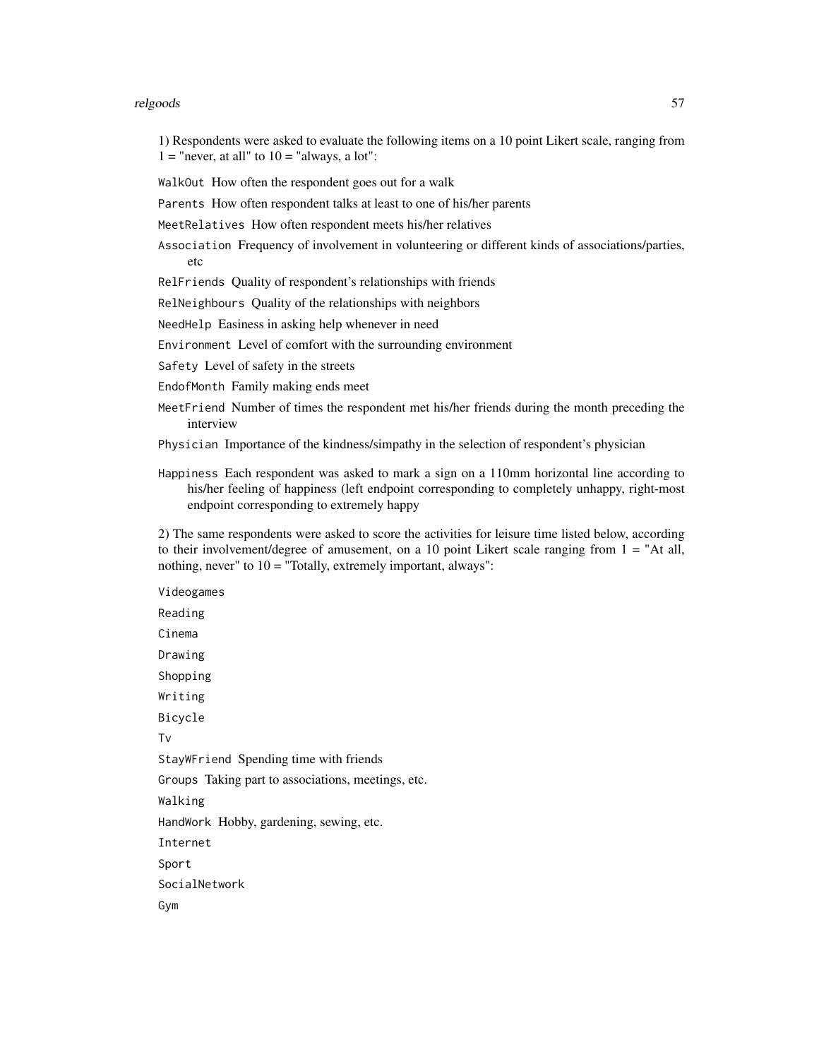1) Respondents were asked to evaluate the following items on a 10 point Likert scale, ranging from 1 = "never, at all" to 10 = "always, a lot":

`WalkOut` How often the respondent goes out for a walk

`Parents` How often respondent talks at least to one of his/her parents

`MeetRelatives` How often respondent meets his/her relatives

`Association` Frequency of involvement in volunteering or different kinds of associations/parties, etc

`RelFriends` Quality of respondent's relationships with friends

`RelNeighbours` Quality of the relationships with neighbors

`NeedHelp` Easiness in asking help whenever in need

`Environment` Level of comfort with the surrounding environment

`Safety` Level of safety in the streets

`EndofMonth` Family making ends meet

`MeetFriend` Number of times the respondent met his/her friends during the month preceding the interview

`Physician` Importance of the kindness/simpathy in the selection of respondent's physician

`Happiness` Each respondent was asked to mark a sign on a 110mm horizontal line according to his/her feeling of happiness (left endpoint corresponding to completely unhappy, right-most endpoint corresponding to extremely happy

2) The same respondents were asked to score the activities for leisure time listed below, according to their involvement/degree of amusement, on a 10 point Likert scale ranging from 1 = "At all, nothing, never" to 10 = "Totally, extremely important, always":

`Videogames`

`Reading`

`Cinema`

`Drawing`

`Shopping`

`Writing`

`Bicycle`

`Tv`

`StayWFriend` Spending time with friends

`Groups` Taking part to associations, meetings, etc.

`Walking`

`HandWork` Hobby, gardening, sewing, etc.

`Internet`

`Sport`

`SocialNetwork`

`Gym`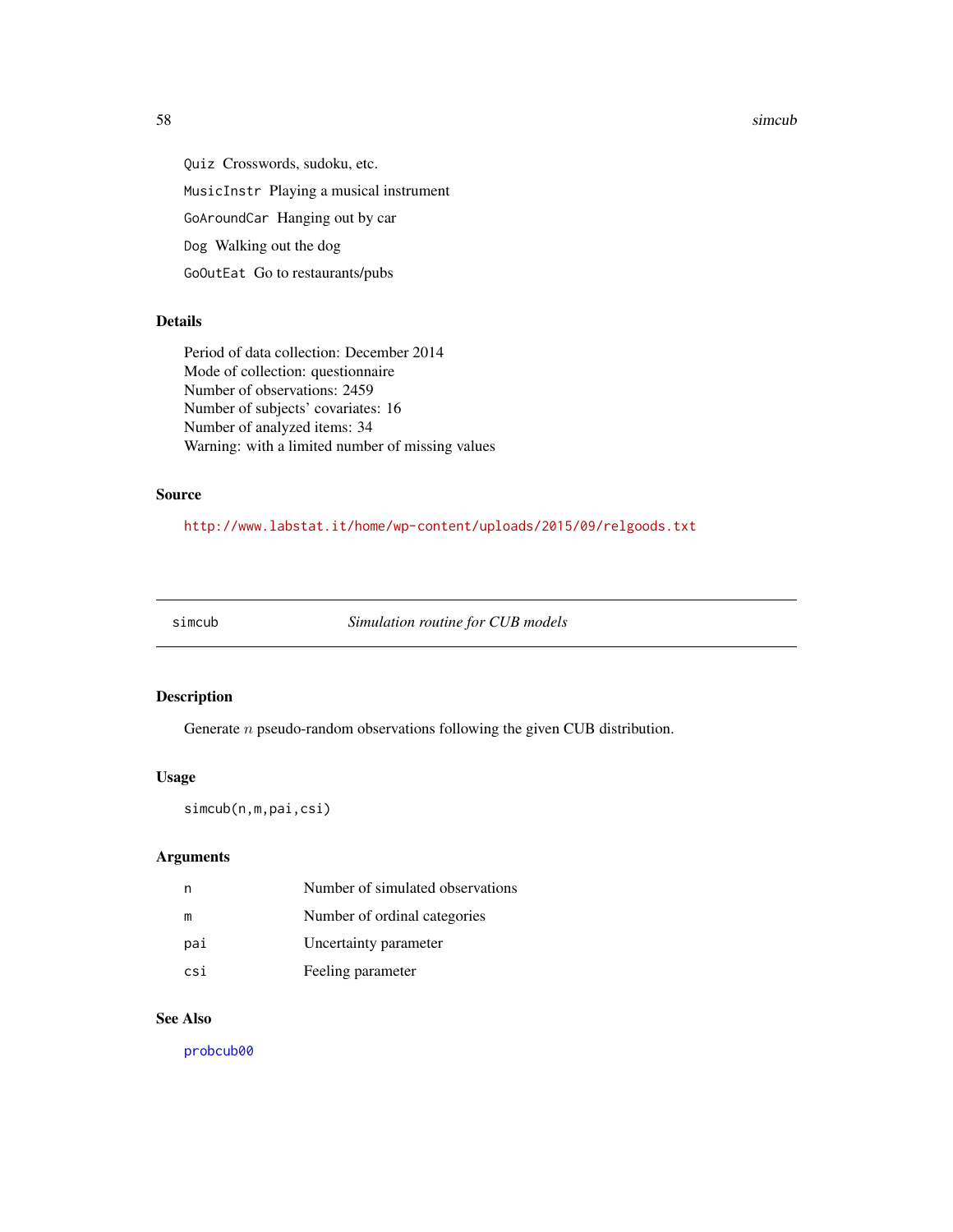`Quiz` Crosswords, sudoku, etc.

`MusicInstr` Playing a musical instrument

`GoAroundCar` Hanging out by car

`Dog` Walking out the dog

`GoOutEat` Go to restaurants/pubs

### Details

Period of data collection: December 2014
Mode of collection: questionnaire
Number of observations: 2459
Number of subjects' covariates: 16
Number of analyzed items: 34
Warning: with a limited number of missing values

### Source

http://www.labstat.it/home/wp-content/uploads/2015/09/relgoods.txt

---

## simcub — *Simulation routine for CUB models*

### Description

Generate $n$ pseudo-random observations following the given CUB distribution.

### Usage

```
simcub(n,m,pai,csi)
```

### Arguments

| | |
|---|---|
| `n` | Number of simulated observations |
| `m` | Number of ordinal categories |
| `pai` | Uncertainty parameter |
| `csi` | Feeling parameter |

### See Also

`probcub00`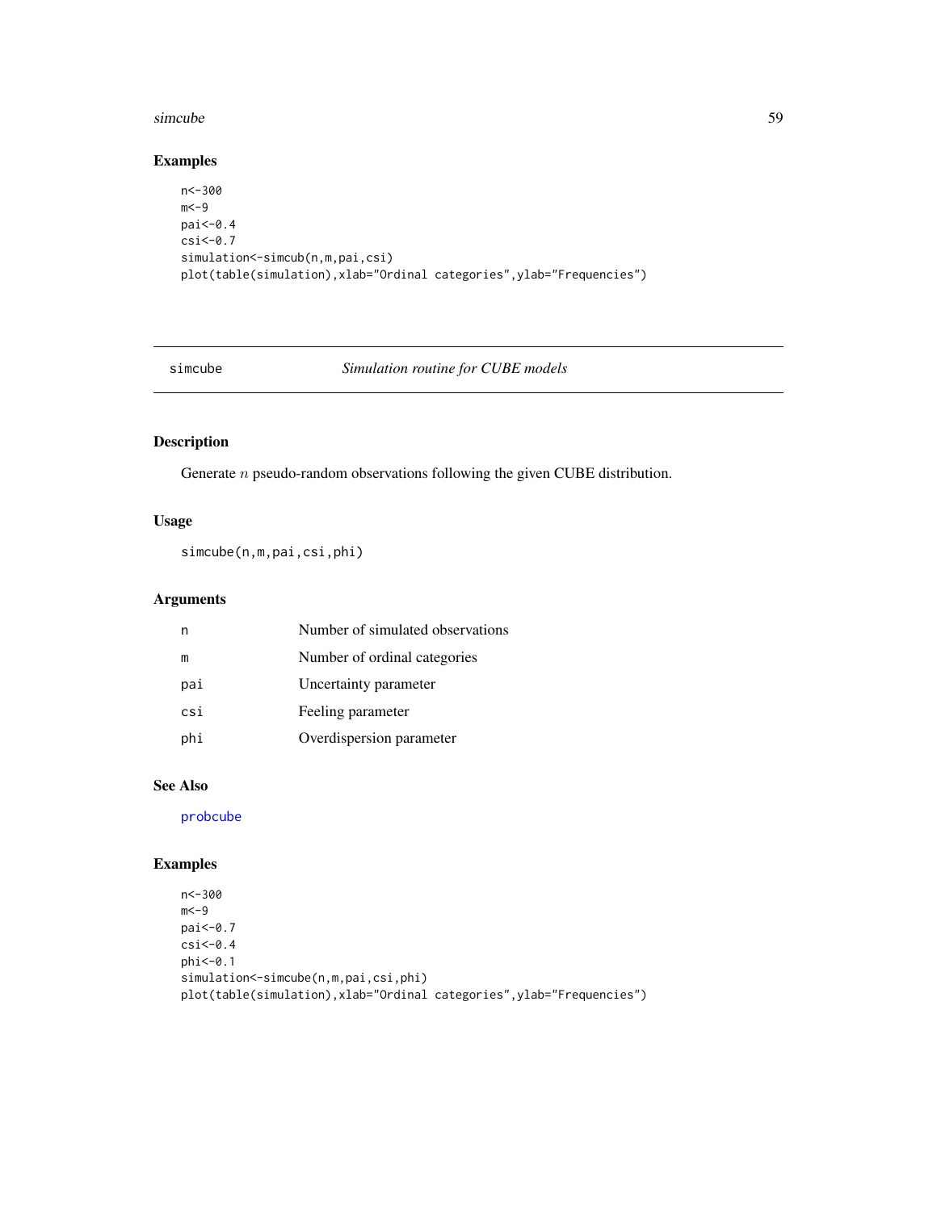## Examples

```
n<-300
m<-9
pai<-0.4
csi<-0.7
simulation<-simcub(n,m,pai,csi)
plot(table(simulation),xlab="Ordinal categories",ylab="Frequencies")
```

---

simcube *Simulation routine for CUBE models*

---

## Description

Generate $n$ pseudo-random observations following the given CUBE distribution.

## Usage

```
simcube(n,m,pai,csi,phi)
```

## Arguments

| | |
|---|---|
| n | Number of simulated observations |
| m | Number of ordinal categories |
| pai | Uncertainty parameter |
| csi | Feeling parameter |
| phi | Overdispersion parameter |

## See Also

probcube

## Examples

```
n<-300
m<-9
pai<-0.7
csi<-0.4
phi<-0.1
simulation<-simcube(n,m,pai,csi,phi)
plot(table(simulation),xlab="Ordinal categories",ylab="Frequencies")
```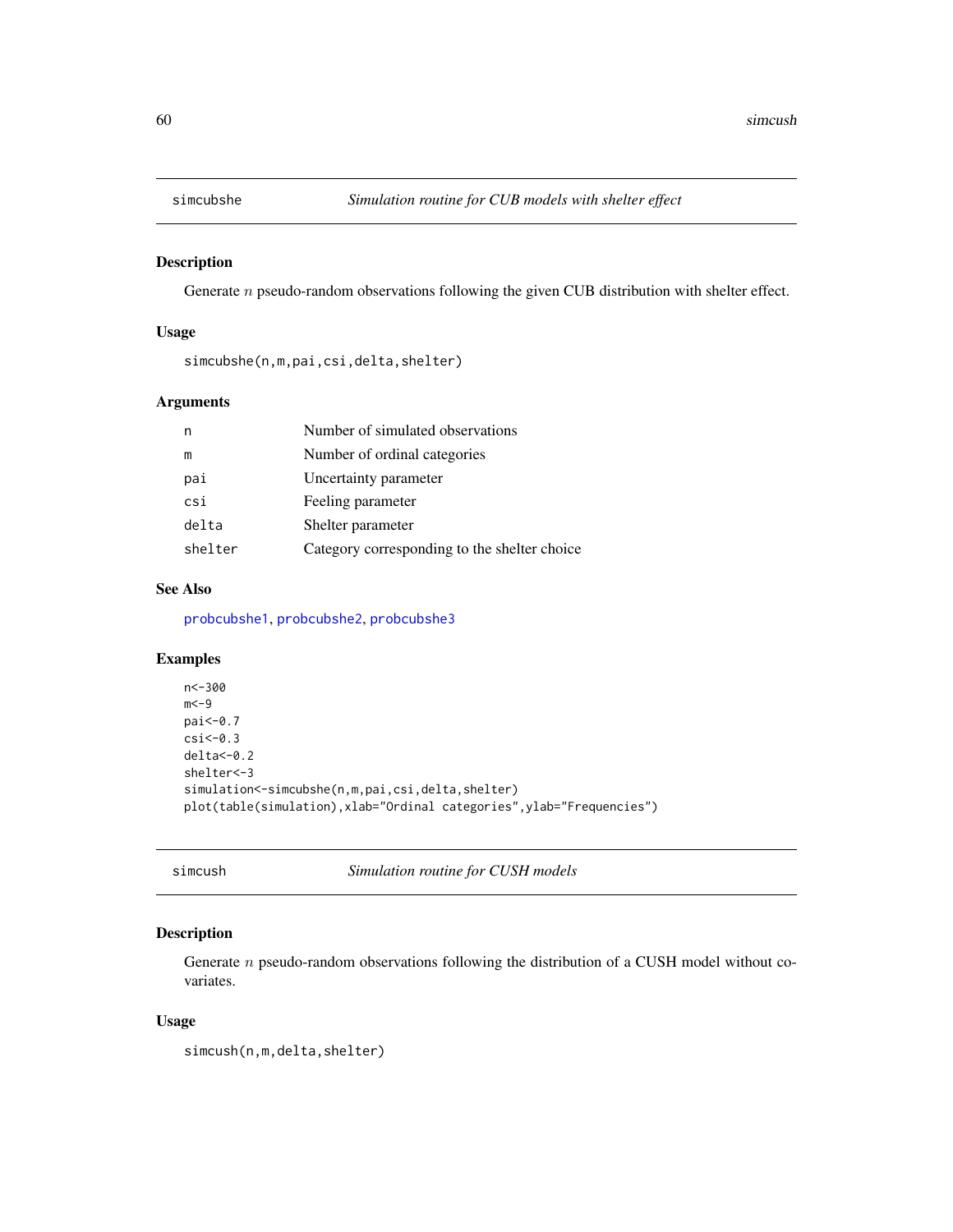## simcubshe — *Simulation routine for CUB models with shelter effect*

### Description

Generate $n$ pseudo-random observations following the given CUB distribution with shelter effect.

### Usage

```
simcubshe(n,m,pai,csi,delta,shelter)
```

### Arguments

| | |
|---|---|
| n | Number of simulated observations |
| m | Number of ordinal categories |
| pai | Uncertainty parameter |
| csi | Feeling parameter |
| delta | Shelter parameter |
| shelter | Category corresponding to the shelter choice |

### See Also

probcubshe1, probcubshe2, probcubshe3

### Examples

```
n<-300
m<-9
pai<-0.7
csi<-0.3
delta<-0.2
shelter<-3
simulation<-simcubshe(n,m,pai,csi,delta,shelter)
plot(table(simulation),xlab="Ordinal categories",ylab="Frequencies")
```

## simcush — *Simulation routine for CUSH models*

### Description

Generate $n$ pseudo-random observations following the distribution of a CUSH model without covariates.

### Usage

```
simcush(n,m,delta,shelter)
```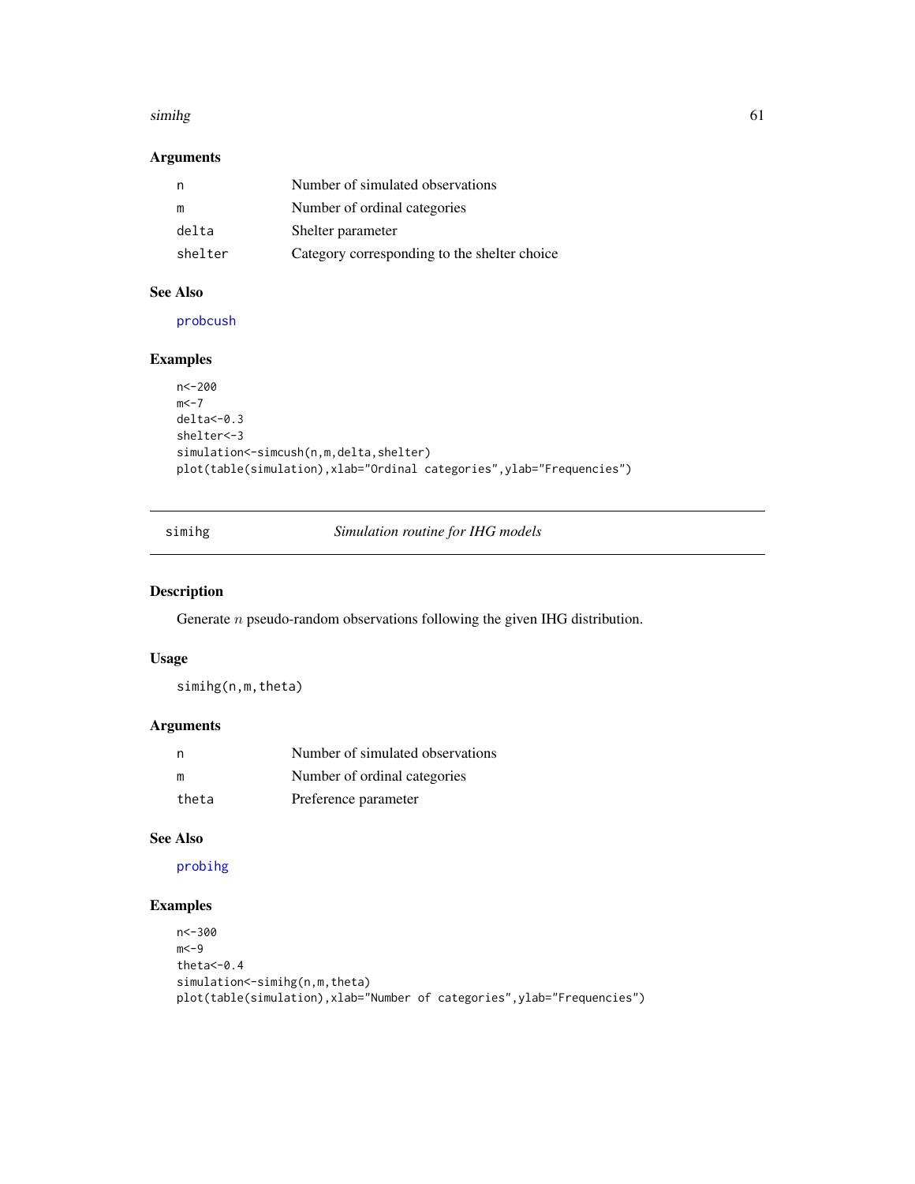## Arguments

| | |
|---|---|
| n | Number of simulated observations |
| m | Number of ordinal categories |
| delta | Shelter parameter |
| shelter | Category corresponding to the shelter choice |

## See Also

probcush

## Examples

```
n<-200
m<-7
delta<-0.3
shelter<-3
simulation<-simcush(n,m,delta,shelter)
plot(table(simulation),xlab="Ordinal categories",ylab="Frequencies")
```

---

# simihg — *Simulation routine for IHG models*

## Description

Generate $n$ pseudo-random observations following the given IHG distribution.

## Usage

```
simihg(n,m,theta)
```

## Arguments

| | |
|---|---|
| n | Number of simulated observations |
| m | Number of ordinal categories |
| theta | Preference parameter |

## See Also

probihg

## Examples

```
n<-300
m<-9
theta<-0.4
simulation<-simihg(n,m,theta)
plot(table(simulation),xlab="Number of categories",ylab="Frequencies")
```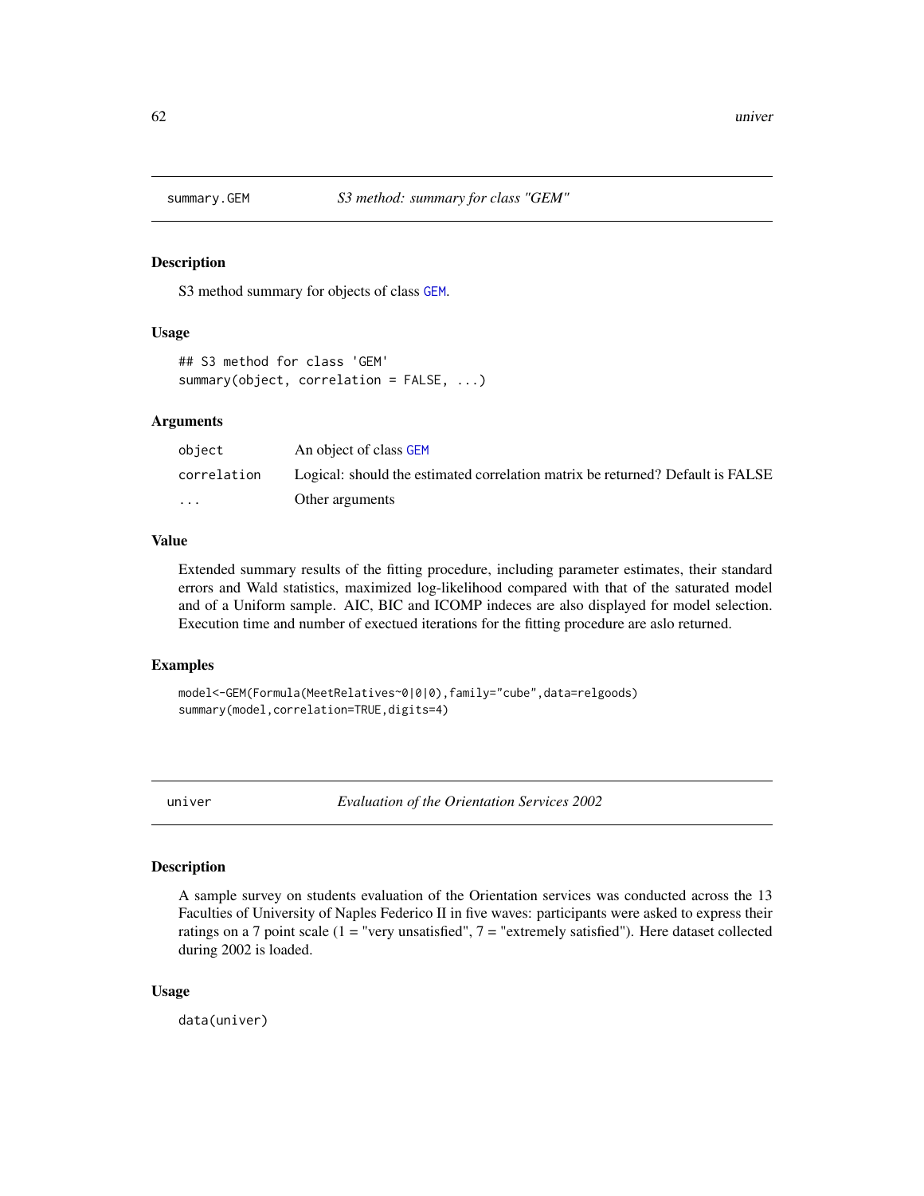## summary.GEM *S3 method: summary for class "GEM"*

### Description

S3 method summary for objects of class GEM.

### Usage

```
## S3 method for class 'GEM'
summary(object, correlation = FALSE, ...)
```

### Arguments

| | |
|---|---|
| object | An object of class GEM |
| correlation | Logical: should the estimated correlation matrix be returned? Default is FALSE |
| ... | Other arguments |

### Value

Extended summary results of the fitting procedure, including parameter estimates, their standard errors and Wald statistics, maximized log-likelihood compared with that of the saturated model and of a Uniform sample. AIC, BIC and ICOMP indeces are also displayed for model selection. Execution time and number of exectued iterations for the fitting procedure are aslo returned.

### Examples

```
model<-GEM(Formula(MeetRelatives~0|0|0),family="cube",data=relgoods)
summary(model,correlation=TRUE,digits=4)
```

## univer *Evaluation of the Orientation Services 2002*

### Description

A sample survey on students evaluation of the Orientation services was conducted across the 13 Faculties of University of Naples Federico II in five waves: participants were asked to express their ratings on a 7 point scale (1 = "very unsatisfied", 7 = "extremely satisfied"). Here dataset collected during 2002 is loaded.

### Usage

```
data(univer)
```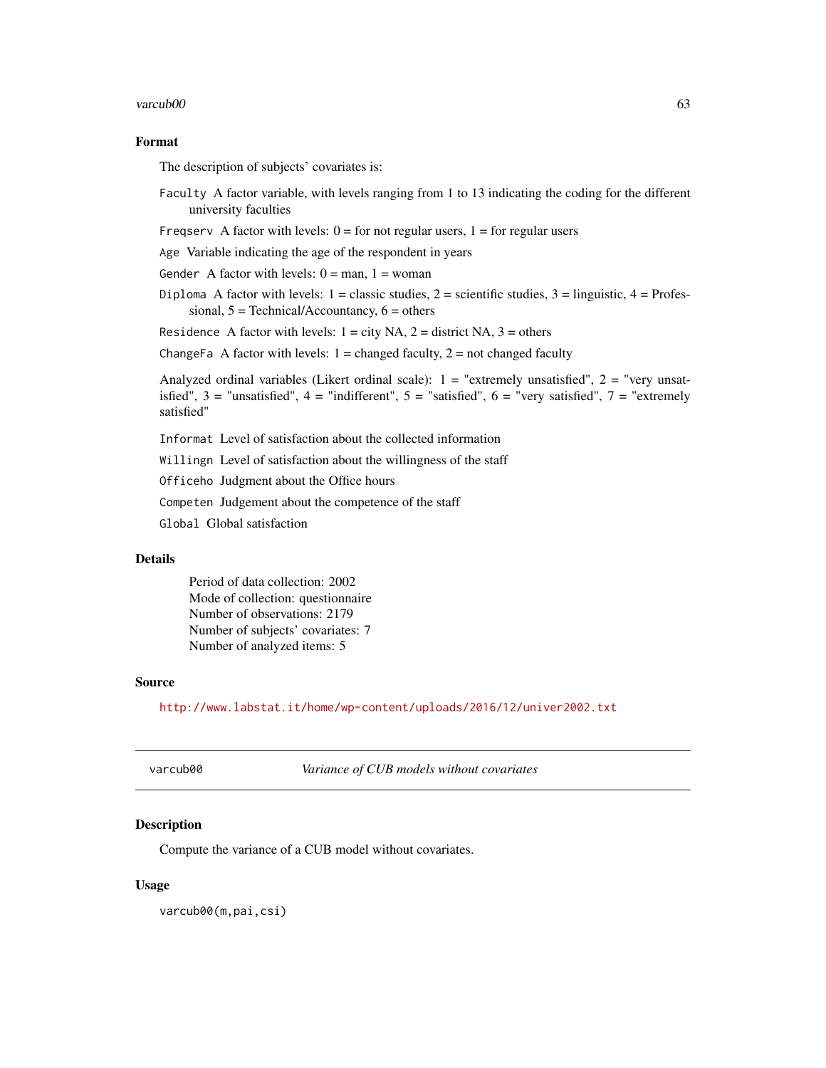### Format

The description of subjects' covariates is:

- `Faculty` A factor variable, with levels ranging from 1 to 13 indicating the coding for the different university faculties
- `Freqserv` A factor with levels: 0 = for not regular users, 1 = for regular users
- `Age` Variable indicating the age of the respondent in years
- `Gender` A factor with levels: 0 = man, 1 = woman
- `Diploma` A factor with levels: 1 = classic studies, 2 = scientific studies, 3 = linguistic, 4 = Professional, 5 = Technical/Accountancy, 6 = others
- `Residence` A factor with levels: 1 = city NA, 2 = district NA, 3 = others
- `ChangeFa` A factor with levels: 1 = changed faculty, 2 = not changed faculty

Analyzed ordinal variables (Likert ordinal scale): 1 = "extremely unsatisfied", 2 = "very unsatisfied", 3 = "unsatisfied", 4 = "indifferent", 5 = "satisfied", 6 = "very satisfied", 7 = "extremely satisfied"

- `Informat` Level of satisfaction about the collected information
- `Willingn` Level of satisfaction about the willingness of the staff
- `Officeho` Judgment about the Office hours
- `Competen` Judgement about the competence of the staff
- `Global` Global satisfaction

### Details

Period of data collection: 2002
Mode of collection: questionnaire
Number of observations: 2179
Number of subjects' covariates: 7
Number of analyzed items: 5

### Source

http://www.labstat.it/home/wp-content/uploads/2016/12/univer2002.txt

---

## varcub00 — *Variance of CUB models without covariates*

### Description

Compute the variance of a CUB model without covariates.

### Usage

```
varcub00(m,pai,csi)
```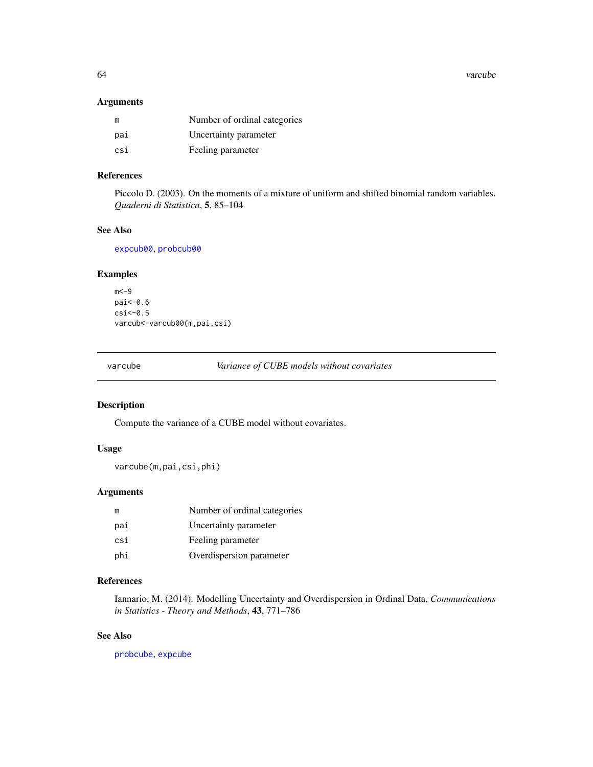### Arguments

| | |
|---|---|
| m | Number of ordinal categories |
| pai | Uncertainty parameter |
| csi | Feeling parameter |

### References

Piccolo D. (2003). On the moments of a mixture of uniform and shifted binomial random variables. *Quaderni di Statistica*, **5**, 85–104

### See Also

expcub00, probcub00

### Examples

```
m<-9
pai<-0.6
csi<-0.5
varcub<-varcub00(m,pai,csi)
```

---

## varcube — *Variance of CUBE models without covariates*

### Description

Compute the variance of a CUBE model without covariates.

### Usage

```
varcube(m,pai,csi,phi)
```

### Arguments

| | |
|---|---|
| m | Number of ordinal categories |
| pai | Uncertainty parameter |
| csi | Feeling parameter |
| phi | Overdispersion parameter |

### References

Iannario, M. (2014). Modelling Uncertainty and Overdispersion in Ordinal Data, *Communications in Statistics - Theory and Methods*, **43**, 771–786

### See Also

probcube, expcube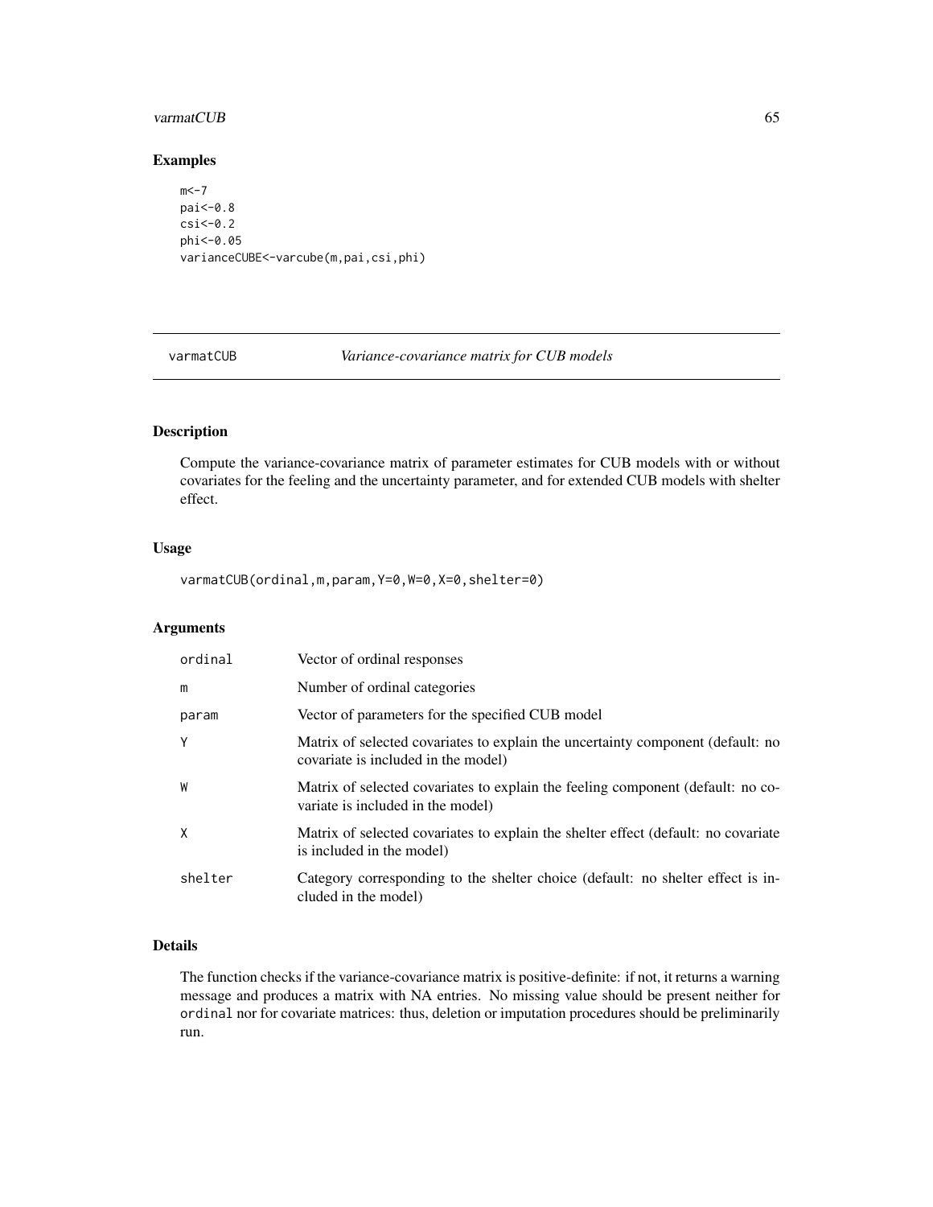## Examples

```
m<-7
pai<-0.8
csi<-0.2
phi<-0.05
varianceCUBE<-varcube(m,pai,csi,phi)
```

---

# varmatCUB — *Variance-covariance matrix for CUB models*

---

## Description

Compute the variance-covariance matrix of parameter estimates for CUB models with or without covariates for the feeling and the uncertainty parameter, and for extended CUB models with shelter effect.

## Usage

```
varmatCUB(ordinal,m,param,Y=0,W=0,X=0,shelter=0)
```

## Arguments

| | |
|---|---|
| `ordinal` | Vector of ordinal responses |
| `m` | Number of ordinal categories |
| `param` | Vector of parameters for the specified CUB model |
| `Y` | Matrix of selected covariates to explain the uncertainty component (default: no covariate is included in the model) |
| `W` | Matrix of selected covariates to explain the feeling component (default: no covariate is included in the model) |
| `X` | Matrix of selected covariates to explain the shelter effect (default: no covariate is included in the model) |
| `shelter` | Category corresponding to the shelter choice (default: no shelter effect is included in the model) |

## Details

The function checks if the variance-covariance matrix is positive-definite: if not, it returns a warning message and produces a matrix with NA entries. No missing value should be present neither for `ordinal` nor for covariate matrices: thus, deletion or imputation procedures should be preliminarily run.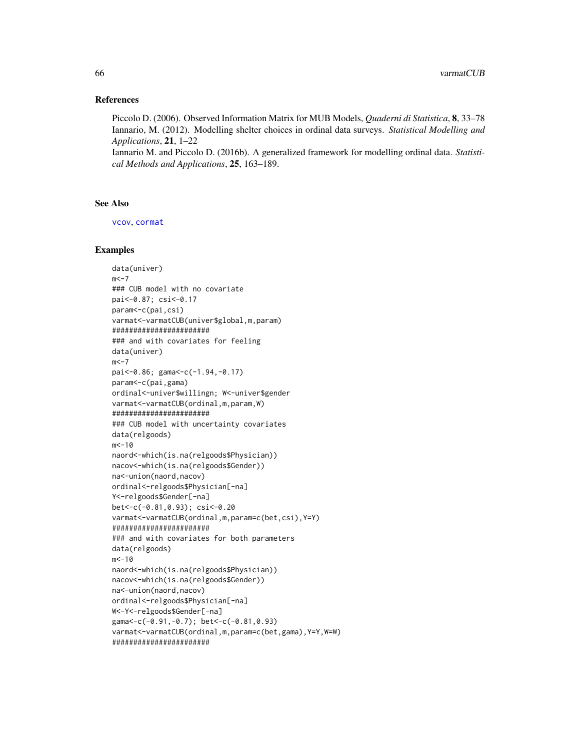## References

Piccolo D. (2006). Observed Information Matrix for MUB Models, *Quaderni di Statistica*, **8**, 33–78
Iannario, M. (2012). Modelling shelter choices in ordinal data surveys. *Statistical Modelling and Applications*, **21**, 1–22
Iannario M. and Piccolo D. (2016b). A generalized framework for modelling ordinal data. *Statistical Methods and Applications*, **25**, 163–189.

## See Also

vcov, cormat

## Examples

```
data(univer)
m<-7
### CUB model with no covariate
pai<-0.87; csi<-0.17
param<-c(pai,csi)
varmat<-varmatCUB(univer$global,m,param)
#######################
### and with covariates for feeling
data(univer)
m<-7
pai<-0.86; gama<-c(-1.94,-0.17)
param<-c(pai,gama)
ordinal<-univer$willingn; W<-univer$gender
varmat<-varmatCUB(ordinal,m,param,W)
#######################
### CUB model with uncertainty covariates
data(relgoods)
m<-10
naord<-which(is.na(relgoods$Physician))
nacov<-which(is.na(relgoods$Gender))
na<-union(naord,nacov)
ordinal<-relgoods$Physician[-na]
Y<-relgoods$Gender[-na]
bet<-c(-0.81,0.93); csi<-0.20
varmat<-varmatCUB(ordinal,m,param=c(bet,csi),Y=Y)
#######################
### and with covariates for both parameters
data(relgoods)
m<-10
naord<-which(is.na(relgoods$Physician))
nacov<-which(is.na(relgoods$Gender))
na<-union(naord,nacov)
ordinal<-relgoods$Physician[-na]
W<-Y<-relgoods$Gender[-na]
gama<-c(-0.91,-0.7); bet<-c(-0.81,0.93)
varmat<-varmatCUB(ordinal,m,param=c(bet,gama),Y=Y,W=W)
#######################
```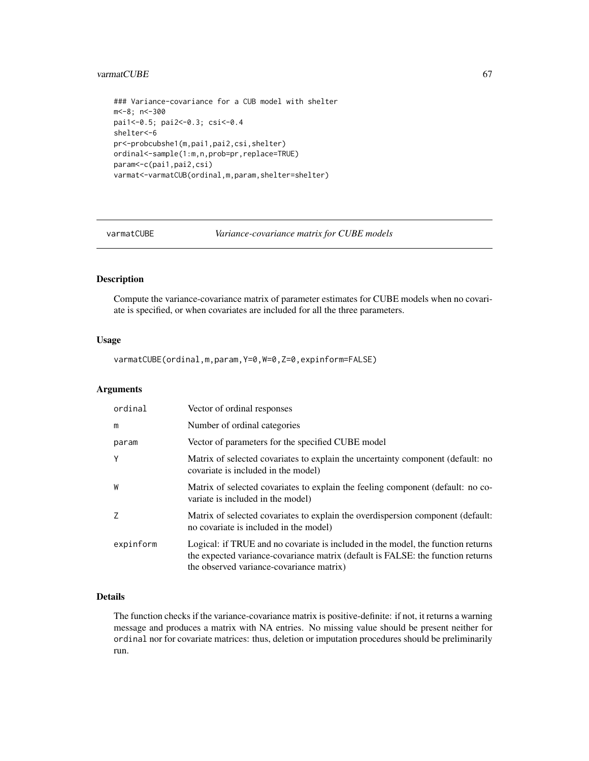```
### Variance-covariance for a CUB model with shelter
m<-8; n<-300
pai1<-0.5; pai2<-0.3; csi<-0.4
shelter<-6
pr<-probcubshe1(m,pai1,pai2,csi,shelter)
ordinal<-sample(1:m,n,prob=pr,replace=TRUE)
param<-c(pai1,pai2,csi)
varmat<-varmatCUB(ordinal,m,param,shelter=shelter)
```

## varmatCUBE — *Variance-covariance matrix for CUBE models*

### Description

Compute the variance-covariance matrix of parameter estimates for CUBE models when no covariate is specified, or when covariates are included for all the three parameters.

### Usage

```
varmatCUBE(ordinal,m,param,Y=0,W=0,Z=0,expinform=FALSE)
```

### Arguments

| | |
|---|---|
| ordinal | Vector of ordinal responses |
| m | Number of ordinal categories |
| param | Vector of parameters for the specified CUBE model |
| Y | Matrix of selected covariates to explain the uncertainty component (default: no covariate is included in the model) |
| W | Matrix of selected covariates to explain the feeling component (default: no covariate is included in the model) |
| Z | Matrix of selected covariates to explain the overdispersion component (default: no covariate is included in the model) |
| expinform | Logical: if TRUE and no covariate is included in the model, the function returns the expected variance-covariance matrix (default is FALSE: the function returns the observed variance-covariance matrix) |

### Details

The function checks if the variance-covariance matrix is positive-definite: if not, it returns a warning message and produces a matrix with NA entries. No missing value should be present neither for `ordinal` nor for covariate matrices: thus, deletion or imputation procedures should be preliminarily run.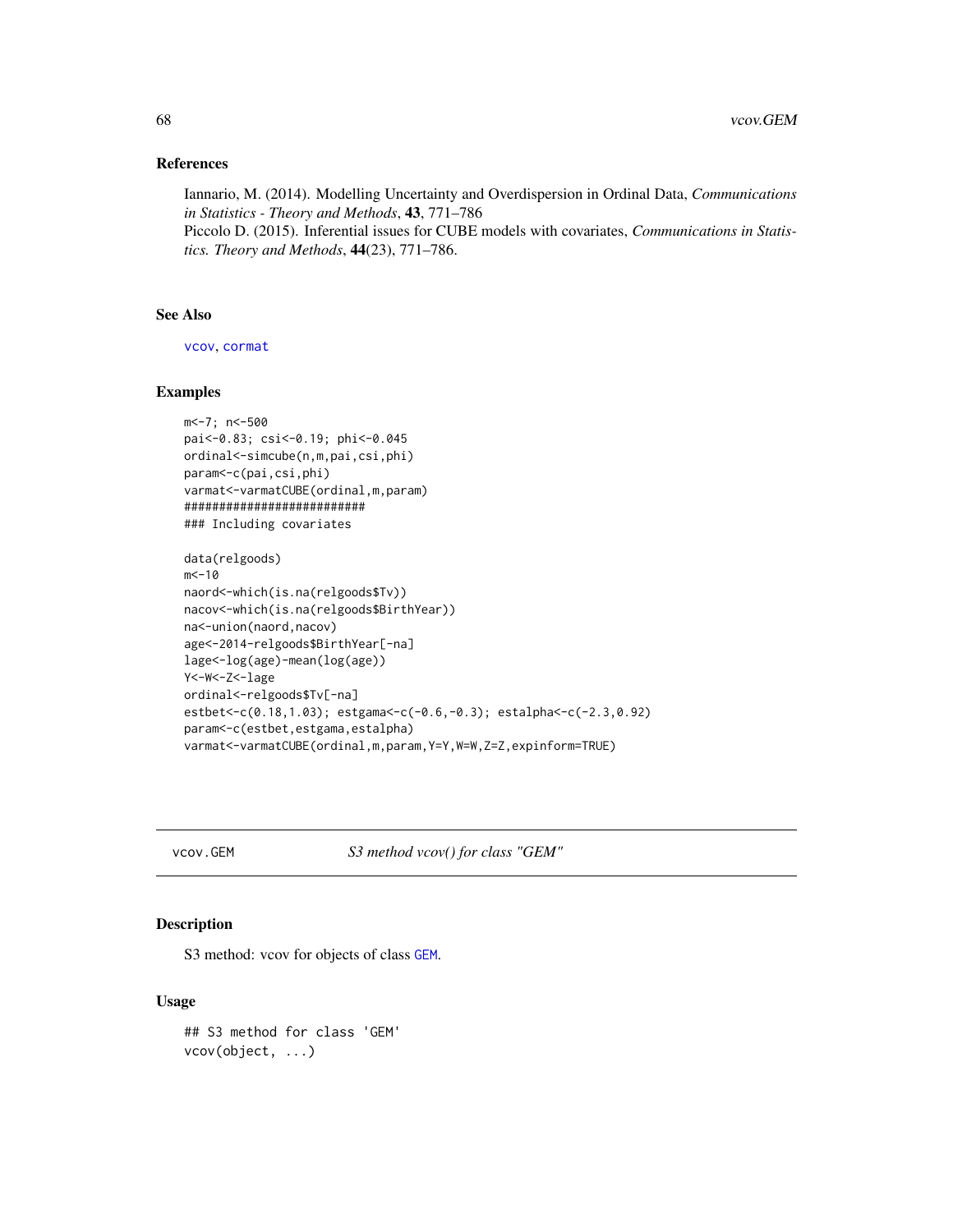### References

Iannario, M. (2014). Modelling Uncertainty and Overdispersion in Ordinal Data, *Communications in Statistics - Theory and Methods*, **43**, 771–786

Piccolo D. (2015). Inferential issues for CUBE models with covariates, *Communications in Statistics. Theory and Methods*, **44**(23), 771–786.

### See Also

vcov, cormat

### Examples

```
m<-7; n<-500
pai<-0.83; csi<-0.19; phi<-0.045
ordinal<-simcube(n,m,pai,csi,phi)
param<-c(pai,csi,phi)
varmat<-varmatCUBE(ordinal,m,param)
##########################
### Including covariates

data(relgoods)
m<-10
naord<-which(is.na(relgoods$Tv))
nacov<-which(is.na(relgoods$BirthYear))
na<-union(naord,nacov)
age<-2014-relgoods$BirthYear[-na]
lage<-log(age)-mean(log(age))
Y<-W<-Z<-lage
ordinal<-relgoods$Tv[-na]
estbet<-c(0.18,1.03); estgama<-c(-0.6,-0.3); estalpha<-c(-2.3,0.92)
param<-c(estbet,estgama,estalpha)
varmat<-varmatCUBE(ordinal,m,param,Y=Y,W=W,Z=Z,expinform=TRUE)
```

---

## vcov.GEM — *S3 method vcov() for class "GEM"*

### Description

S3 method: vcov for objects of class GEM.

### Usage

```
## S3 method for class 'GEM'
vcov(object, ...)
```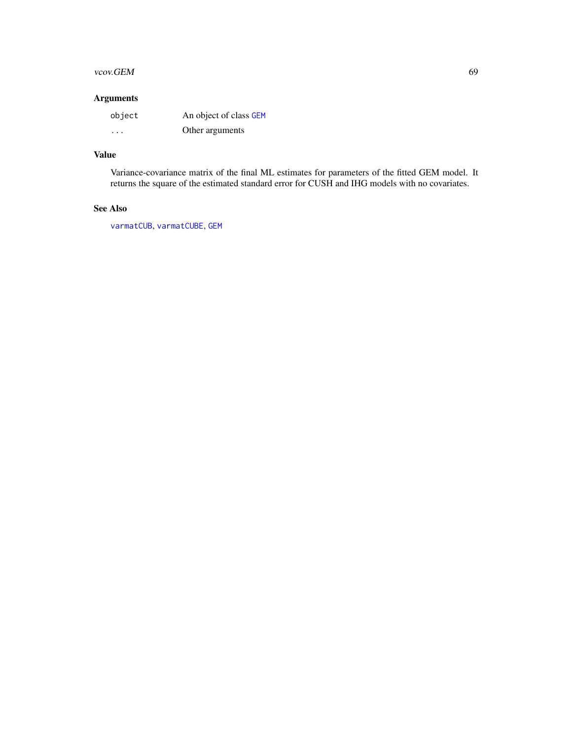## Arguments

| | |
|---|---|
| `object` | An object of class `GEM` |
| `...` | Other arguments |

## Value

Variance-covariance matrix of the final ML estimates for parameters of the fitted GEM model. It returns the square of the estimated standard error for CUSH and IHG models with no covariates.

## See Also

`varmatCUB`, `varmatCUBE`, `GEM`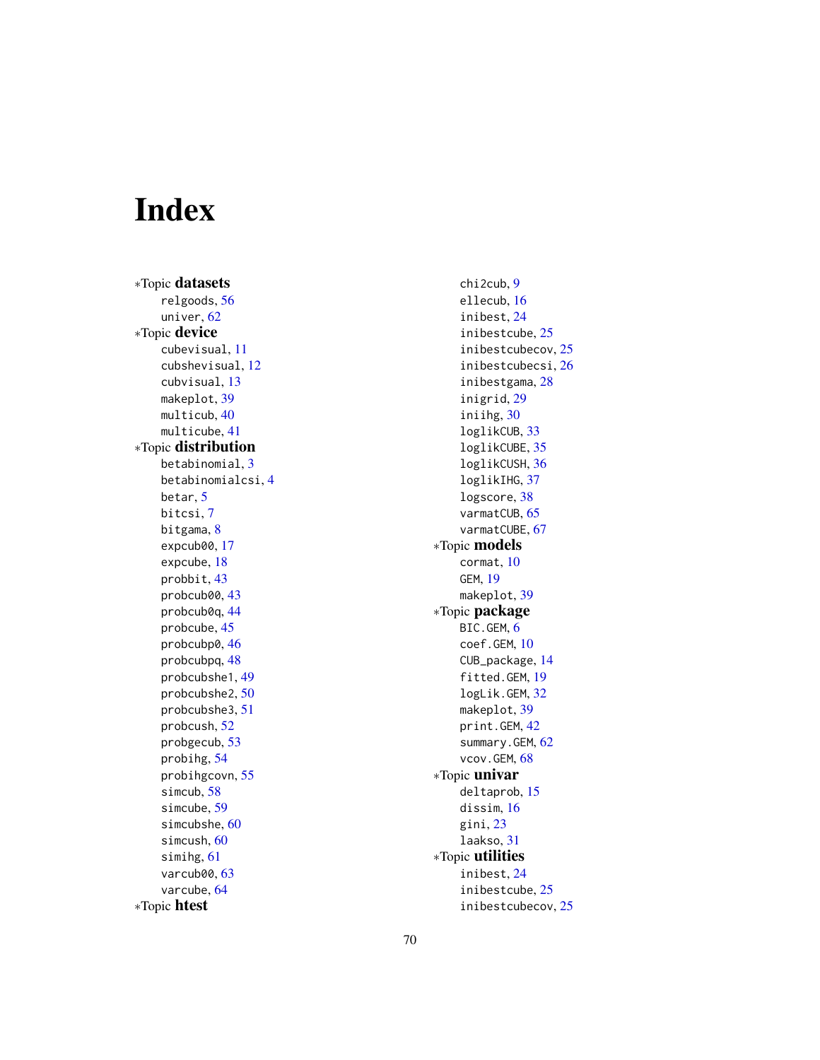# Index

*Topic **datasets**
- relgoods, 56
- univer, 62

*Topic **device**
- cubevisual, 11
- cubshevisual, 12
- cubvisual, 13
- makeplot, 39
- multicub, 40
- multicube, 41

*Topic **distribution**
- betabinomial, 3
- betabinomialcsi, 4
- betar, 5
- bitcsi, 7
- bitgama, 8
- expcub00, 17
- expcube, 18
- probbit, 43
- probcub00, 43
- probcub0q, 44
- probcube, 45
- probcubp0, 46
- probcubpq, 48
- probcubshe1, 49
- probcubshe2, 50
- probcubshe3, 51
- probcush, 52
- probgecub, 53
- probihg, 54
- probihgcovn, 55
- simcub, 58
- simcube, 59
- simcubshe, 60
- simcush, 60
- simihg, 61
- varcub00, 63
- varcube, 64

*Topic **htest**
- chi2cub, 9
- ellecub, 16
- inibest, 24
- inibestcube, 25
- inibestcubecov, 25
- inibestcubecsi, 26
- inibestgama, 28
- inigrid, 29
- iniihg, 30
- loglikCUB, 33
- loglikCUBE, 35
- loglikCUSH, 36
- loglikIHG, 37
- logscore, 38
- varmatCUB, 65
- varmatCUBE, 67

*Topic **models**
- cormat, 10
- GEM, 19
- makeplot, 39

*Topic **package**
- BIC.GEM, 6
- coef.GEM, 10
- CUB_package, 14
- fitted.GEM, 19
- logLik.GEM, 32
- makeplot, 39
- print.GEM, 42
- summary.GEM, 62
- vcov.GEM, 68

*Topic **univar**
- deltaprob, 15
- dissim, 16
- gini, 23
- laakso, 31

*Topic **utilities**
- inibest, 24
- inibestcube, 25
- inibestcubecov, 25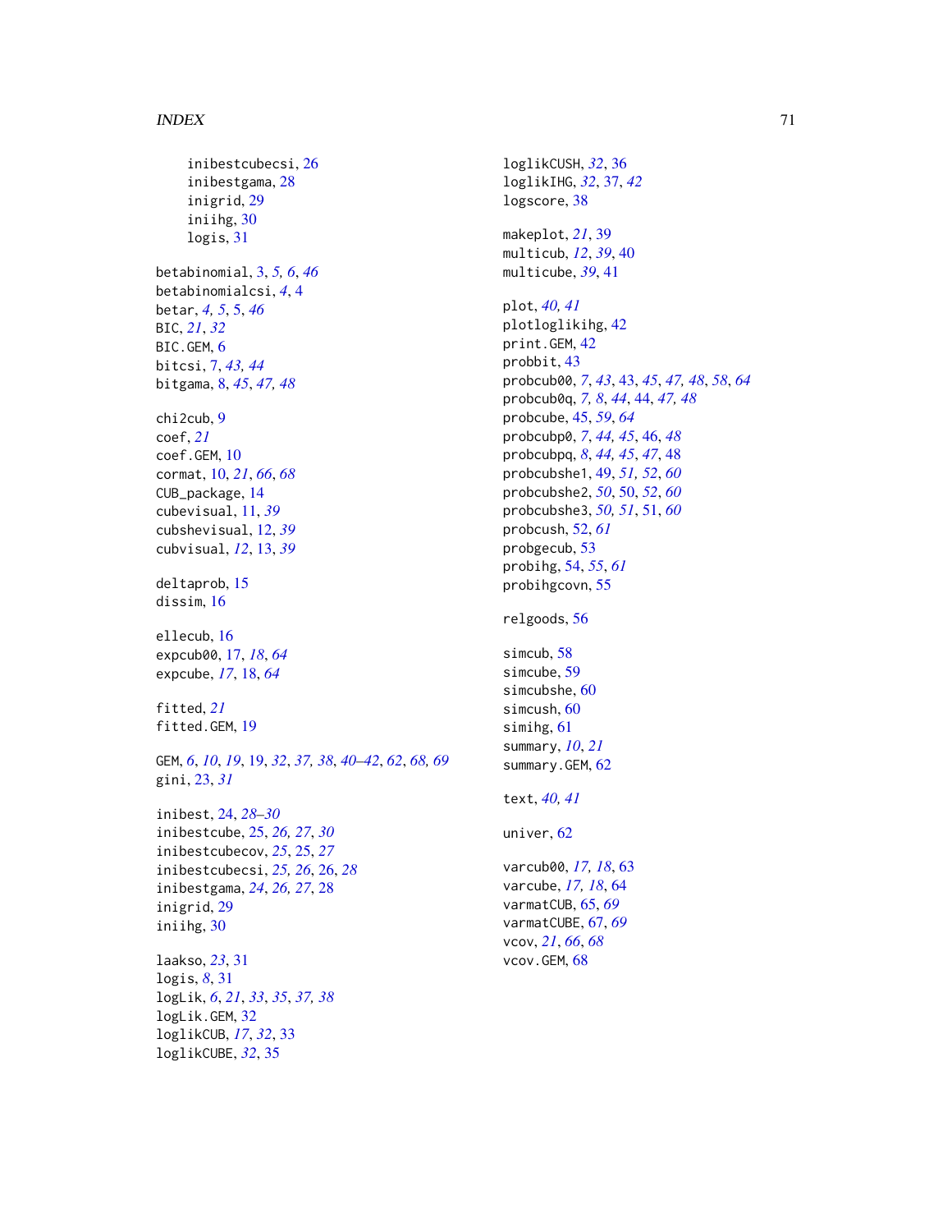inibestcubecsi, 26
inibestgama, 28
inigrid, 29
iniihg, 30
logis, 31

betabinomial, 3, *5, 6*, *46*
betabinomialcsi, *4*, 4
betar, *4, 5*, 5, *46*
BIC, *21*, *32*
BIC.GEM, 6
bitcsi, 7, *43, 44*
bitgama, 8, *45*, *47, 48*

chi2cub, 9
coef, *21*
coef.GEM, 10
cormat, 10, *21*, *66*, *68*
CUB_package, 14
cubevisual, 11, *39*
cubshevisual, 12, *39*
cubvisual, *12*, 13, *39*

deltaprob, 15
dissim, 16

ellecub, 16
expcub00, 17, *18*, *64*
expcube, *17*, 18, *64*

fitted, *21*
fitted.GEM, 19

GEM, *6*, *10*, *19*, 19, *32*, *37, 38*, *40–42*, *62*, *68, 69*
gini, 23, *31*

inibest, 24, *28–30*
inibestcube, 25, *26, 27*, *30*
inibestcubecov, *25*, 25, *27*
inibestcubecsi, *25, 26*, 26, *28*
inibestgama, *24*, *26, 27*, 28
inigrid, 29
iniihg, 30

laakso, *23*, 31
logis, *8*, 31
logLik, *6*, *21*, *33*, *35*, *37, 38*
logLik.GEM, 32
loglikCUB, *17*, *32*, 33
loglikCUBE, *32*, 35
loglikCUSH, *32*, 36
loglikIHG, *32*, 37, *42*
logscore, 38

makeplot, *21*, 39
multicub, *12*, *39*, 40
multicube, *39*, 41

plot, *40, 41*
plotloglikihg, 42
print.GEM, 42
probbit, 43
probcub00, *7*, *43*, 43, *45*, *47, 48*, *58*, *64*
probcub0q, *7, 8*, *44*, 44, *47, 48*
probcube, 45, *59*, *64*
probcubp0, *7*, *44, 45*, 46, *48*
probcubpq, *8*, *44, 45*, *47*, 48
probcubshe1, 49, *51, 52*, *60*
probcubshe2, *50*, 50, *52*, *60*
probcubshe3, *50, 51*, 51, *60*
probcush, 52, *61*
probgecub, 53
probihg, 54, *55*, *61*
probihgcovn, 55

relgoods, 56

simcub, 58
simcube, 59
simcubshe, 60
simcush, 60
simihg, 61
summary, *10*, *21*
summary.GEM, 62

text, *40, 41*

univer, 62

varcub00, *17, 18*, 63
varcube, *17, 18*, 64
varmatCUB, 65, *69*
varmatCUBE, 67, *69*
vcov, *21*, *66*, *68*
vcov.GEM, 68